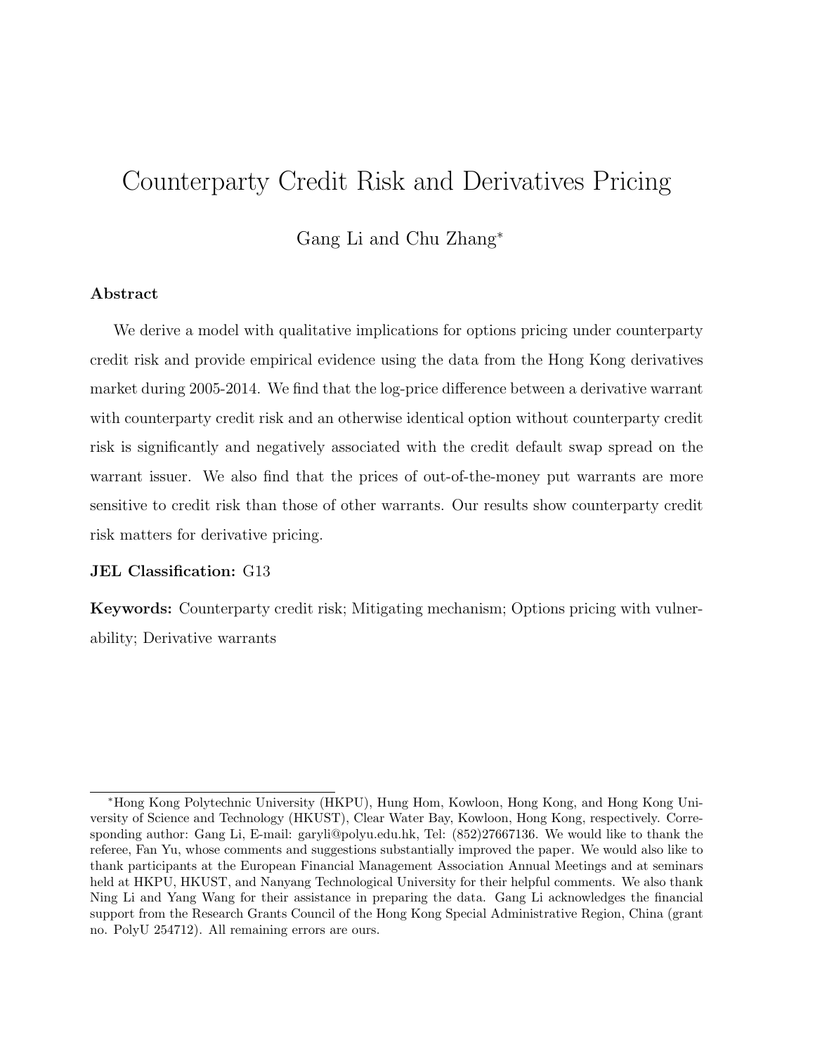# Counterparty Credit Risk and Derivatives Pricing

Gang Li and Chu Zhang[*]

## Abstract

We derive a model with qualitative implications for options pricing under counterparty credit risk and provide empirical evidence using the data from the Hong Kong derivatives market during 2005-2014. We find that the log-price difference between a derivative warrant with counterparty credit risk and an otherwise identical option without counterparty credit risk is significantly and negatively associated with the credit default swap spread on the warrant issuer. We also find that the prices of out-of-the-money put warrants are more sensitive to credit risk than those of other warrants. Our results show counterparty credit risk matters for derivative pricing.

**JEL Classification:** G13

**Keywords:** Counterparty credit risk; Mitigating mechanism; Options pricing with vulnerability; Derivative warrants

---

[*]Hong Kong Polytechnic University (HKPU), Hung Hom, Kowloon, Hong Kong, and Hong Kong University of Science and Technology (HKUST), Clear Water Bay, Kowloon, Hong Kong, respectively. Corresponding author: Gang Li, E-mail: garyli@polyu.edu.hk, Tel: (852)27667136. We would like to thank the referee, Fan Yu, whose comments and suggestions substantially improved the paper. We would also like to thank participants at the European Financial Management Association Annual Meetings and at seminars held at HKPU, HKUST, and Nanyang Technological University for their helpful comments. We also thank Ning Li and Yang Wang for their assistance in preparing the data. Gang Li acknowledges the financial support from the Research Grants Council of the Hong Kong Special Administrative Region, China (grant no. PolyU 254712). All remaining errors are ours.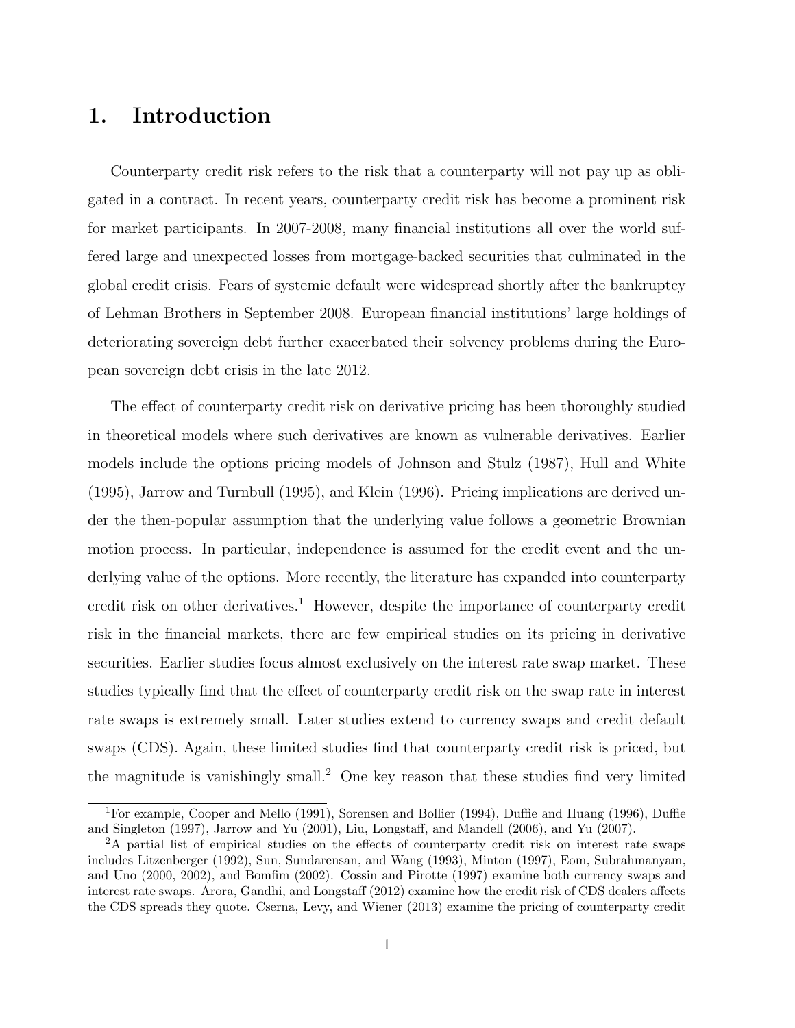# 1. Introduction

Counterparty credit risk refers to the risk that a counterparty will not pay up as obligated in a contract. In recent years, counterparty credit risk has become a prominent risk for market participants. In 2007-2008, many financial institutions all over the world suffered large and unexpected losses from mortgage-backed securities that culminated in the global credit crisis. Fears of systemic default were widespread shortly after the bankruptcy of Lehman Brothers in September 2008. European financial institutions' large holdings of deteriorating sovereign debt further exacerbated their solvency problems during the European sovereign debt crisis in the late 2012.

The effect of counterparty credit risk on derivative pricing has been thoroughly studied in theoretical models where such derivatives are known as vulnerable derivatives. Earlier models include the options pricing models of Johnson and Stulz (1987), Hull and White (1995), Jarrow and Turnbull (1995), and Klein (1996). Pricing implications are derived under the then-popular assumption that the underlying value follows a geometric Brownian motion process. In particular, independence is assumed for the credit event and the underlying value of the options. More recently, the literature has expanded into counterparty credit risk on other derivatives.[1] However, despite the importance of counterparty credit risk in the financial markets, there are few empirical studies on its pricing in derivative securities. Earlier studies focus almost exclusively on the interest rate swap market. These studies typically find that the effect of counterparty credit risk on the swap rate in interest rate swaps is extremely small. Later studies extend to currency swaps and credit default swaps (CDS). Again, these limited studies find that counterparty credit risk is priced, but the magnitude is vanishingly small.[2] One key reason that these studies find very limited

[1] For example, Cooper and Mello (1991), Sorensen and Bollier (1994), Duffie and Huang (1996), Duffie and Singleton (1997), Jarrow and Yu (2001), Liu, Longstaff, and Mandell (2006), and Yu (2007).

[2] A partial list of empirical studies on the effects of counterparty credit risk on interest rate swaps includes Litzenberger (1992), Sun, Sundarensan, and Wang (1993), Minton (1997), Eom, Subrahmanyam, and Uno (2000, 2002), and Bomfim (2002). Cossin and Pirotte (1997) examine both currency swaps and interest rate swaps. Arora, Gandhi, and Longstaff (2012) examine how the credit risk of CDS dealers affects the CDS spreads they quote. Cserna, Levy, and Wiener (2013) examine the pricing of counterparty credit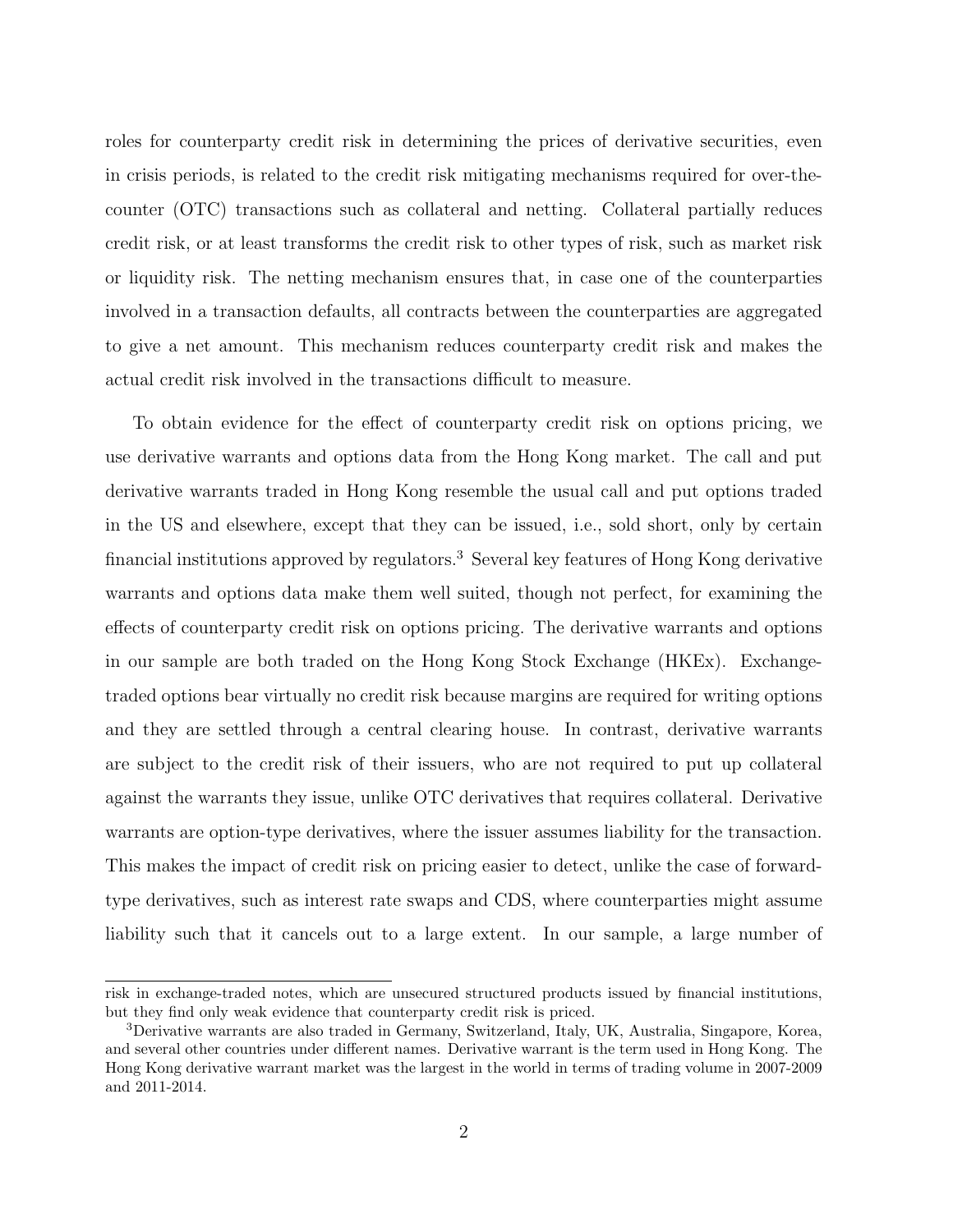roles for counterparty credit risk in determining the prices of derivative securities, even in crisis periods, is related to the credit risk mitigating mechanisms required for over-the-counter (OTC) transactions such as collateral and netting. Collateral partially reduces credit risk, or at least transforms the credit risk to other types of risk, such as market risk or liquidity risk. The netting mechanism ensures that, in case one of the counterparties involved in a transaction defaults, all contracts between the counterparties are aggregated to give a net amount. This mechanism reduces counterparty credit risk and makes the actual credit risk involved in the transactions difficult to measure.

To obtain evidence for the effect of counterparty credit risk on options pricing, we use derivative warrants and options data from the Hong Kong market. The call and put derivative warrants traded in Hong Kong resemble the usual call and put options traded in the US and elsewhere, except that they can be issued, i.e., sold short, only by certain financial institutions approved by regulators.[3] Several key features of Hong Kong derivative warrants and options data make them well suited, though not perfect, for examining the effects of counterparty credit risk on options pricing. The derivative warrants and options in our sample are both traded on the Hong Kong Stock Exchange (HKEx). Exchange-traded options bear virtually no credit risk because margins are required for writing options and they are settled through a central clearing house. In contrast, derivative warrants are subject to the credit risk of their issuers, who are not required to put up collateral against the warrants they issue, unlike OTC derivatives that requires collateral. Derivative warrants are option-type derivatives, where the issuer assumes liability for the transaction. This makes the impact of credit risk on pricing easier to detect, unlike the case of forward-type derivatives, such as interest rate swaps and CDS, where counterparties might assume liability such that it cancels out to a large extent. In our sample, a large number of

---

risk in exchange-traded notes, which are unsecured structured products issued by financial institutions, but they find only weak evidence that counterparty credit risk is priced.

[3]Derivative warrants are also traded in Germany, Switzerland, Italy, UK, Australia, Singapore, Korea, and several other countries under different names. Derivative warrant is the term used in Hong Kong. The Hong Kong derivative warrant market was the largest in the world in terms of trading volume in 2007-2009 and 2011-2014.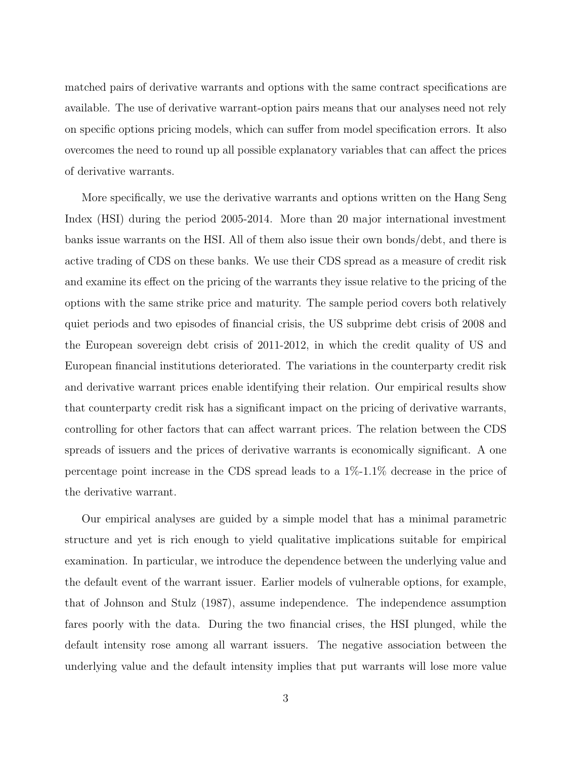matched pairs of derivative warrants and options with the same contract specifications are available. The use of derivative warrant-option pairs means that our analyses need not rely on specific options pricing models, which can suffer from model specification errors. It also overcomes the need to round up all possible explanatory variables that can affect the prices of derivative warrants.

More specifically, we use the derivative warrants and options written on the Hang Seng Index (HSI) during the period 2005-2014. More than 20 major international investment banks issue warrants on the HSI. All of them also issue their own bonds/debt, and there is active trading of CDS on these banks. We use their CDS spread as a measure of credit risk and examine its effect on the pricing of the warrants they issue relative to the pricing of the options with the same strike price and maturity. The sample period covers both relatively quiet periods and two episodes of financial crisis, the US subprime debt crisis of 2008 and the European sovereign debt crisis of 2011-2012, in which the credit quality of US and European financial institutions deteriorated. The variations in the counterparty credit risk and derivative warrant prices enable identifying their relation. Our empirical results show that counterparty credit risk has a significant impact on the pricing of derivative warrants, controlling for other factors that can affect warrant prices. The relation between the CDS spreads of issuers and the prices of derivative warrants is economically significant. A one percentage point increase in the CDS spread leads to a 1%-1.1% decrease in the price of the derivative warrant.

Our empirical analyses are guided by a simple model that has a minimal parametric structure and yet is rich enough to yield qualitative implications suitable for empirical examination. In particular, we introduce the dependence between the underlying value and the default event of the warrant issuer. Earlier models of vulnerable options, for example, that of Johnson and Stulz (1987), assume independence. The independence assumption fares poorly with the data. During the two financial crises, the HSI plunged, while the default intensity rose among all warrant issuers. The negative association between the underlying value and the default intensity implies that put warrants will lose more value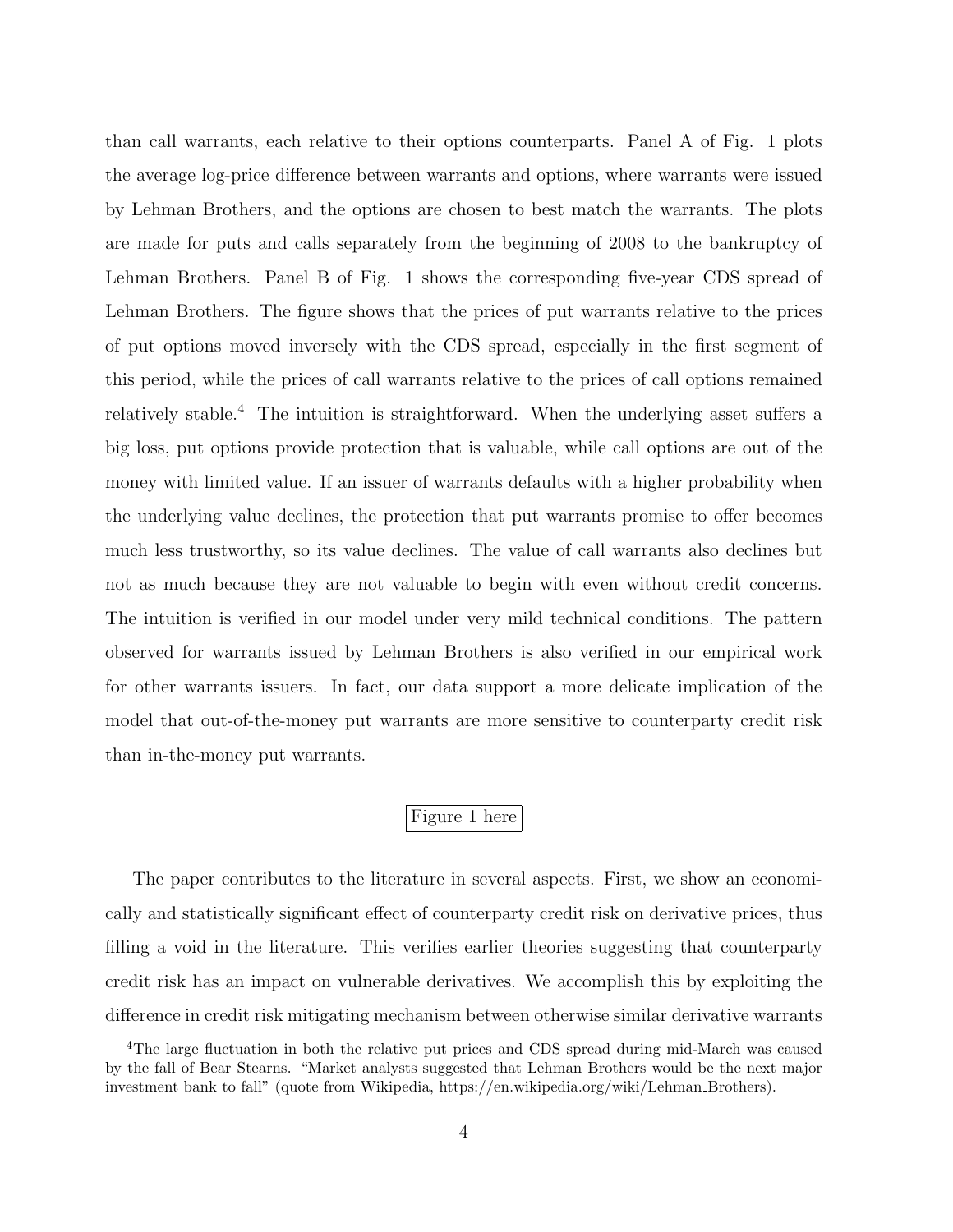than call warrants, each relative to their options counterparts. Panel A of Fig. 1 plots the average log-price difference between warrants and options, where warrants were issued by Lehman Brothers, and the options are chosen to best match the warrants. The plots are made for puts and calls separately from the beginning of 2008 to the bankruptcy of Lehman Brothers. Panel B of Fig. 1 shows the corresponding five-year CDS spread of Lehman Brothers. The figure shows that the prices of put warrants relative to the prices of put options moved inversely with the CDS spread, especially in the first segment of this period, while the prices of call warrants relative to the prices of call options remained relatively stable.[4] The intuition is straightforward. When the underlying asset suffers a big loss, put options provide protection that is valuable, while call options are out of the money with limited value. If an issuer of warrants defaults with a higher probability when the underlying value declines, the protection that put warrants promise to offer becomes much less trustworthy, so its value declines. The value of call warrants also declines but not as much because they are not valuable to begin with even without credit concerns. The intuition is verified in our model under very mild technical conditions. The pattern observed for warrants issued by Lehman Brothers is also verified in our empirical work for other warrants issuers. In fact, our data support a more delicate implication of the model that out-of-the-money put warrants are more sensitive to counterparty credit risk than in-the-money put warrants.

Figure 1 here

The paper contributes to the literature in several aspects. First, we show an economically and statistically significant effect of counterparty credit risk on derivative prices, thus filling a void in the literature. This verifies earlier theories suggesting that counterparty credit risk has an impact on vulnerable derivatives. We accomplish this by exploiting the difference in credit risk mitigating mechanism between otherwise similar derivative warrants

[4]The large fluctuation in both the relative put prices and CDS spread during mid-March was caused by the fall of Bear Stearns. "Market analysts suggested that Lehman Brothers would be the next major investment bank to fall" (quote from Wikipedia, https://en.wikipedia.org/wiki/Lehman_Brothers).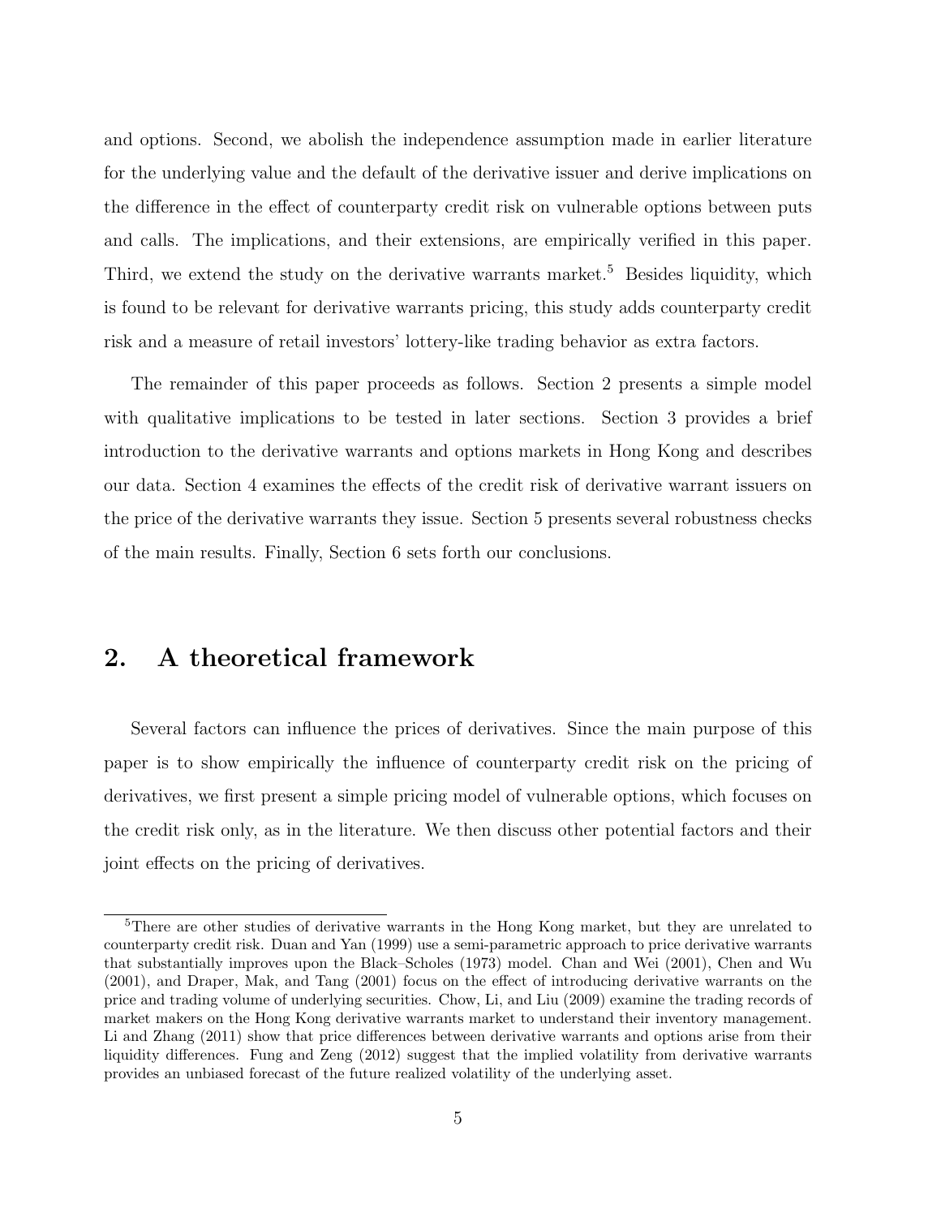and options. Second, we abolish the independence assumption made in earlier literature for the underlying value and the default of the derivative issuer and derive implications on the difference in the effect of counterparty credit risk on vulnerable options between puts and calls. The implications, and their extensions, are empirically verified in this paper. Third, we extend the study on the derivative warrants market.[5] Besides liquidity, which is found to be relevant for derivative warrants pricing, this study adds counterparty credit risk and a measure of retail investors' lottery-like trading behavior as extra factors.

The remainder of this paper proceeds as follows. Section 2 presents a simple model with qualitative implications to be tested in later sections. Section 3 provides a brief introduction to the derivative warrants and options markets in Hong Kong and describes our data. Section 4 examines the effects of the credit risk of derivative warrant issuers on the price of the derivative warrants they issue. Section 5 presents several robustness checks of the main results. Finally, Section 6 sets forth our conclusions.

## 2. A theoretical framework

Several factors can influence the prices of derivatives. Since the main purpose of this paper is to show empirically the influence of counterparty credit risk on the pricing of derivatives, we first present a simple pricing model of vulnerable options, which focuses on the credit risk only, as in the literature. We then discuss other potential factors and their joint effects on the pricing of derivatives.

[5] There are other studies of derivative warrants in the Hong Kong market, but they are unrelated to counterparty credit risk. Duan and Yan (1999) use a semi-parametric approach to price derivative warrants that substantially improves upon the Black–Scholes (1973) model. Chan and Wei (2001), Chen and Wu (2001), and Draper, Mak, and Tang (2001) focus on the effect of introducing derivative warrants on the price and trading volume of underlying securities. Chow, Li, and Liu (2009) examine the trading records of market makers on the Hong Kong derivative warrants market to understand their inventory management. Li and Zhang (2011) show that price differences between derivative warrants and options arise from their liquidity differences. Fung and Zeng (2012) suggest that the implied volatility from derivative warrants provides an unbiased forecast of the future realized volatility of the underlying asset.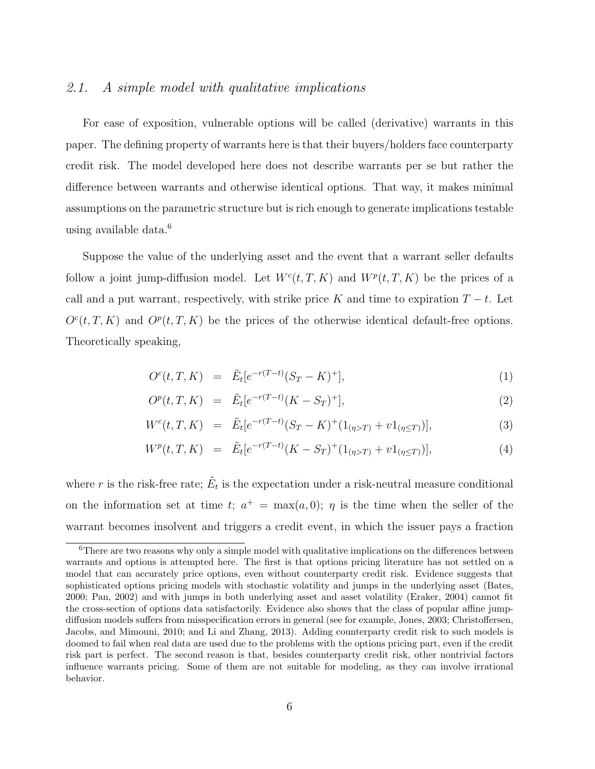### 2.1. *A simple model with qualitative implications*

For ease of exposition, vulnerable options will be called (derivative) warrants in this paper. The defining property of warrants here is that their buyers/holders face counterparty credit risk. The model developed here does not describe warrants per se but rather the difference between warrants and otherwise identical options. That way, it makes minimal assumptions on the parametric structure but is rich enough to generate implications testable using available data.[6]

Suppose the value of the underlying asset and the event that a warrant seller defaults follow a joint jump-diffusion model. Let $W^c(t, T, K)$ and $W^p(t, T, K)$ be the prices of a call and a put warrant, respectively, with strike price $K$ and time to expiration $T - t$. Let $O^c(t, T, K)$ and $O^p(t, T, K)$ be the prices of the otherwise identical default-free options. Theoretically speaking,

$$O^c(t, T, K) = \tilde{E}_t[e^{-r(T-t)}(S_T - K)^+], \tag{1}$$

$$O^p(t, T, K) = \tilde{E}_t[e^{-r(T-t)}(K - S_T)^+], \tag{2}$$

$$W^c(t, T, K) = \tilde{E}_t[e^{-r(T-t)}(S_T - K)^+(1_{(\eta>T)} + v1_{(\eta\leq T)})], \tag{3}$$

$$W^p(t, T, K) = \tilde{E}_t[e^{-r(T-t)}(K - S_T)^+(1_{(\eta>T)} + v1_{(\eta\leq T)})], \tag{4}$$

where $r$ is the risk-free rate; $\tilde{E}_t$ is the expectation under a risk-neutral measure conditional on the information set at time $t$; $a^+ = \max(a, 0)$; $\eta$ is the time when the seller of the warrant becomes insolvent and triggers a credit event, in which the issuer pays a fraction

[6] There are two reasons why only a simple model with qualitative implications on the differences between warrants and options is attempted here. The first is that options pricing literature has not settled on a model that can accurately price options, even without counterparty credit risk. Evidence suggests that sophisticated options pricing models with stochastic volatility and jumps in the underlying asset (Bates, 2000; Pan, 2002) and with jumps in both underlying asset and asset volatility (Eraker, 2004) cannot fit the cross-section of options data satisfactorily. Evidence also shows that the class of popular affine jump-diffusion models suffers from misspecification errors in general (see for example, Jones, 2003; Christoffersen, Jacobs, and Mimouni, 2010; and Li and Zhang, 2013). Adding counterparty credit risk to such models is doomed to fail when real data are used due to the problems with the options pricing part, even if the credit risk part is perfect. The second reason is that, besides counterparty credit risk, other nontrivial factors influence warrants pricing. Some of them are not suitable for modeling, as they can involve irrational behavior.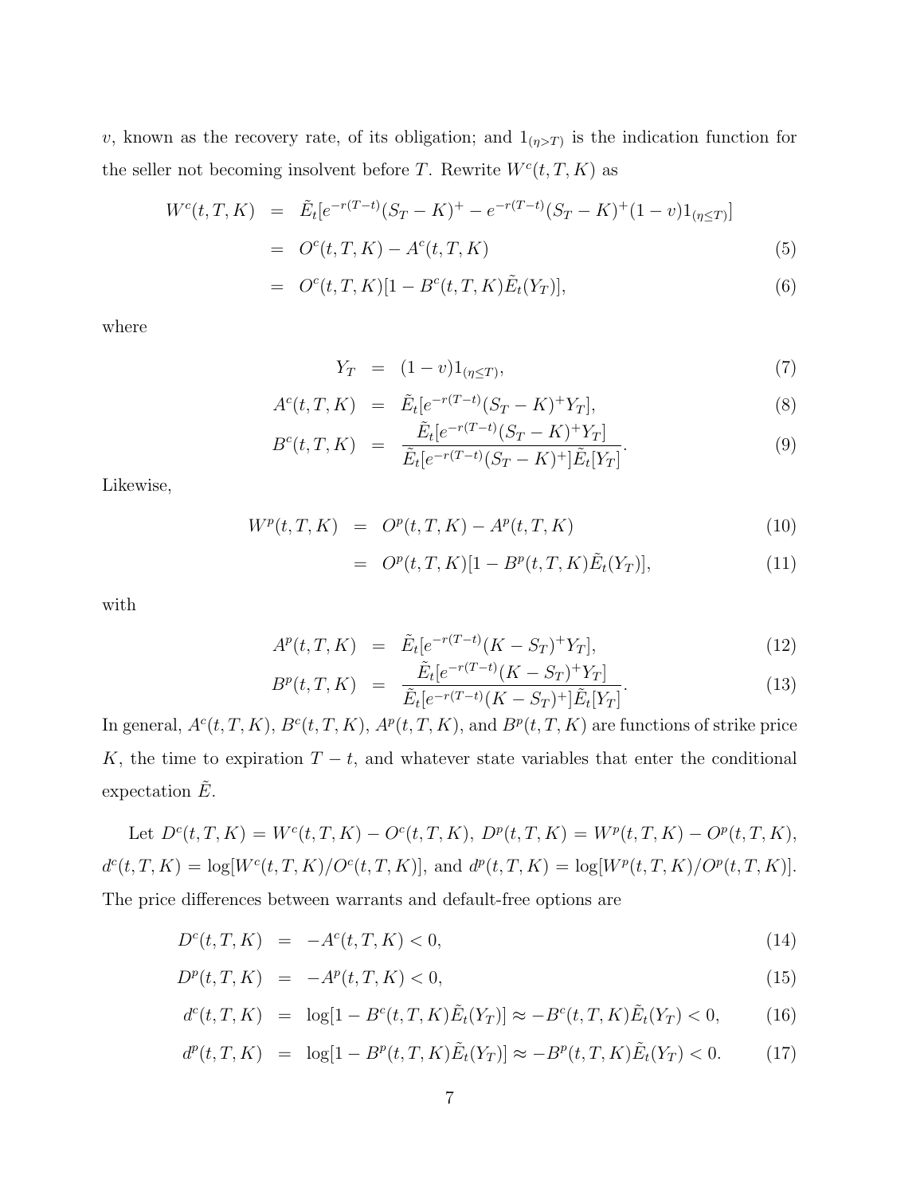$v$, known as the recovery rate, of its obligation; and $1_{(\eta > T)}$ is the indication function for the seller not becoming insolvent before $T$. Rewrite $W^c(t, T, K)$ as

$$
\begin{aligned}
W^c(t,T,K) &= \tilde{E}_t[e^{-r(T-t)}(S_T - K)^+ - e^{-r(T-t)}(S_T - K)^+(1-v)1_{(\eta \leq T)}] \\
&= O^c(t,T,K) - A^c(t,T,K) \qquad (5)\\
&= O^c(t,T,K)[1 - B^c(t,T,K)\tilde{E}_t(Y_T)], \qquad (6)
\end{aligned}
$$

where

$$
\begin{aligned}
Y_T &= (1-v)1_{(\eta \leq T)}, \qquad (7)\\
A^c(t,T,K) &= \tilde{E}_t[e^{-r(T-t)}(S_T - K)^+ Y_T], \qquad (8)\\
B^c(t,T,K) &= \frac{\tilde{E}_t[e^{-r(T-t)}(S_T - K)^+ Y_T]}{\tilde{E}_t[e^{-r(T-t)}(S_T - K)^+]\tilde{E}_t[Y_T]}. \qquad (9)
\end{aligned}
$$

Likewise,

$$
\begin{aligned}
W^p(t,T,K) &= O^p(t,T,K) - A^p(t,T,K) \qquad (10)\\
&= O^p(t,T,K)[1 - B^p(t,T,K)\tilde{E}_t(Y_T)], \qquad (11)
\end{aligned}
$$

with

$$
\begin{aligned}
A^p(t,T,K) &= \tilde{E}_t[e^{-r(T-t)}(K - S_T)^+ Y_T], \qquad (12)\\
B^p(t,T,K) &= \frac{\tilde{E}_t[e^{-r(T-t)}(K - S_T)^+ Y_T]}{\tilde{E}_t[e^{-r(T-t)}(K - S_T)^+]\tilde{E}_t[Y_T]}. \qquad (13)
\end{aligned}
$$

In general, $A^c(t,T,K)$, $B^c(t,T,K)$, $A^p(t,T,K)$, and $B^p(t,T,K)$ are functions of strike price $K$, the time to expiration $T - t$, and whatever state variables that enter the conditional expectation $\tilde{E}$.

Let $D^c(t,T,K) = W^c(t,T,K) - O^c(t,T,K)$, $D^p(t,T,K) = W^p(t,T,K) - O^p(t,T,K)$, $d^c(t,T,K) = \log[W^c(t,T,K)/O^c(t,T,K)]$, and $d^p(t,T,K) = \log[W^p(t,T,K)/O^p(t,T,K)]$. The price differences between warrants and default-free options are

$$
\begin{aligned}
D^c(t,T,K) &= -A^c(t,T,K) < 0, \qquad (14)\\
D^p(t,T,K) &= -A^p(t,T,K) < 0, \qquad (15)\\
d^c(t,T,K) &= \log[1 - B^c(t,T,K)\tilde{E}_t(Y_T)] \approx -B^c(t,T,K)\tilde{E}_t(Y_T) < 0, \qquad (16)\\
d^p(t,T,K) &= \log[1 - B^p(t,T,K)\tilde{E}_t(Y_T)] \approx -B^p(t,T,K)\tilde{E}_t(Y_T) < 0. \qquad (17)
\end{aligned}
$$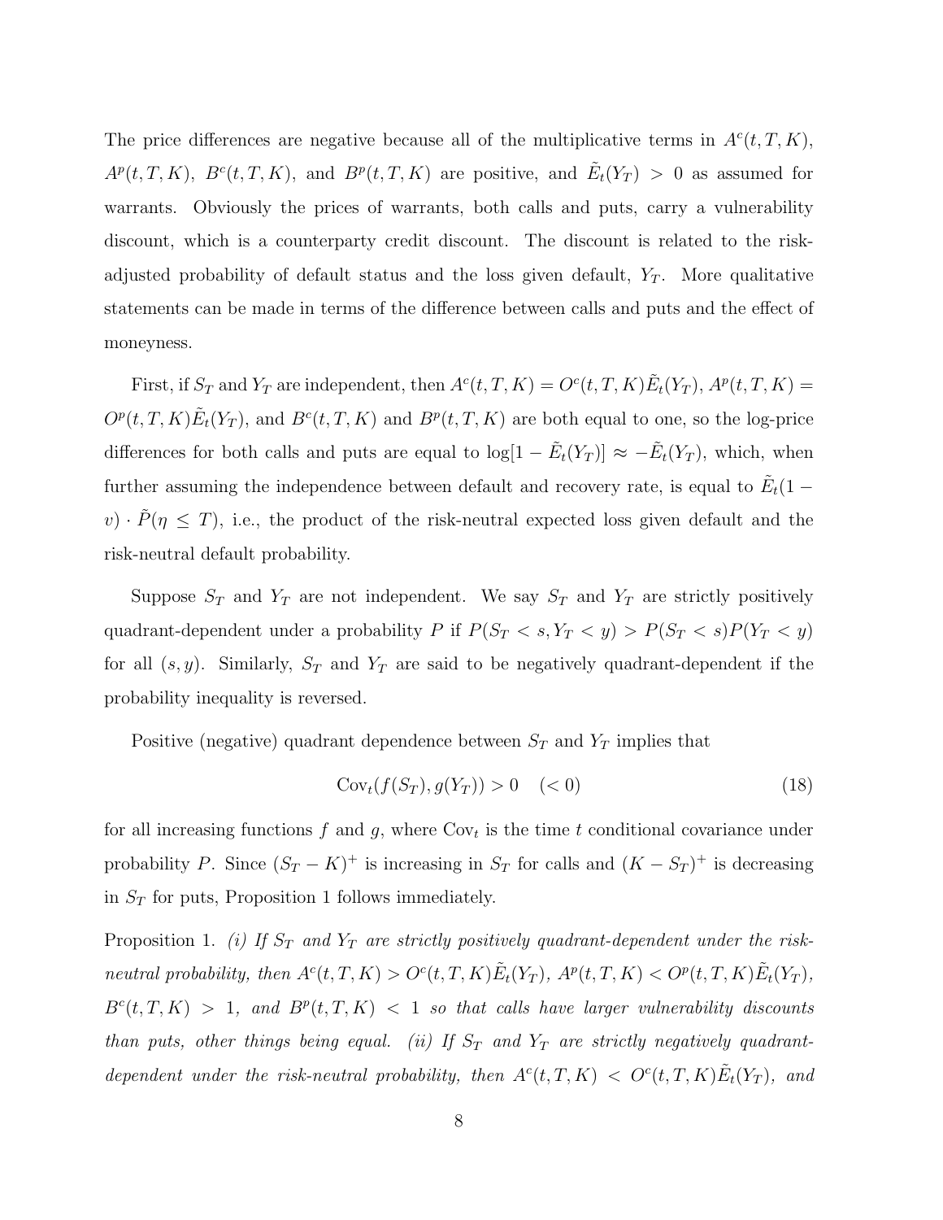The price differences are negative because all of the multiplicative terms in $A^c(t,T,K)$, $A^p(t,T,K)$, $B^c(t,T,K)$, and $B^p(t,T,K)$ are positive, and $\tilde{E}_t(Y_T) > 0$ as assumed for warrants. Obviously the prices of warrants, both calls and puts, carry a vulnerability discount, which is a counterparty credit discount. The discount is related to the risk-adjusted probability of default status and the loss given default, $Y_T$. More qualitative statements can be made in terms of the difference between calls and puts and the effect of moneyness.

First, if $S_T$ and $Y_T$ are independent, then $A^c(t,T,K) = O^c(t,T,K)\tilde{E}_t(Y_T)$, $A^p(t,T,K) = O^p(t,T,K)\tilde{E}_t(Y_T)$, and $B^c(t,T,K)$ and $B^p(t,T,K)$ are both equal to one, so the log-price differences for both calls and puts are equal to $\log[1 - \tilde{E}_t(Y_T)] \approx -\tilde{E}_t(Y_T)$, which, when further assuming the independence between default and recovery rate, is equal to $\tilde{E}_t(1 - v) \cdot \tilde{P}(\eta \leq T)$, i.e., the product of the risk-neutral expected loss given default and the risk-neutral default probability.

Suppose $S_T$ and $Y_T$ are not independent. We say $S_T$ and $Y_T$ are strictly positively quadrant-dependent under a probability $P$ if $P(S_T < s, Y_T < y) > P(S_T < s)P(Y_T < y)$ for all $(s, y)$. Similarly, $S_T$ and $Y_T$ are said to be negatively quadrant-dependent if the probability inequality is reversed.

Positive (negative) quadrant dependence between $S_T$ and $Y_T$ implies that

$$\text{Cov}_t(f(S_T), g(Y_T)) > 0 \quad (< 0) \tag{18}$$

for all increasing functions $f$ and $g$, where $\text{Cov}_t$ is the time $t$ conditional covariance under probability $P$. Since $(S_T - K)^+$ is increasing in $S_T$ for calls and $(K - S_T)^+$ is decreasing in $S_T$ for puts, Proposition 1 follows immediately.

Proposition 1. *(i) If $S_T$ and $Y_T$ are strictly positively quadrant-dependent under the risk-neutral probability, then $A^c(t,T,K) > O^c(t,T,K)\tilde{E}_t(Y_T)$, $A^p(t,T,K) < O^p(t,T,K)\tilde{E}_t(Y_T)$, $B^c(t,T,K) > 1$, and $B^p(t,T,K) < 1$ so that calls have larger vulnerability discounts than puts, other things being equal. (ii) If $S_T$ and $Y_T$ are strictly negatively quadrant-dependent under the risk-neutral probability, then $A^c(t,T,K) < O^c(t,T,K)\tilde{E}_t(Y_T)$, and*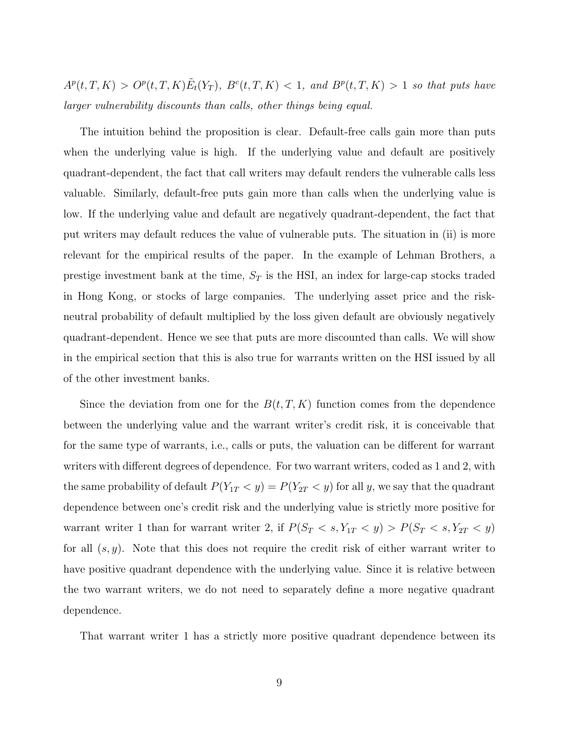*$A^p(t,T,K) > O^p(t,T,K)\tilde{E}_t(Y_T)$, $B^c(t,T,K) < 1$, and $B^p(t,T,K) > 1$ so that puts have larger vulnerability discounts than calls, other things being equal.*

The intuition behind the proposition is clear. Default-free calls gain more than puts when the underlying value is high. If the underlying value and default are positively quadrant-dependent, the fact that call writers may default renders the vulnerable calls less valuable. Similarly, default-free puts gain more than calls when the underlying value is low. If the underlying value and default are negatively quadrant-dependent, the fact that put writers may default reduces the value of vulnerable puts. The situation in (ii) is more relevant for the empirical results of the paper. In the example of Lehman Brothers, a prestige investment bank at the time, $S_T$ is the HSI, an index for large-cap stocks traded in Hong Kong, or stocks of large companies. The underlying asset price and the risk-neutral probability of default multiplied by the loss given default are obviously negatively quadrant-dependent. Hence we see that puts are more discounted than calls. We will show in the empirical section that this is also true for warrants written on the HSI issued by all of the other investment banks.

Since the deviation from one for the $B(t,T,K)$ function comes from the dependence between the underlying value and the warrant writer's credit risk, it is conceivable that for the same type of warrants, i.e., calls or puts, the valuation can be different for warrant writers with different degrees of dependence. For two warrant writers, coded as 1 and 2, with the same probability of default $P(Y_{1T} < y) = P(Y_{2T} < y)$ for all $y$, we say that the quadrant dependence between one's credit risk and the underlying value is strictly more positive for warrant writer 1 than for warrant writer 2, if $P(S_T < s, Y_{1T} < y) > P(S_T < s, Y_{2T} < y)$ for all $(s,y)$. Note that this does not require the credit risk of either warrant writer to have positive quadrant dependence with the underlying value. Since it is relative between the two warrant writers, we do not need to separately define a more negative quadrant dependence.

That warrant writer 1 has a strictly more positive quadrant dependence between its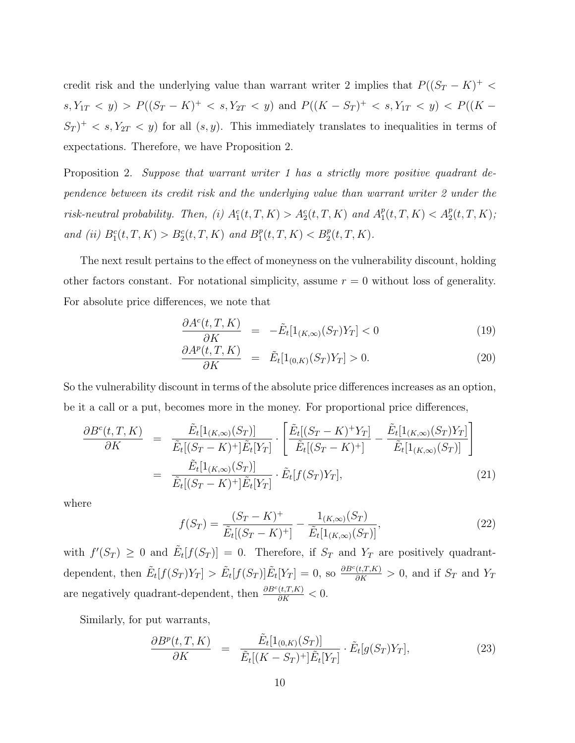credit risk and the underlying value than warrant writer 2 implies that $P((S_T - K)^+ < s, Y_{1T} < y) > P((S_T - K)^+ < s, Y_{2T} < y)$ and $P((K - S_T)^+ < s, Y_{1T} < y) < P((K - S_T)^+ < s, Y_{2T} < y)$ for all $(s, y)$. This immediately translates to inequalities in terms of expectations. Therefore, we have Proposition 2.

Proposition 2. *Suppose that warrant writer 1 has a strictly more positive quadrant dependence between its credit risk and the underlying value than warrant writer 2 under the risk-neutral probability. Then, (i)* $A_1^c(t, T, K) > A_2^c(t, T, K)$ *and* $A_1^p(t, T, K) < A_2^p(t, T, K)$*; and (ii)* $B_1^c(t, T, K) > B_2^c(t, T, K)$ *and* $B_1^p(t, T, K) < B_2^p(t, T, K)$*.*

The next result pertains to the effect of moneyness on the vulnerability discount, holding other factors constant. For notational simplicity, assume $r = 0$ without loss of generality. For absolute price differences, we note that

$$\frac{\partial A^c(t, T, K)}{\partial K} = -\tilde{E}_t[1_{(K,\infty)}(S_T)Y_T] < 0 \tag{19}$$

$$\frac{\partial A^p(t, T, K)}{\partial K} = \tilde{E}_t[1_{(0,K)}(S_T)Y_T] > 0. \tag{20}$$

So the vulnerability discount in terms of the absolute price differences increases as an option, be it a call or a put, becomes more in the money. For proportional price differences,

$$\begin{aligned}
\frac{\partial B^c(t, T, K)}{\partial K} &= \frac{\tilde{E}_t[1_{(K,\infty)}(S_T)]}{\tilde{E}_t[(S_T - K)^+]\tilde{E}_t[Y_T]} \cdot \left[ \frac{\tilde{E}_t[(S_T - K)^+ Y_T]}{\tilde{E}_t[(S_T - K)^+]} - \frac{\tilde{E}_t[1_{(K,\infty)}(S_T)Y_T]}{\tilde{E}_t[1_{(K,\infty)}(S_T)]} \right] \\
&= \frac{\tilde{E}_t[1_{(K,\infty)}(S_T)]}{\tilde{E}_t[(S_T - K)^+]\tilde{E}_t[Y_T]} \cdot \tilde{E}_t[f(S_T)Y_T],
\end{aligned} \tag{21}$$

where

$$f(S_T) = \frac{(S_T - K)^+}{\tilde{E}_t[(S_T - K)^+]} - \frac{1_{(K,\infty)}(S_T)}{\tilde{E}_t[1_{(K,\infty)}(S_T)]}, \tag{22}$$

with $f'(S_T) \geq 0$ and $\tilde{E}_t[f(S_T)] = 0$. Therefore, if $S_T$ and $Y_T$ are positively quadrant-dependent, then $\tilde{E}_t[f(S_T)Y_T] > \tilde{E}_t[f(S_T)]\tilde{E}_t[Y_T] = 0$, so $\frac{\partial B^c(t,T,K)}{\partial K} > 0$, and if $S_T$ and $Y_T$ are negatively quadrant-dependent, then $\frac{\partial B^c(t,T,K)}{\partial K} < 0$.

Similarly, for put warrants,

$$\frac{\partial B^p(t, T, K)}{\partial K} = \frac{\tilde{E}_t[1_{(0,K)}(S_T)]}{\tilde{E}_t[(K - S_T)^+]\tilde{E}_t[Y_T]} \cdot \tilde{E}_t[g(S_T)Y_T], \tag{23}$$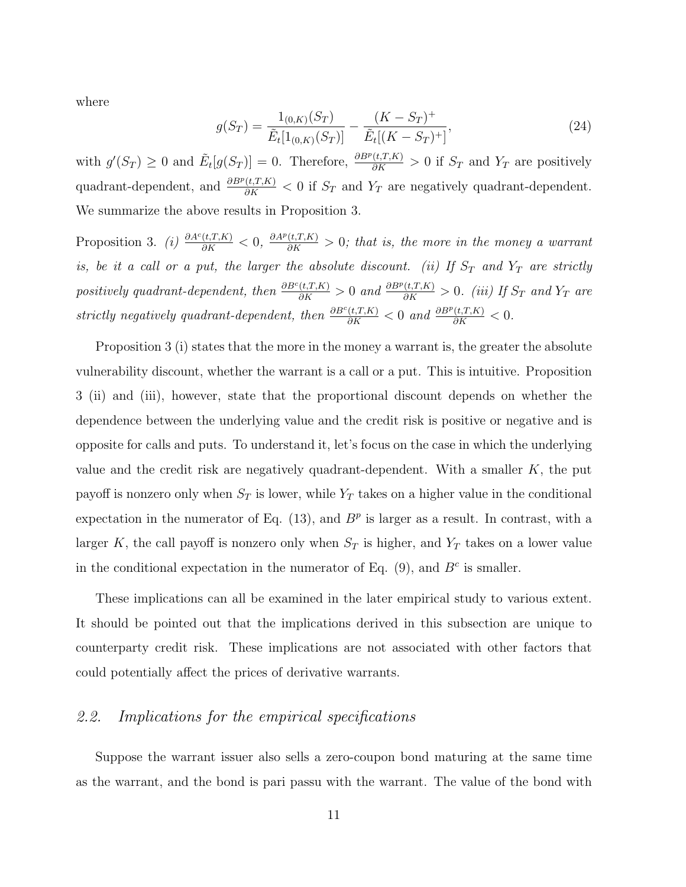where

$$g(S_T) = \frac{1_{(0,K)}(S_T)}{\tilde{E}_t[1_{(0,K)}(S_T)]} - \frac{(K - S_T)^+}{\tilde{E}_t[(K - S_T)^+]}, \tag{24}$$

with $g'(S_T) \geq 0$ and $\tilde{E}_t[g(S_T)] = 0$. Therefore, $\frac{\partial B^p(t,T,K)}{\partial K} > 0$ if $S_T$ and $Y_T$ are positively quadrant-dependent, and $\frac{\partial B^p(t,T,K)}{\partial K} < 0$ if $S_T$ and $Y_T$ are negatively quadrant-dependent. We summarize the above results in Proposition 3.

Proposition 3. *(i)* $\frac{\partial A^c(t,T,K)}{\partial K} < 0$, $\frac{\partial A^p(t,T,K)}{\partial K} > 0$*; that is, the more in the money a warrant is, be it a call or a put, the larger the absolute discount. (ii) If* $S_T$ *and* $Y_T$ *are strictly positively quadrant-dependent, then* $\frac{\partial B^c(t,T,K)}{\partial K} > 0$ *and* $\frac{\partial B^p(t,T,K)}{\partial K} > 0$*. (iii) If* $S_T$ *and* $Y_T$ *are strictly negatively quadrant-dependent, then* $\frac{\partial B^c(t,T,K)}{\partial K} < 0$ *and* $\frac{\partial B^p(t,T,K)}{\partial K} < 0$*.*

Proposition 3 (i) states that the more in the money a warrant is, the greater the absolute vulnerability discount, whether the warrant is a call or a put. This is intuitive. Proposition 3 (ii) and (iii), however, state that the proportional discount depends on whether the dependence between the underlying value and the credit risk is positive or negative and is opposite for calls and puts. To understand it, let's focus on the case in which the underlying value and the credit risk are negatively quadrant-dependent. With a smaller $K$, the put payoff is nonzero only when $S_T$ is lower, while $Y_T$ takes on a higher value in the conditional expectation in the numerator of Eq. (13), and $B^p$ is larger as a result. In contrast, with a larger $K$, the call payoff is nonzero only when $S_T$ is higher, and $Y_T$ takes on a lower value in the conditional expectation in the numerator of Eq. (9), and $B^c$ is smaller.

These implications can all be examined in the later empirical study to various extent. It should be pointed out that the implications derived in this subsection are unique to counterparty credit risk. These implications are not associated with other factors that could potentially affect the prices of derivative warrants.

## *2.2. Implications for the empirical specifications*

Suppose the warrant issuer also sells a zero-coupon bond maturing at the same time as the warrant, and the bond is pari passu with the warrant. The value of the bond with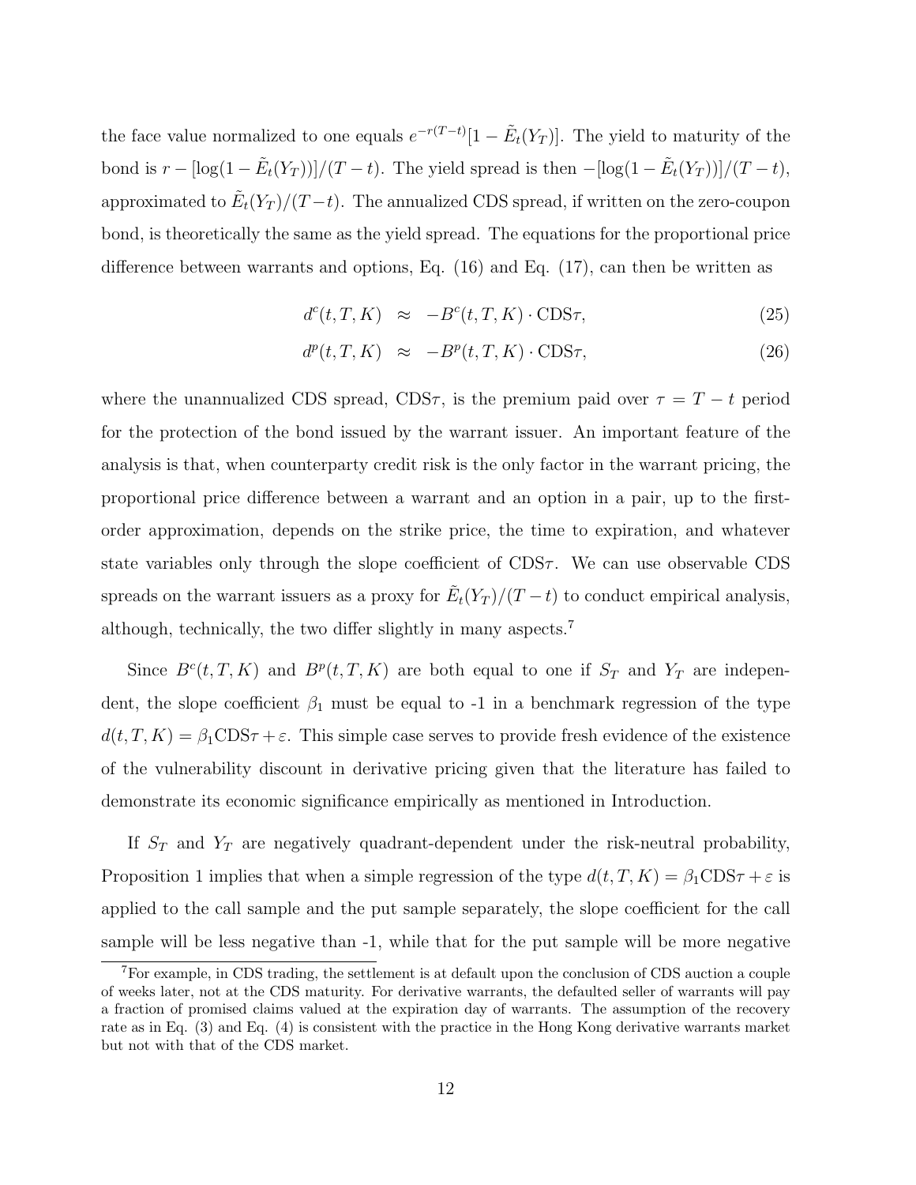the face value normalized to one equals $e^{-r(T-t)}[1 - \tilde{E}_t(Y_T)]$. The yield to maturity of the bond is $r - [\log(1 - \tilde{E}_t(Y_T))]/(T-t)$. The yield spread is then $-[\log(1 - \tilde{E}_t(Y_T))]/(T-t)$, approximated to $\tilde{E}_t(Y_T)/(T-t)$. The annualized CDS spread, if written on the zero-coupon bond, is theoretically the same as the yield spread. The equations for the proportional price difference between warrants and options, Eq. (16) and Eq. (17), can then be written as

$$d^c(t, T, K) \approx -B^c(t, T, K) \cdot \text{CDS}\tau, \tag{25}$$

$$d^p(t, T, K) \approx -B^p(t, T, K) \cdot \text{CDS}\tau, \tag{26}$$

where the unannualized CDS spread, $\text{CDS}\tau$, is the premium paid over $\tau = T - t$ period for the protection of the bond issued by the warrant issuer. An important feature of the analysis is that, when counterparty credit risk is the only factor in the warrant pricing, the proportional price difference between a warrant and an option in a pair, up to the first-order approximation, depends on the strike price, the time to expiration, and whatever state variables only through the slope coefficient of $\text{CDS}\tau$. We can use observable CDS spreads on the warrant issuers as a proxy for $\tilde{E}_t(Y_T)/(T-t)$ to conduct empirical analysis, although, technically, the two differ slightly in many aspects.[7]

Since $B^c(t, T, K)$ and $B^p(t, T, K)$ are both equal to one if $S_T$ and $Y_T$ are independent, the slope coefficient $\beta_1$ must be equal to -1 in a benchmark regression of the type $d(t, T, K) = \beta_1 \text{CDS}\tau + \varepsilon$. This simple case serves to provide fresh evidence of the existence of the vulnerability discount in derivative pricing given that the literature has failed to demonstrate its economic significance empirically as mentioned in Introduction.

If $S_T$ and $Y_T$ are negatively quadrant-dependent under the risk-neutral probability, Proposition 1 implies that when a simple regression of the type $d(t, T, K) = \beta_1 \text{CDS}\tau + \varepsilon$ is applied to the call sample and the put sample separately, the slope coefficient for the call sample will be less negative than -1, while that for the put sample will be more negative

[7] For example, in CDS trading, the settlement is at default upon the conclusion of CDS auction a couple of weeks later, not at the CDS maturity. For derivative warrants, the defaulted seller of warrants will pay a fraction of promised claims valued at the expiration day of warrants. The assumption of the recovery rate as in Eq. (3) and Eq. (4) is consistent with the practice in the Hong Kong derivative warrants market but not with that of the CDS market.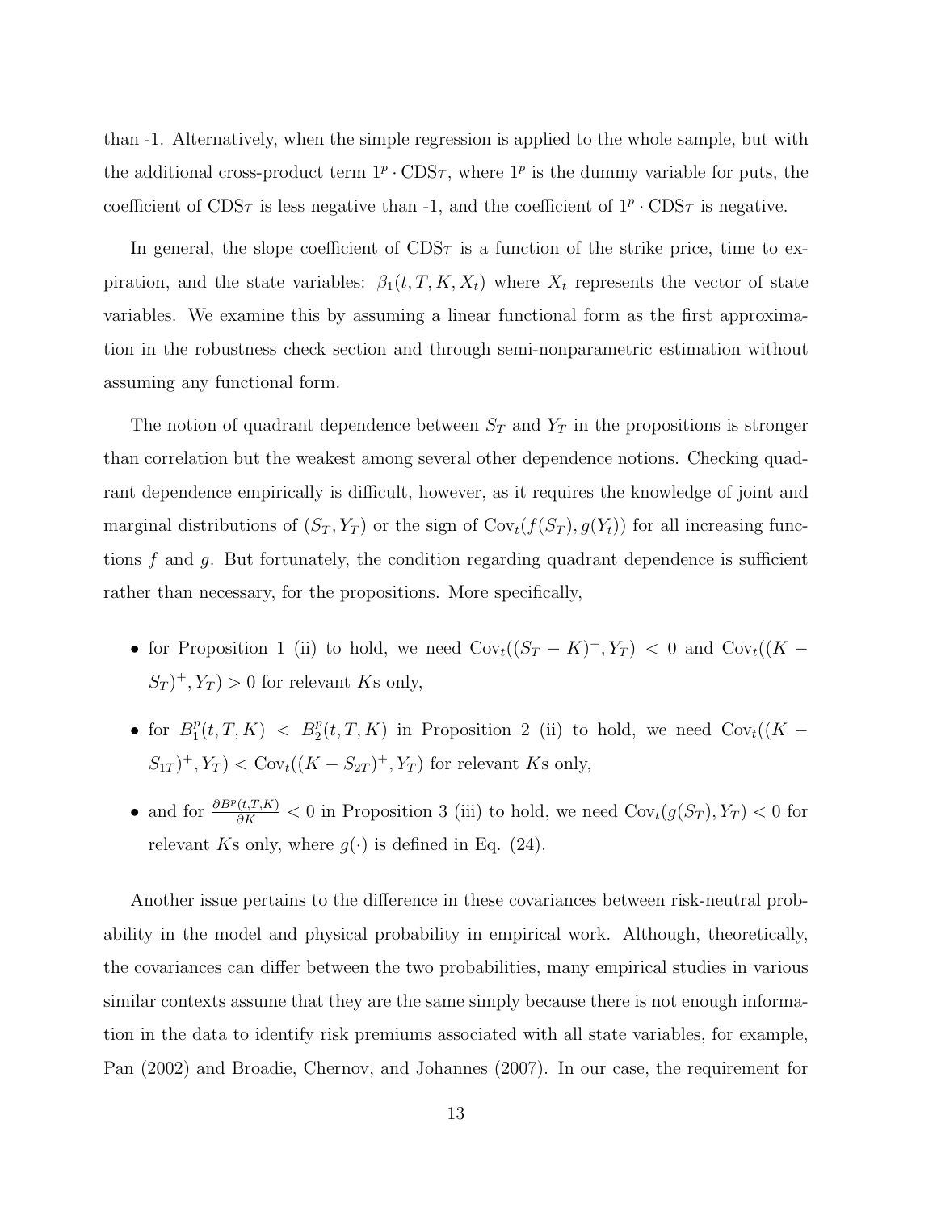than -1. Alternatively, when the simple regression is applied to the whole sample, but with the additional cross-product term $1^p \cdot \text{CDS}\tau$, where $1^p$ is the dummy variable for puts, the coefficient of $\text{CDS}\tau$ is less negative than -1, and the coefficient of $1^p \cdot \text{CDS}\tau$ is negative.

In general, the slope coefficient of $\text{CDS}\tau$ is a function of the strike price, time to expiration, and the state variables: $\beta_1(t, T, K, X_t)$ where $X_t$ represents the vector of state variables. We examine this by assuming a linear functional form as the first approximation in the robustness check section and through semi-nonparametric estimation without assuming any functional form.

The notion of quadrant dependence between $S_T$ and $Y_T$ in the propositions is stronger than correlation but the weakest among several other dependence notions. Checking quadrant dependence empirically is difficult, however, as it requires the knowledge of joint and marginal distributions of $(S_T, Y_T)$ or the sign of $\text{Cov}_t(f(S_T), g(Y_t))$ for all increasing functions $f$ and $g$. But fortunately, the condition regarding quadrant dependence is sufficient rather than necessary, for the propositions. More specifically,

- for Proposition 1 (ii) to hold, we need $\text{Cov}_t((S_T - K)^+, Y_T) < 0$ and $\text{Cov}_t((K - S_T)^+, Y_T) > 0$ for relevant $K$s only,
- for $B_1^p(t, T, K) < B_2^p(t, T, K)$ in Proposition 2 (ii) to hold, we need $\text{Cov}_t((K - S_{1T})^+, Y_T) < \text{Cov}_t((K - S_{2T})^+, Y_T)$ for relevant $K$s only,
- and for $\frac{\partial B^p(t,T,K)}{\partial K} < 0$ in Proposition 3 (iii) to hold, we need $\text{Cov}_t(g(S_T), Y_T) < 0$ for relevant $K$s only, where $g(\cdot)$ is defined in Eq. (24).

Another issue pertains to the difference in these covariances between risk-neutral probability in the model and physical probability in empirical work. Although, theoretically, the covariances can differ between the two probabilities, many empirical studies in various similar contexts assume that they are the same simply because there is not enough information in the data to identify risk premiums associated with all state variables, for example, Pan (2002) and Broadie, Chernov, and Johannes (2007). In our case, the requirement for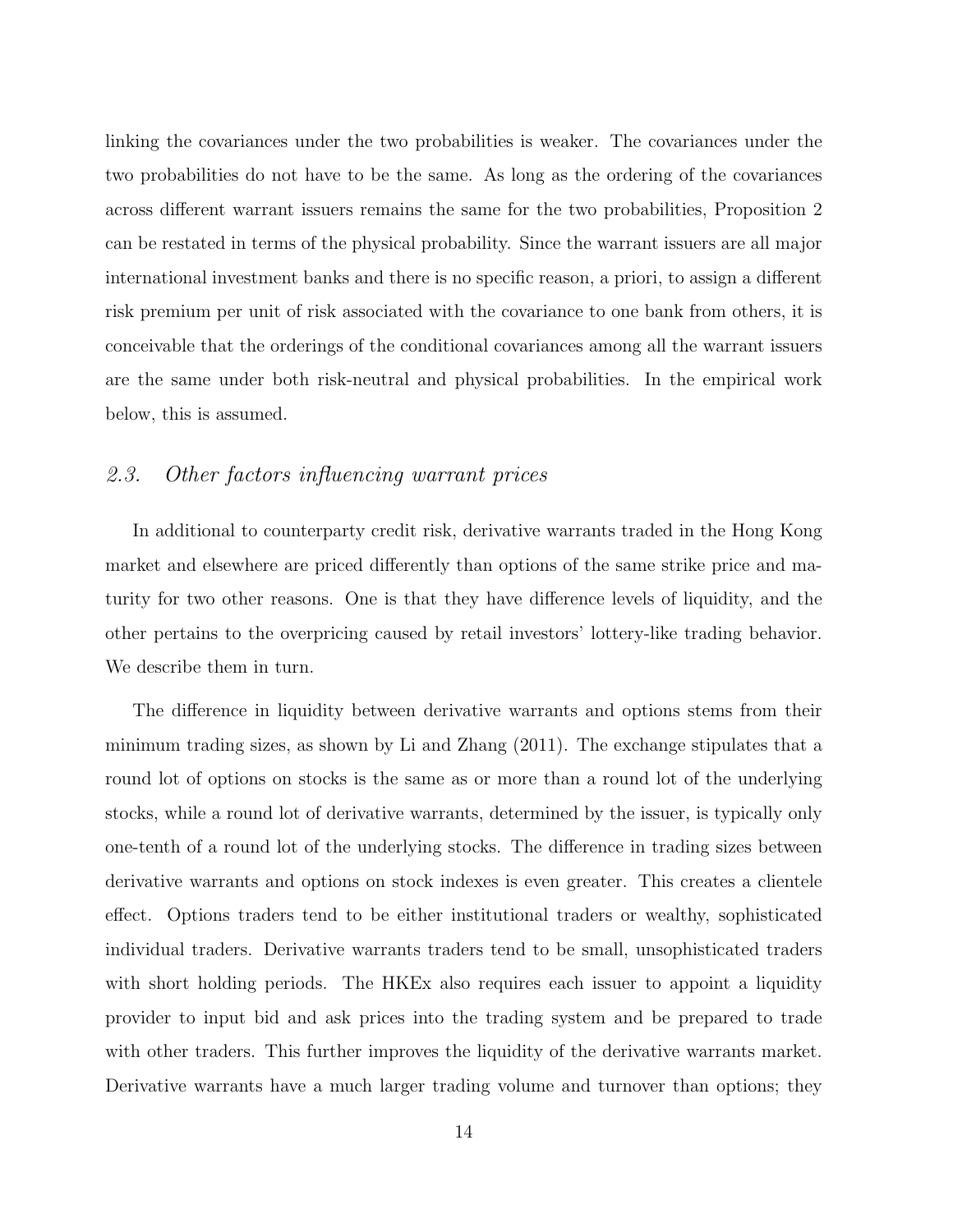linking the covariances under the two probabilities is weaker. The covariances under the two probabilities do not have to be the same. As long as the ordering of the covariances across different warrant issuers remains the same for the two probabilities, Proposition 2 can be restated in terms of the physical probability. Since the warrant issuers are all major international investment banks and there is no specific reason, a priori, to assign a different risk premium per unit of risk associated with the covariance to one bank from others, it is conceivable that the orderings of the conditional covariances among all the warrant issuers are the same under both risk-neutral and physical probabilities. In the empirical work below, this is assumed.

### *2.3. Other factors influencing warrant prices*

In additional to counterparty credit risk, derivative warrants traded in the Hong Kong market and elsewhere are priced differently than options of the same strike price and maturity for two other reasons. One is that they have difference levels of liquidity, and the other pertains to the overpricing caused by retail investors' lottery-like trading behavior. We describe them in turn.

The difference in liquidity between derivative warrants and options stems from their minimum trading sizes, as shown by Li and Zhang (2011). The exchange stipulates that a round lot of options on stocks is the same as or more than a round lot of the underlying stocks, while a round lot of derivative warrants, determined by the issuer, is typically only one-tenth of a round lot of the underlying stocks. The difference in trading sizes between derivative warrants and options on stock indexes is even greater. This creates a clientele effect. Options traders tend to be either institutional traders or wealthy, sophisticated individual traders. Derivative warrants traders tend to be small, unsophisticated traders with short holding periods. The HKEx also requires each issuer to appoint a liquidity provider to input bid and ask prices into the trading system and be prepared to trade with other traders. This further improves the liquidity of the derivative warrants market. Derivative warrants have a much larger trading volume and turnover than options; they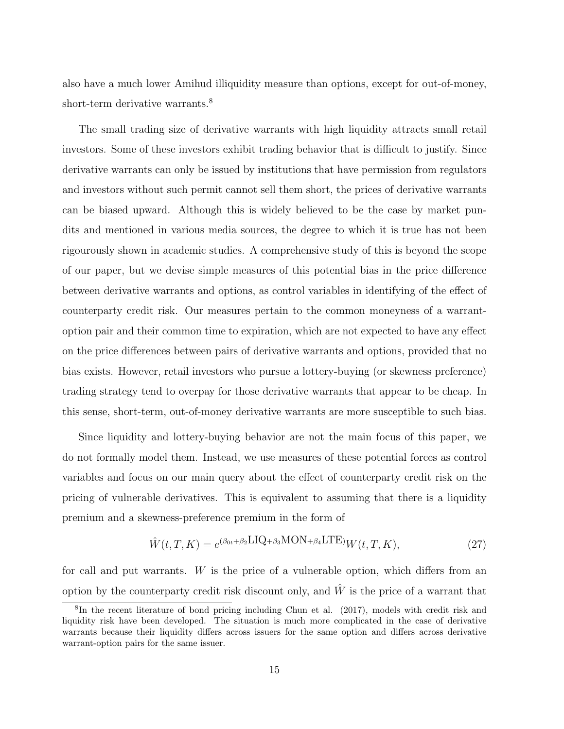also have a much lower Amihud illiquidity measure than options, except for out-of-money, short-term derivative warrants.[8]

The small trading size of derivative warrants with high liquidity attracts small retail investors. Some of these investors exhibit trading behavior that is difficult to justify. Since derivative warrants can only be issued by institutions that have permission from regulators and investors without such permit cannot sell them short, the prices of derivative warrants can be biased upward. Although this is widely believed to be the case by market pundits and mentioned in various media sources, the degree to which it is true has not been rigourously shown in academic studies. A comprehensive study of this is beyond the scope of our paper, but we devise simple measures of this potential bias in the price difference between derivative warrants and options, as control variables in identifying of the effect of counterparty credit risk. Our measures pertain to the common moneyness of a warrant-option pair and their common time to expiration, which are not expected to have any effect on the price differences between pairs of derivative warrants and options, provided that no bias exists. However, retail investors who pursue a lottery-buying (or skewness preference) trading strategy tend to overpay for those derivative warrants that appear to be cheap. In this sense, short-term, out-of-money derivative warrants are more susceptible to such bias.

Since liquidity and lottery-buying behavior are not the main focus of this paper, we do not formally model them. Instead, we use measures of these potential forces as control variables and focus on our main query about the effect of counterparty credit risk on the pricing of vulnerable derivatives. This is equivalent to assuming that there is a liquidity premium and a skewness-preference premium in the form of

$$\hat{W}(t,T,K) = e^{(\beta_{0t}+\beta_2 \mathrm{LIQ}+\beta_3 \mathrm{MON}+\beta_4 \mathrm{LTE})} W(t,T,K), \tag{27}$$

for call and put warrants. $W$ is the price of a vulnerable option, which differs from an option by the counterparty credit risk discount only, and $\hat{W}$ is the price of a warrant that

[8] In the recent literature of bond pricing including Chun et al. (2017), models with credit risk and liquidity risk have been developed. The situation is much more complicated in the case of derivative warrants because their liquidity differs across issuers for the same option and differs across derivative warrant-option pairs for the same issuer.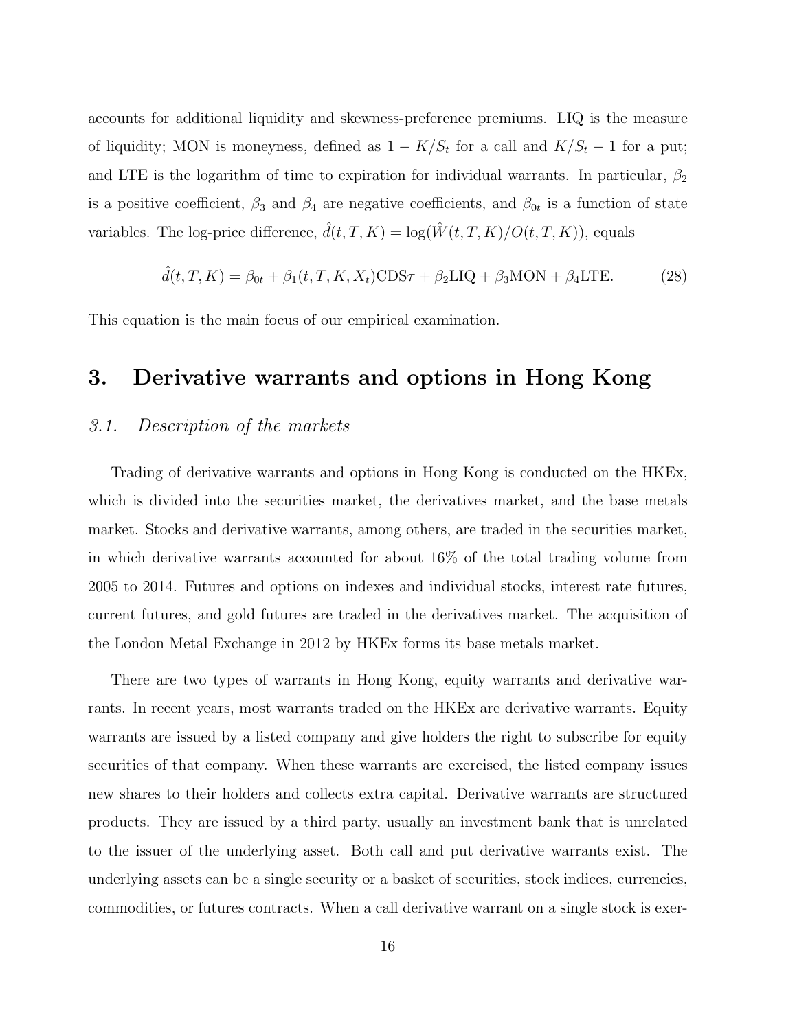accounts for additional liquidity and skewness-preference premiums. LIQ is the measure of liquidity; MON is moneyness, defined as $1 - K/S_t$ for a call and $K/S_t - 1$ for a put; and LTE is the logarithm of time to expiration for individual warrants. In particular, $\beta_2$ is a positive coefficient, $\beta_3$ and $\beta_4$ are negative coefficients, and $\beta_{0t}$ is a function of state variables. The log-price difference, $\hat{d}(t, T, K) = \log(\hat{W}(t, T, K)/O(t, T, K))$, equals

$$\hat{d}(t, T, K) = \beta_{0t} + \beta_1(t, T, K, X_t)\text{CDS}\tau + \beta_2\text{LIQ} + \beta_3\text{MON} + \beta_4\text{LTE}. \tag{28}$$

This equation is the main focus of our empirical examination.

## 3. Derivative warrants and options in Hong Kong

### *3.1. Description of the markets*

Trading of derivative warrants and options in Hong Kong is conducted on the HKEx, which is divided into the securities market, the derivatives market, and the base metals market. Stocks and derivative warrants, among others, are traded in the securities market, in which derivative warrants accounted for about 16% of the total trading volume from 2005 to 2014. Futures and options on indexes and individual stocks, interest rate futures, current futures, and gold futures are traded in the derivatives market. The acquisition of the London Metal Exchange in 2012 by HKEx forms its base metals market.

There are two types of warrants in Hong Kong, equity warrants and derivative warrants. In recent years, most warrants traded on the HKEx are derivative warrants. Equity warrants are issued by a listed company and give holders the right to subscribe for equity securities of that company. When these warrants are exercised, the listed company issues new shares to their holders and collects extra capital. Derivative warrants are structured products. They are issued by a third party, usually an investment bank that is unrelated to the issuer of the underlying asset. Both call and put derivative warrants exist. The underlying assets can be a single security or a basket of securities, stock indices, currencies, commodities, or futures contracts. When a call derivative warrant on a single stock is exer-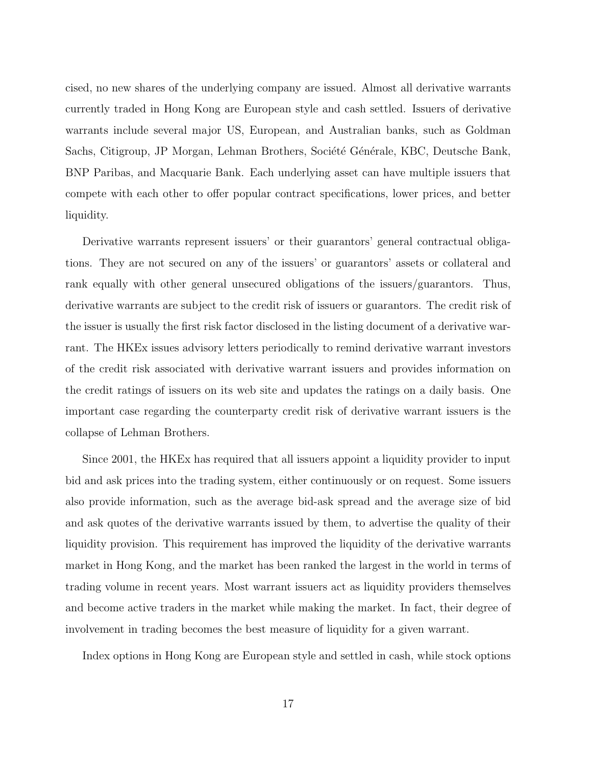cised, no new shares of the underlying company are issued. Almost all derivative warrants currently traded in Hong Kong are European style and cash settled. Issuers of derivative warrants include several major US, European, and Australian banks, such as Goldman Sachs, Citigroup, JP Morgan, Lehman Brothers, Société Générale, KBC, Deutsche Bank, BNP Paribas, and Macquarie Bank. Each underlying asset can have multiple issuers that compete with each other to offer popular contract specifications, lower prices, and better liquidity.

Derivative warrants represent issuers' or their guarantors' general contractual obligations. They are not secured on any of the issuers' or guarantors' assets or collateral and rank equally with other general unsecured obligations of the issuers/guarantors. Thus, derivative warrants are subject to the credit risk of issuers or guarantors. The credit risk of the issuer is usually the first risk factor disclosed in the listing document of a derivative warrant. The HKEx issues advisory letters periodically to remind derivative warrant investors of the credit risk associated with derivative warrant issuers and provides information on the credit ratings of issuers on its web site and updates the ratings on a daily basis. One important case regarding the counterparty credit risk of derivative warrant issuers is the collapse of Lehman Brothers.

Since 2001, the HKEx has required that all issuers appoint a liquidity provider to input bid and ask prices into the trading system, either continuously or on request. Some issuers also provide information, such as the average bid-ask spread and the average size of bid and ask quotes of the derivative warrants issued by them, to advertise the quality of their liquidity provision. This requirement has improved the liquidity of the derivative warrants market in Hong Kong, and the market has been ranked the largest in the world in terms of trading volume in recent years. Most warrant issuers act as liquidity providers themselves and become active traders in the market while making the market. In fact, their degree of involvement in trading becomes the best measure of liquidity for a given warrant.

Index options in Hong Kong are European style and settled in cash, while stock options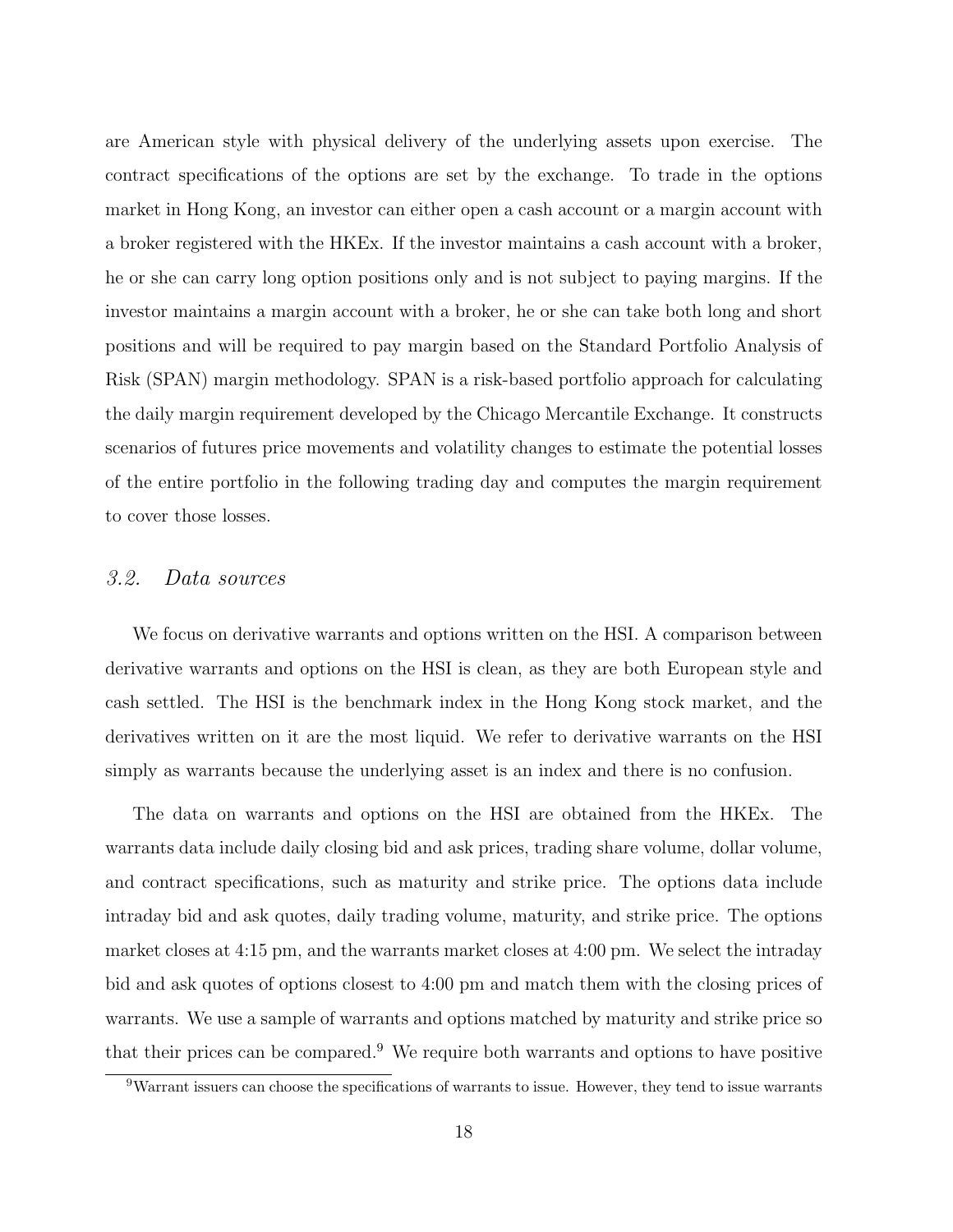are American style with physical delivery of the underlying assets upon exercise. The contract specifications of the options are set by the exchange. To trade in the options market in Hong Kong, an investor can either open a cash account or a margin account with a broker registered with the HKEx. If the investor maintains a cash account with a broker, he or she can carry long option positions only and is not subject to paying margins. If the investor maintains a margin account with a broker, he or she can take both long and short positions and will be required to pay margin based on the Standard Portfolio Analysis of Risk (SPAN) margin methodology. SPAN is a risk-based portfolio approach for calculating the daily margin requirement developed by the Chicago Mercantile Exchange. It constructs scenarios of futures price movements and volatility changes to estimate the potential losses of the entire portfolio in the following trading day and computes the margin requirement to cover those losses.

### *3.2. Data sources*

We focus on derivative warrants and options written on the HSI. A comparison between derivative warrants and options on the HSI is clean, as they are both European style and cash settled. The HSI is the benchmark index in the Hong Kong stock market, and the derivatives written on it are the most liquid. We refer to derivative warrants on the HSI simply as warrants because the underlying asset is an index and there is no confusion.

The data on warrants and options on the HSI are obtained from the HKEx. The warrants data include daily closing bid and ask prices, trading share volume, dollar volume, and contract specifications, such as maturity and strike price. The options data include intraday bid and ask quotes, daily trading volume, maturity, and strike price. The options market closes at 4:15 pm, and the warrants market closes at 4:00 pm. We select the intraday bid and ask quotes of options closest to 4:00 pm and match them with the closing prices of warrants. We use a sample of warrants and options matched by maturity and strike price so that their prices can be compared.[9] We require both warrants and options to have positive

[9] Warrant issuers can choose the specifications of warrants to issue. However, they tend to issue warrants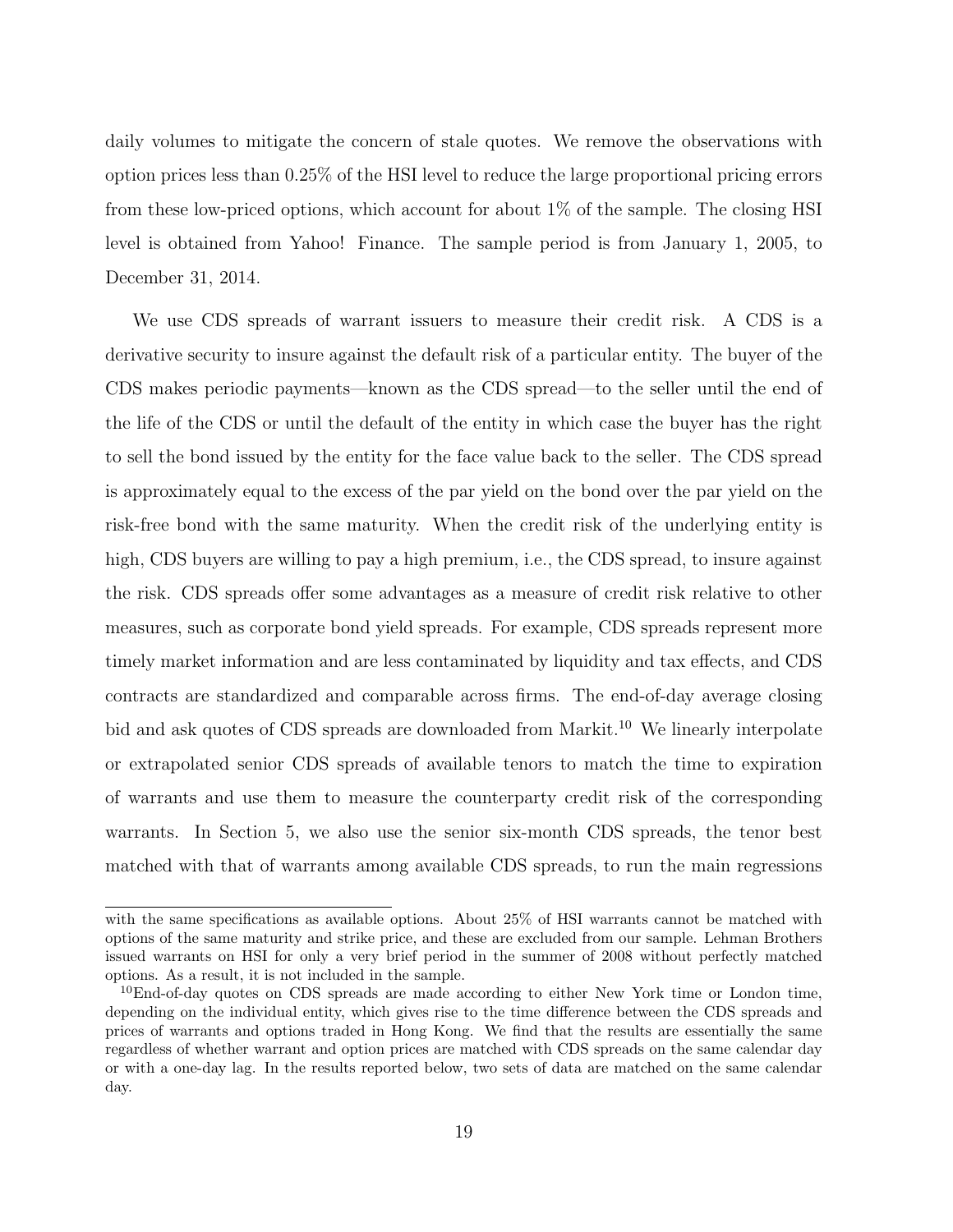daily volumes to mitigate the concern of stale quotes. We remove the observations with option prices less than 0.25% of the HSI level to reduce the large proportional pricing errors from these low-priced options, which account for about 1% of the sample. The closing HSI level is obtained from Yahoo! Finance. The sample period is from January 1, 2005, to December 31, 2014.

We use CDS spreads of warrant issuers to measure their credit risk. A CDS is a derivative security to insure against the default risk of a particular entity. The buyer of the CDS makes periodic payments—known as the CDS spread—to the seller until the end of the life of the CDS or until the default of the entity in which case the buyer has the right to sell the bond issued by the entity for the face value back to the seller. The CDS spread is approximately equal to the excess of the par yield on the bond over the par yield on the risk-free bond with the same maturity. When the credit risk of the underlying entity is high, CDS buyers are willing to pay a high premium, i.e., the CDS spread, to insure against the risk. CDS spreads offer some advantages as a measure of credit risk relative to other measures, such as corporate bond yield spreads. For example, CDS spreads represent more timely market information and are less contaminated by liquidity and tax effects, and CDS contracts are standardized and comparable across firms. The end-of-day average closing bid and ask quotes of CDS spreads are downloaded from Markit.[10] We linearly interpolate or extrapolated senior CDS spreads of available tenors to match the time to expiration of warrants and use them to measure the counterparty credit risk of the corresponding warrants. In Section 5, we also use the senior six-month CDS spreads, the tenor best matched with that of warrants among available CDS spreads, to run the main regressions

---

with the same specifications as available options. About 25% of HSI warrants cannot be matched with options of the same maturity and strike price, and these are excluded from our sample. Lehman Brothers issued warrants on HSI for only a very brief period in the summer of 2008 without perfectly matched options. As a result, it is not included in the sample.

[10] End-of-day quotes on CDS spreads are made according to either New York time or London time, depending on the individual entity, which gives rise to the time difference between the CDS spreads and prices of warrants and options traded in Hong Kong. We find that the results are essentially the same regardless of whether warrant and option prices are matched with CDS spreads on the same calendar day or with a one-day lag. In the results reported below, two sets of data are matched on the same calendar day.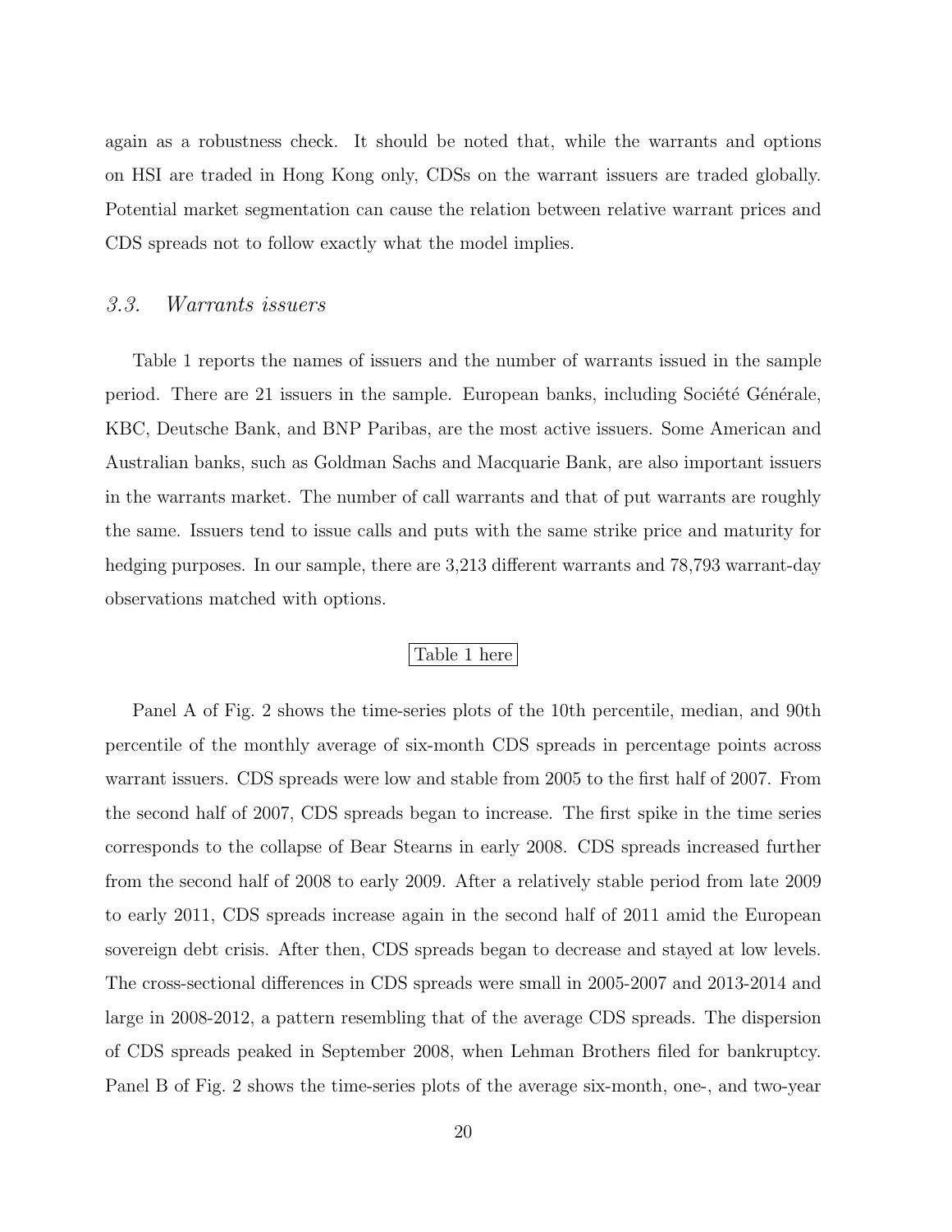again as a robustness check. It should be noted that, while the warrants and options on HSI are traded in Hong Kong only, CDSs on the warrant issuers are traded globally. Potential market segmentation can cause the relation between relative warrant prices and CDS spreads not to follow exactly what the model implies.

### *3.3. Warrants issuers*

Table 1 reports the names of issuers and the number of warrants issued in the sample period. There are 21 issuers in the sample. European banks, including Société Générale, KBC, Deutsche Bank, and BNP Paribas, are the most active issuers. Some American and Australian banks, such as Goldman Sachs and Macquarie Bank, are also important issuers in the warrants market. The number of call warrants and that of put warrants are roughly the same. Issuers tend to issue calls and puts with the same strike price and maturity for hedging purposes. In our sample, there are 3,213 different warrants and 78,793 warrant-day observations matched with options.

Table 1 here

Panel A of Fig. 2 shows the time-series plots of the 10th percentile, median, and 90th percentile of the monthly average of six-month CDS spreads in percentage points across warrant issuers. CDS spreads were low and stable from 2005 to the first half of 2007. From the second half of 2007, CDS spreads began to increase. The first spike in the time series corresponds to the collapse of Bear Stearns in early 2008. CDS spreads increased further from the second half of 2008 to early 2009. After a relatively stable period from late 2009 to early 2011, CDS spreads increase again in the second half of 2011 amid the European sovereign debt crisis. After then, CDS spreads began to decrease and stayed at low levels. The cross-sectional differences in CDS spreads were small in 2005-2007 and 2013-2014 and large in 2008-2012, a pattern resembling that of the average CDS spreads. The dispersion of CDS spreads peaked in September 2008, when Lehman Brothers filed for bankruptcy. Panel B of Fig. 2 shows the time-series plots of the average six-month, one-, and two-year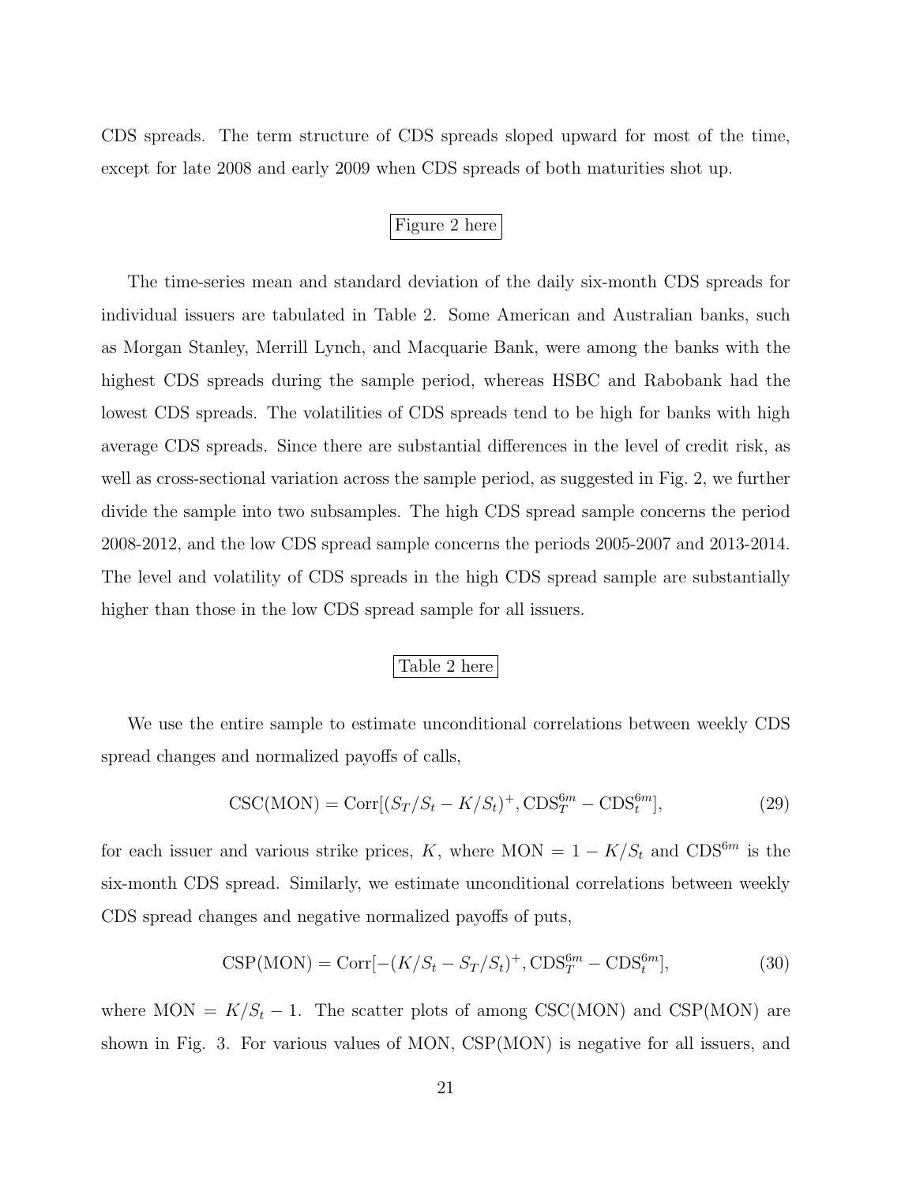CDS spreads. The term structure of CDS spreads sloped upward for most of the time, except for late 2008 and early 2009 when CDS spreads of both maturities shot up.

Figure 2 here

The time-series mean and standard deviation of the daily six-month CDS spreads for individual issuers are tabulated in Table 2. Some American and Australian banks, such as Morgan Stanley, Merrill Lynch, and Macquarie Bank, were among the banks with the highest CDS spreads during the sample period, whereas HSBC and Rabobank had the lowest CDS spreads. The volatilities of CDS spreads tend to be high for banks with high average CDS spreads. Since there are substantial differences in the level of credit risk, as well as cross-sectional variation across the sample period, as suggested in Fig. 2, we further divide the sample into two subsamples. The high CDS spread sample concerns the period 2008-2012, and the low CDS spread sample concerns the periods 2005-2007 and 2013-2014. The level and volatility of CDS spreads in the high CDS spread sample are substantially higher than those in the low CDS spread sample for all issuers.

Table 2 here

We use the entire sample to estimate unconditional correlations between weekly CDS spread changes and normalized payoffs of calls,

$$\text{CSC(MON)} = \text{Corr}[(S_T/S_t - K/S_t)^+, \text{CDS}_T^{6m} - \text{CDS}_t^{6m}], \tag{29}$$

for each issuer and various strike prices, $K$, where $\text{MON} = 1 - K/S_t$ and $\text{CDS}^{6m}$ is the six-month CDS spread. Similarly, we estimate unconditional correlations between weekly CDS spread changes and negative normalized payoffs of puts,

$$\text{CSP(MON)} = \text{Corr}[-(K/S_t - S_T/S_t)^+, \text{CDS}_T^{6m} - \text{CDS}_t^{6m}], \tag{30}$$

where $\text{MON} = K/S_t - 1$. The scatter plots of among CSC(MON) and CSP(MON) are shown in Fig. 3. For various values of MON, CSP(MON) is negative for all issuers, and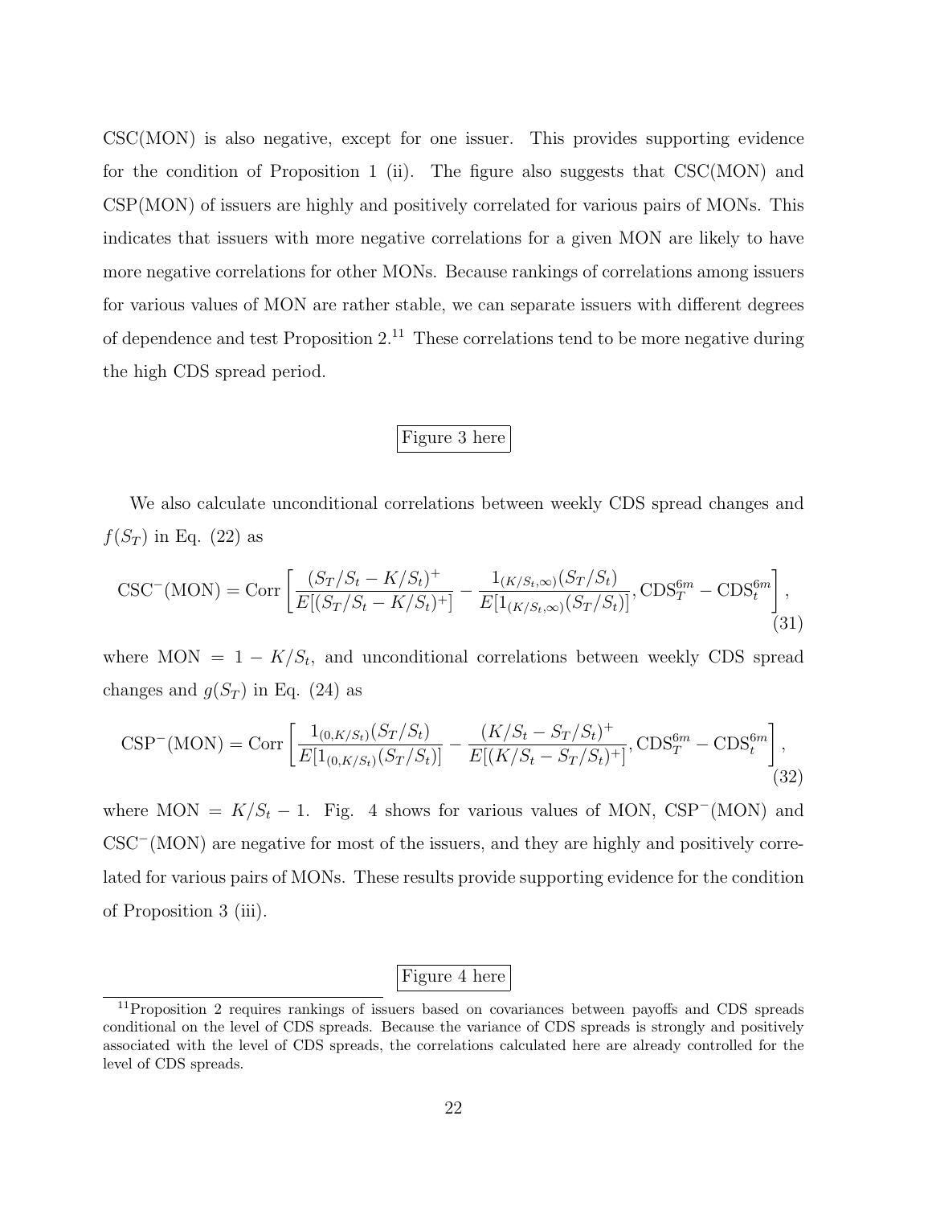CSC(MON) is also negative, except for one issuer. This provides supporting evidence for the condition of Proposition 1 (ii). The figure also suggests that CSC(MON) and CSP(MON) of issuers are highly and positively correlated for various pairs of MONs. This indicates that issuers with more negative correlations for a given MON are likely to have more negative correlations for other MONs. Because rankings of correlations among issuers for various values of MON are rather stable, we can separate issuers with different degrees of dependence and test Proposition 2.[11] These correlations tend to be more negative during the high CDS spread period.

Figure 3 here

We also calculate unconditional correlations between weekly CDS spread changes and $f(S_T)$ in Eq. (22) as

$$\text{CSC}^{-}(\text{MON}) = \text{Corr}\left[\frac{(S_T/S_t - K/S_t)^+}{E[(S_T/S_t - K/S_t)^+]} - \frac{1_{(K/S_t,\infty)}(S_T/S_t)}{E[1_{(K/S_t,\infty)}(S_T/S_t)]}, \text{CDS}_T^{6m} - \text{CDS}_t^{6m}\right], \tag{31}$$

where $\text{MON} = 1 - K/S_t$, and unconditional correlations between weekly CDS spread changes and $g(S_T)$ in Eq. (24) as

$$\text{CSP}^{-}(\text{MON}) = \text{Corr}\left[\frac{1_{(0,K/S_t)}(S_T/S_t)}{E[1_{(0,K/S_t)}(S_T/S_t)]} - \frac{(K/S_t - S_T/S_t)^+}{E[(K/S_t - S_T/S_t)^+]}, \text{CDS}_T^{6m} - \text{CDS}_t^{6m}\right], \tag{32}$$

where $\text{MON} = K/S_t - 1$. Fig. 4 shows for various values of MON, $\text{CSP}^{-}(\text{MON})$ and $\text{CSC}^{-}(\text{MON})$ are negative for most of the issuers, and they are highly and positively correlated for various pairs of MONs. These results provide supporting evidence for the condition of Proposition 3 (iii).

Figure 4 here

[11] Proposition 2 requires rankings of issuers based on covariances between payoffs and CDS spreads conditional on the level of CDS spreads. Because the variance of CDS spreads is strongly and positively associated with the level of CDS spreads, the correlations calculated here are already controlled for the level of CDS spreads.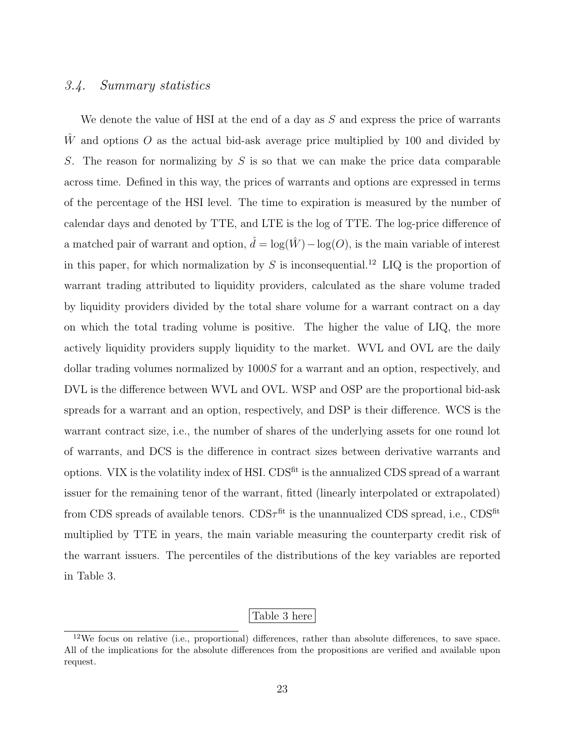### 3.4. Summary statistics

We denote the value of HSI at the end of a day as $S$ and express the price of warrants $\hat{W}$ and options $O$ as the actual bid-ask average price multiplied by 100 and divided by $S$. The reason for normalizing by $S$ is so that we can make the price data comparable across time. Defined in this way, the prices of warrants and options are expressed in terms of the percentage of the HSI level. The time to expiration is measured by the number of calendar days and denoted by TTE, and LTE is the log of TTE. The log-price difference of a matched pair of warrant and option, $\hat{d} = \log(\hat{W}) - \log(O)$, is the main variable of interest in this paper, for which normalization by $S$ is inconsequential.[12] LIQ is the proportion of warrant trading attributed to liquidity providers, calculated as the share volume traded by liquidity providers divided by the total share volume for a warrant contract on a day on which the total trading volume is positive. The higher the value of LIQ, the more actively liquidity providers supply liquidity to the market. WVL and OVL are the daily dollar trading volumes normalized by $1000S$ for a warrant and an option, respectively, and DVL is the difference between WVL and OVL. WSP and OSP are the proportional bid-ask spreads for a warrant and an option, respectively, and DSP is their difference. WCS is the warrant contract size, i.e., the number of shares of the underlying assets for one round lot of warrants, and DCS is the difference in contract sizes between derivative warrants and options. VIX is the volatility index of HSI. $\text{CDS}^{\text{fit}}$ is the annualized CDS spread of a warrant issuer for the remaining tenor of the warrant, fitted (linearly interpolated or extrapolated) from CDS spreads of available tenors. $\text{CDS}\tau^{\text{fit}}$ is the unannualized CDS spread, i.e., $\text{CDS}^{\text{fit}}$ multiplied by TTE in years, the main variable measuring the counterparty credit risk of the warrant issuers. The percentiles of the distributions of the key variables are reported in Table 3.

Table 3 here

[12]We focus on relative (i.e., proportional) differences, rather than absolute differences, to save space. All of the implications for the absolute differences from the propositions are verified and available upon request.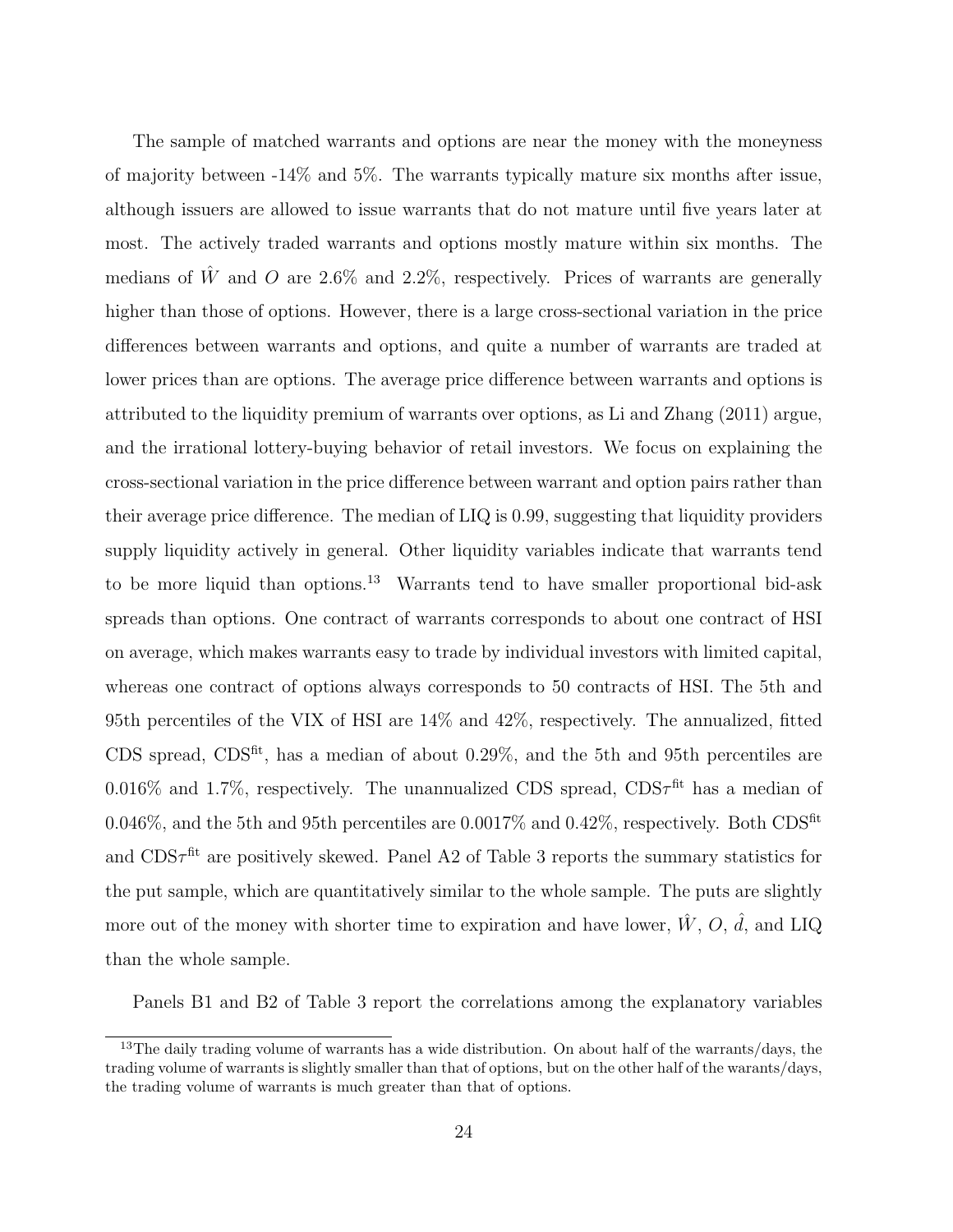The sample of matched warrants and options are near the money with the moneyness of majority between -14% and 5%. The warrants typically mature six months after issue, although issuers are allowed to issue warrants that do not mature until five years later at most. The actively traded warrants and options mostly mature within six months. The medians of $\hat{W}$ and $O$ are 2.6% and 2.2%, respectively. Prices of warrants are generally higher than those of options. However, there is a large cross-sectional variation in the price differences between warrants and options, and quite a number of warrants are traded at lower prices than are options. The average price difference between warrants and options is attributed to the liquidity premium of warrants over options, as Li and Zhang (2011) argue, and the irrational lottery-buying behavior of retail investors. We focus on explaining the cross-sectional variation in the price difference between warrant and option pairs rather than their average price difference. The median of LIQ is 0.99, suggesting that liquidity providers supply liquidity actively in general. Other liquidity variables indicate that warrants tend to be more liquid than options.[13] Warrants tend to have smaller proportional bid-ask spreads than options. One contract of warrants corresponds to about one contract of HSI on average, which makes warrants easy to trade by individual investors with limited capital, whereas one contract of options always corresponds to 50 contracts of HSI. The 5th and 95th percentiles of the VIX of HSI are 14% and 42%, respectively. The annualized, fitted CDS spread, $\text{CDS}^{\text{fit}}$, has a median of about 0.29%, and the 5th and 95th percentiles are 0.016% and 1.7%, respectively. The unannualized CDS spread, $\text{CDS}\tau^{\text{fit}}$ has a median of 0.046%, and the 5th and 95th percentiles are 0.0017% and 0.42%, respectively. Both $\text{CDS}^{\text{fit}}$ and $\text{CDS}\tau^{\text{fit}}$ are positively skewed. Panel A2 of Table 3 reports the summary statistics for the put sample, which are quantitatively similar to the whole sample. The puts are slightly more out of the money with shorter time to expiration and have lower, $\hat{W}$, $O$, $\hat{d}$, and LIQ than the whole sample.

Panels B1 and B2 of Table 3 report the correlations among the explanatory variables

[13] The daily trading volume of warrants has a wide distribution. On about half of the warrants/days, the trading volume of warrants is slightly smaller than that of options, but on the other half of the warants/days, the trading volume of warrants is much greater than that of options.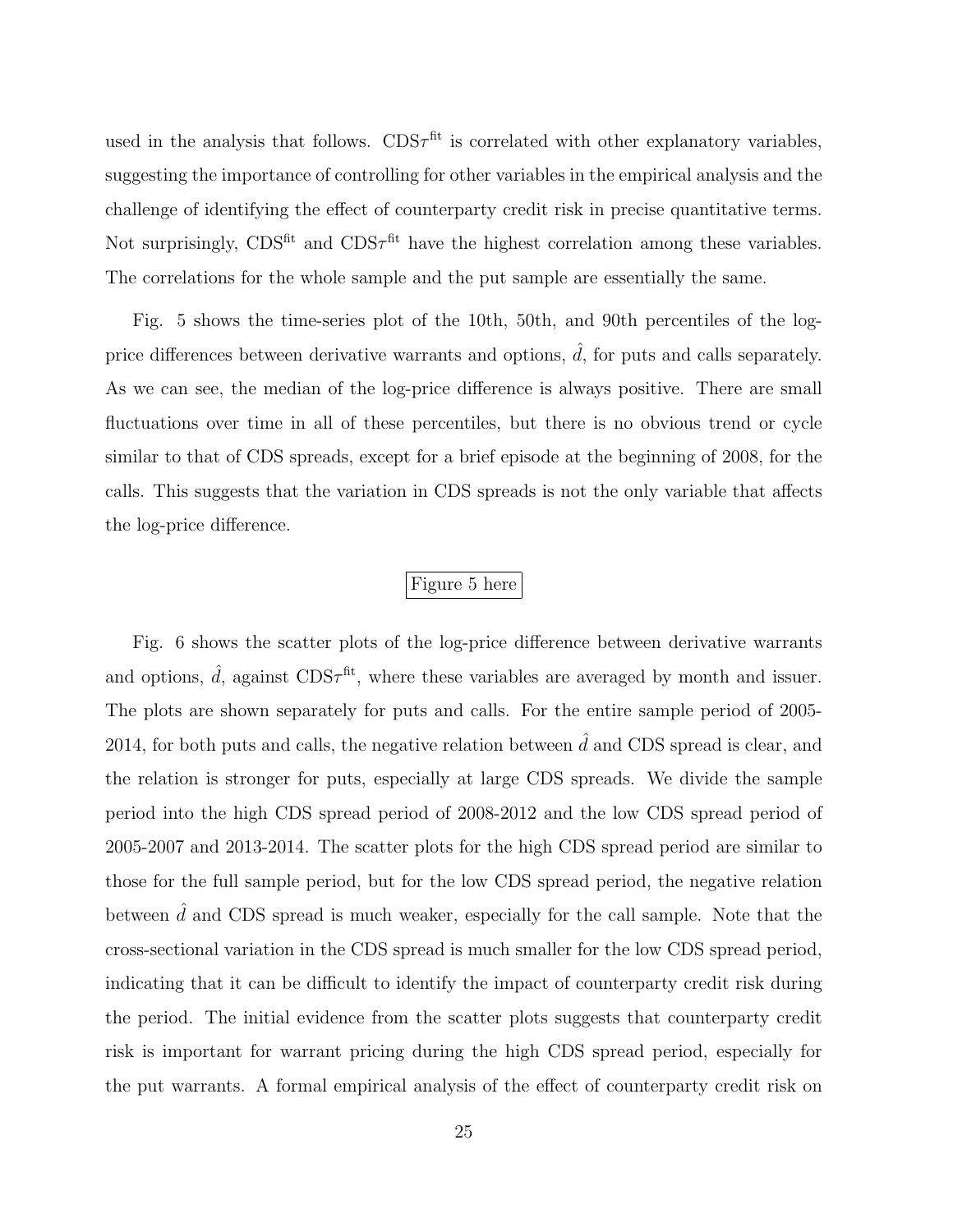used in the analysis that follows. $\text{CDS}\tau^{\text{fit}}$ is correlated with other explanatory variables, suggesting the importance of controlling for other variables in the empirical analysis and the challenge of identifying the effect of counterparty credit risk in precise quantitative terms. Not surprisingly, $\text{CDS}^{\text{fit}}$ and $\text{CDS}\tau^{\text{fit}}$ have the highest correlation among these variables. The correlations for the whole sample and the put sample are essentially the same.

Fig. 5 shows the time-series plot of the 10th, 50th, and 90th percentiles of the log-price differences between derivative warrants and options, $\hat{d}$, for puts and calls separately. As we can see, the median of the log-price difference is always positive. There are small fluctuations over time in all of these percentiles, but there is no obvious trend or cycle similar to that of CDS spreads, except for a brief episode at the beginning of 2008, for the calls. This suggests that the variation in CDS spreads is not the only variable that affects the log-price difference.

Figure 5 here

Fig. 6 shows the scatter plots of the log-price difference between derivative warrants and options, $\hat{d}$, against $\text{CDS}\tau^{\text{fit}}$, where these variables are averaged by month and issuer. The plots are shown separately for puts and calls. For the entire sample period of 2005-2014, for both puts and calls, the negative relation between $\hat{d}$ and CDS spread is clear, and the relation is stronger for puts, especially at large CDS spreads. We divide the sample period into the high CDS spread period of 2008-2012 and the low CDS spread period of 2005-2007 and 2013-2014. The scatter plots for the high CDS spread period are similar to those for the full sample period, but for the low CDS spread period, the negative relation between $\hat{d}$ and CDS spread is much weaker, especially for the call sample. Note that the cross-sectional variation in the CDS spread is much smaller for the low CDS spread period, indicating that it can be difficult to identify the impact of counterparty credit risk during the period. The initial evidence from the scatter plots suggests that counterparty credit risk is important for warrant pricing during the high CDS spread period, especially for the put warrants. A formal empirical analysis of the effect of counterparty credit risk on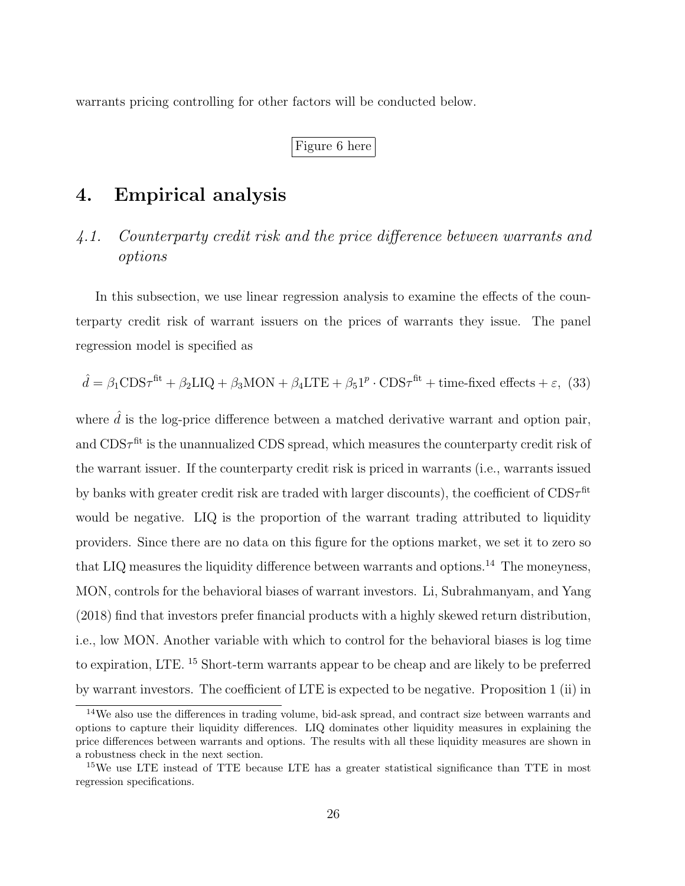warrants pricing controlling for other factors will be conducted below.

Figure 6 here

# 4. Empirical analysis

## *4.1. Counterparty credit risk and the price difference between warrants and options*

In this subsection, we use linear regression analysis to examine the effects of the counterparty credit risk of warrant issuers on the prices of warrants they issue. The panel regression model is specified as

$$\hat{d} = \beta_1 \text{CDS}\tau^{\text{fit}} + \beta_2 \text{LIQ} + \beta_3 \text{MON} + \beta_4 \text{LTE} + \beta_5 1^p \cdot \text{CDS}\tau^{\text{fit}} + \text{time-fixed effects} + \varepsilon, \quad (33)$$

where $\hat{d}$ is the log-price difference between a matched derivative warrant and option pair, and $\text{CDS}\tau^{\text{fit}}$ is the unannualized CDS spread, which measures the counterparty credit risk of the warrant issuer. If the counterparty credit risk is priced in warrants (i.e., warrants issued by banks with greater credit risk are traded with larger discounts), the coefficient of $\text{CDS}\tau^{\text{fit}}$ would be negative. LIQ is the proportion of the warrant trading attributed to liquidity providers. Since there are no data on this figure for the options market, we set it to zero so that LIQ measures the liquidity difference between warrants and options.[14] The moneyness, MON, controls for the behavioral biases of warrant investors. Li, Subrahmanyam, and Yang (2018) find that investors prefer financial products with a highly skewed return distribution, i.e., low MON. Another variable with which to control for the behavioral biases is log time to expiration, LTE. [15] Short-term warrants appear to be cheap and are likely to be preferred by warrant investors. The coefficient of LTE is expected to be negative. Proposition 1 (ii) in

[14] We also use the differences in trading volume, bid-ask spread, and contract size between warrants and options to capture their liquidity differences. LIQ dominates other liquidity measures in explaining the price differences between warrants and options. The results with all these liquidity measures are shown in a robustness check in the next section.

[15] We use LTE instead of TTE because LTE has a greater statistical significance than TTE in most regression specifications.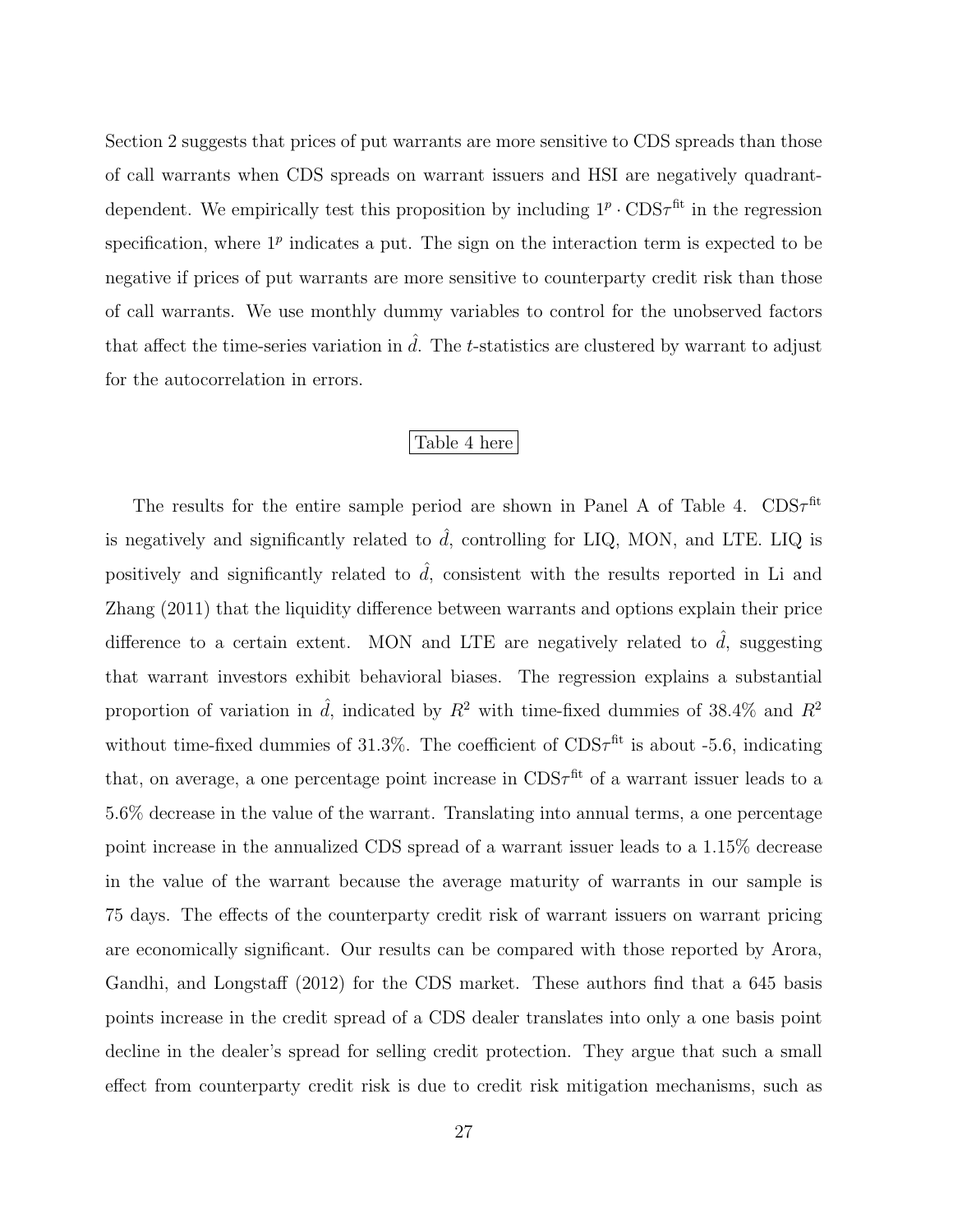Section 2 suggests that prices of put warrants are more sensitive to CDS spreads than those of call warrants when CDS spreads on warrant issuers and HSI are negatively quadrant-dependent. We empirically test this proposition by including $1^p \cdot \text{CDS}\tau^{\text{fit}}$ in the regression specification, where $1^p$ indicates a put. The sign on the interaction term is expected to be negative if prices of put warrants are more sensitive to counterparty credit risk than those of call warrants. We use monthly dummy variables to control for the unobserved factors that affect the time-series variation in $\hat{d}$. The $t$-statistics are clustered by warrant to adjust for the autocorrelation in errors.

Table 4 here

The results for the entire sample period are shown in Panel A of Table 4. $\text{CDS}\tau^{\text{fit}}$ is negatively and significantly related to $\hat{d}$, controlling for LIQ, MON, and LTE. LIQ is positively and significantly related to $\hat{d}$, consistent with the results reported in Li and Zhang (2011) that the liquidity difference between warrants and options explain their price difference to a certain extent. MON and LTE are negatively related to $\hat{d}$, suggesting that warrant investors exhibit behavioral biases. The regression explains a substantial proportion of variation in $\hat{d}$, indicated by $R^2$ with time-fixed dummies of 38.4% and $R^2$ without time-fixed dummies of 31.3%. The coefficient of $\text{CDS}\tau^{\text{fit}}$ is about -5.6, indicating that, on average, a one percentage point increase in $\text{CDS}\tau^{\text{fit}}$ of a warrant issuer leads to a 5.6% decrease in the value of the warrant. Translating into annual terms, a one percentage point increase in the annualized CDS spread of a warrant issuer leads to a 1.15% decrease in the value of the warrant because the average maturity of warrants in our sample is 75 days. The effects of the counterparty credit risk of warrant issuers on warrant pricing are economically significant. Our results can be compared with those reported by Arora, Gandhi, and Longstaff (2012) for the CDS market. These authors find that a 645 basis points increase in the credit spread of a CDS dealer translates into only a one basis point decline in the dealer's spread for selling credit protection. They argue that such a small effect from counterparty credit risk is due to credit risk mitigation mechanisms, such as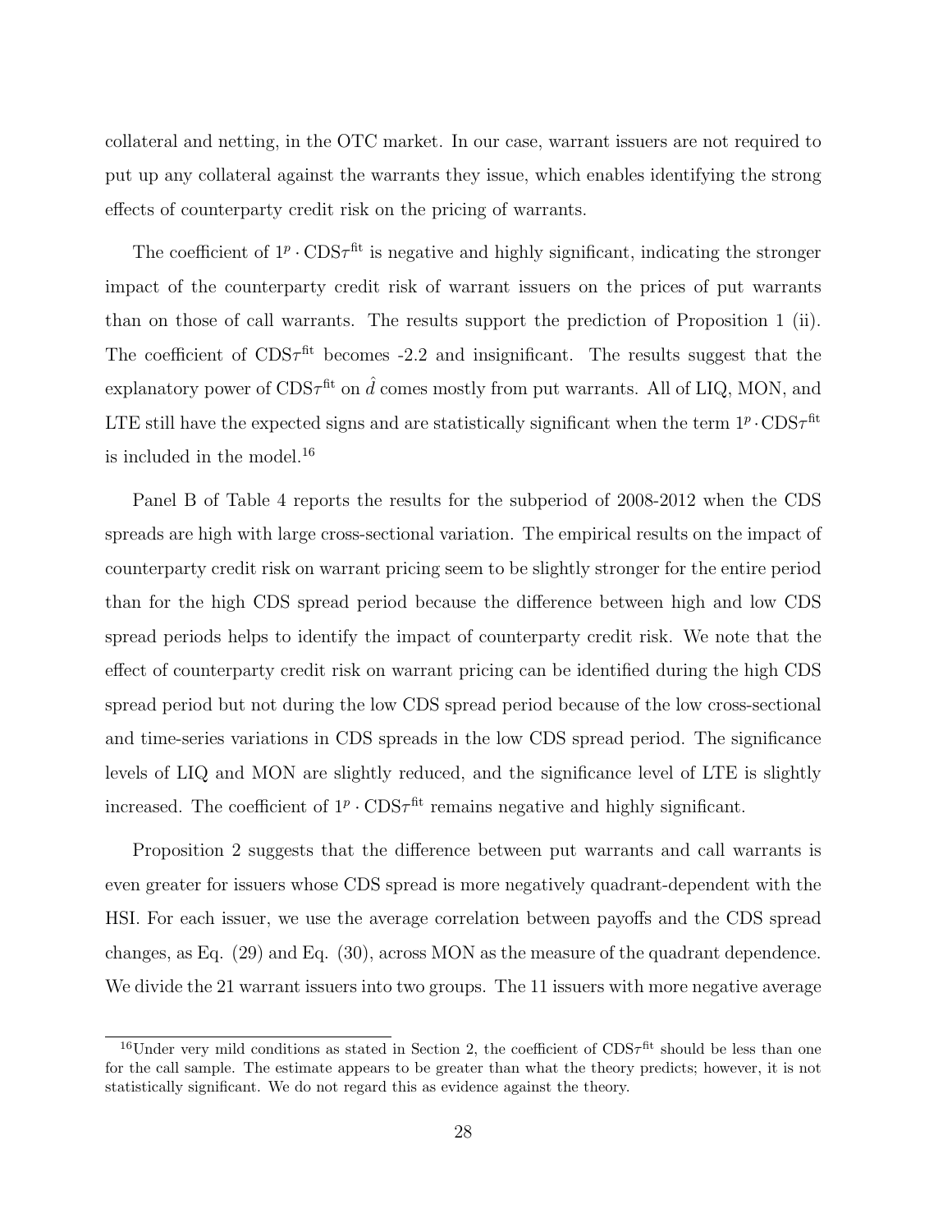collateral and netting, in the OTC market. In our case, warrant issuers are not required to put up any collateral against the warrants they issue, which enables identifying the strong effects of counterparty credit risk on the pricing of warrants.

The coefficient of $1^p \cdot \text{CDS}\tau^{\text{fit}}$ is negative and highly significant, indicating the stronger impact of the counterparty credit risk of warrant issuers on the prices of put warrants than on those of call warrants. The results support the prediction of Proposition 1 (ii). The coefficient of $\text{CDS}\tau^{\text{fit}}$ becomes -2.2 and insignificant. The results suggest that the explanatory power of $\text{CDS}\tau^{\text{fit}}$ on $\hat{d}$ comes mostly from put warrants. All of LIQ, MON, and LTE still have the expected signs and are statistically significant when the term $1^p \cdot \text{CDS}\tau^{\text{fit}}$ is included in the model.[16]

Panel B of Table 4 reports the results for the subperiod of 2008-2012 when the CDS spreads are high with large cross-sectional variation. The empirical results on the impact of counterparty credit risk on warrant pricing seem to be slightly stronger for the entire period than for the high CDS spread period because the difference between high and low CDS spread periods helps to identify the impact of counterparty credit risk. We note that the effect of counterparty credit risk on warrant pricing can be identified during the high CDS spread period but not during the low CDS spread period because of the low cross-sectional and time-series variations in CDS spreads in the low CDS spread period. The significance levels of LIQ and MON are slightly reduced, and the significance level of LTE is slightly increased. The coefficient of $1^p \cdot \text{CDS}\tau^{\text{fit}}$ remains negative and highly significant.

Proposition 2 suggests that the difference between put warrants and call warrants is even greater for issuers whose CDS spread is more negatively quadrant-dependent with the HSI. For each issuer, we use the average correlation between payoffs and the CDS spread changes, as Eq. (29) and Eq. (30), across MON as the measure of the quadrant dependence. We divide the 21 warrant issuers into two groups. The 11 issuers with more negative average

[16] Under very mild conditions as stated in Section 2, the coefficient of $\text{CDS}\tau^{\text{fit}}$ should be less than one for the call sample. The estimate appears to be greater than what the theory predicts; however, it is not statistically significant. We do not regard this as evidence against the theory.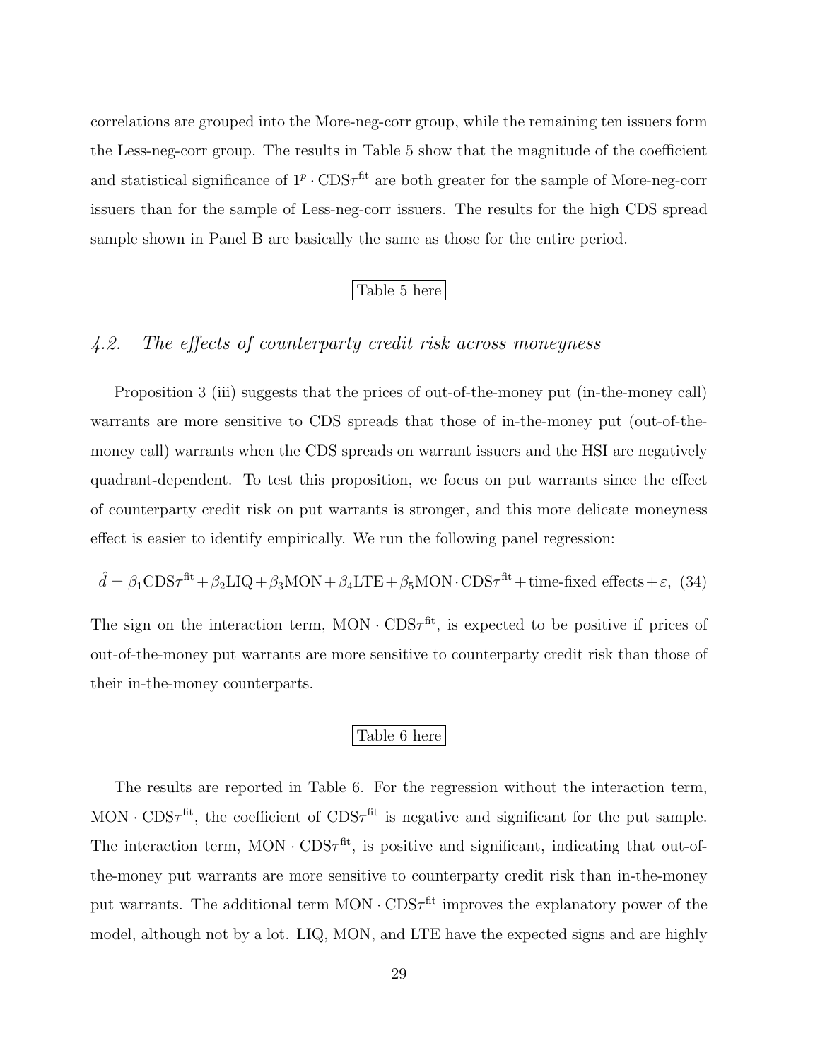correlations are grouped into the More-neg-corr group, while the remaining ten issuers form the Less-neg-corr group. The results in Table 5 show that the magnitude of the coefficient and statistical significance of $1^p \cdot \text{CDS}\tau^{\text{fit}}$ are both greater for the sample of More-neg-corr issuers than for the sample of Less-neg-corr issuers. The results for the high CDS spread sample shown in Panel B are basically the same as those for the entire period.

Table 5 here

### *4.2. The effects of counterparty credit risk across moneyness*

Proposition 3 (iii) suggests that the prices of out-of-the-money put (in-the-money call) warrants are more sensitive to CDS spreads that those of in-the-money put (out-of-the-money call) warrants when the CDS spreads on warrant issuers and the HSI are negatively quadrant-dependent. To test this proposition, we focus on put warrants since the effect of counterparty credit risk on put warrants is stronger, and this more delicate moneyness effect is easier to identify empirically. We run the following panel regression:

$$\hat{d} = \beta_1 \text{CDS}\tau^{\text{fit}} + \beta_2 \text{LIQ} + \beta_3 \text{MON} + \beta_4 \text{LTE} + \beta_5 \text{MON} \cdot \text{CDS}\tau^{\text{fit}} + \text{time-fixed effects} + \varepsilon, \quad (34)$$

The sign on the interaction term, $\text{MON} \cdot \text{CDS}\tau^{\text{fit}}$, is expected to be positive if prices of out-of-the-money put warrants are more sensitive to counterparty credit risk than those of their in-the-money counterparts.

Table 6 here

The results are reported in Table 6. For the regression without the interaction term, $\text{MON} \cdot \text{CDS}\tau^{\text{fit}}$, the coefficient of $\text{CDS}\tau^{\text{fit}}$ is negative and significant for the put sample. The interaction term, $\text{MON} \cdot \text{CDS}\tau^{\text{fit}}$, is positive and significant, indicating that out-of-the-money put warrants are more sensitive to counterparty credit risk than in-the-money put warrants. The additional term $\text{MON} \cdot \text{CDS}\tau^{\text{fit}}$ improves the explanatory power of the model, although not by a lot. LIQ, MON, and LTE have the expected signs and are highly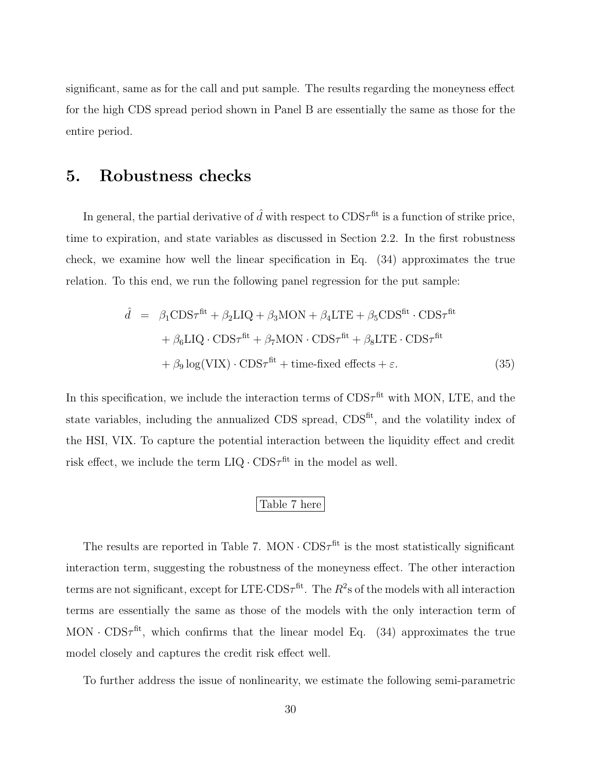significant, same as for the call and put sample. The results regarding the moneyness effect for the high CDS spread period shown in Panel B are essentially the same as those for the entire period.

# 5. Robustness checks

In general, the partial derivative of $\hat{d}$ with respect to $\text{CDS}\tau^{\text{fit}}$ is a function of strike price, time to expiration, and state variables as discussed in Section 2.2. In the first robustness check, we examine how well the linear specification in Eq. (34) approximates the true relation. To this end, we run the following panel regression for the put sample:

$$
\begin{aligned}
\hat{d} \;=\; & \beta_1 \text{CDS}\tau^{\text{fit}} + \beta_2 \text{LIQ} + \beta_3 \text{MON} + \beta_4 \text{LTE} + \beta_5 \text{CDS}^{\text{fit}} \cdot \text{CDS}\tau^{\text{fit}} \\
& + \beta_6 \text{LIQ} \cdot \text{CDS}\tau^{\text{fit}} + \beta_7 \text{MON} \cdot \text{CDS}\tau^{\text{fit}} + \beta_8 \text{LTE} \cdot \text{CDS}\tau^{\text{fit}} \\
& + \beta_9 \log(\text{VIX}) \cdot \text{CDS}\tau^{\text{fit}} + \text{time-fixed effects} + \varepsilon. \qquad (35)
\end{aligned}
$$

In this specification, we include the interaction terms of $\text{CDS}\tau^{\text{fit}}$ with MON, LTE, and the state variables, including the annualized CDS spread, $\text{CDS}^{\text{fit}}$, and the volatility index of the HSI, VIX. To capture the potential interaction between the liquidity effect and credit risk effect, we include the term $\text{LIQ} \cdot \text{CDS}\tau^{\text{fit}}$ in the model as well.

Table 7 here

The results are reported in Table 7. $\text{MON} \cdot \text{CDS}\tau^{\text{fit}}$ is the most statistically significant interaction term, suggesting the robustness of the moneyness effect. The other interaction terms are not significant, except for $\text{LTE} \cdot \text{CDS}\tau^{\text{fit}}$. The $R^2$s of the models with all interaction terms are essentially the same as those of the models with the only interaction term of $\text{MON} \cdot \text{CDS}\tau^{\text{fit}}$, which confirms that the linear model Eq. (34) approximates the true model closely and captures the credit risk effect well.

To further address the issue of nonlinearity, we estimate the following semi-parametric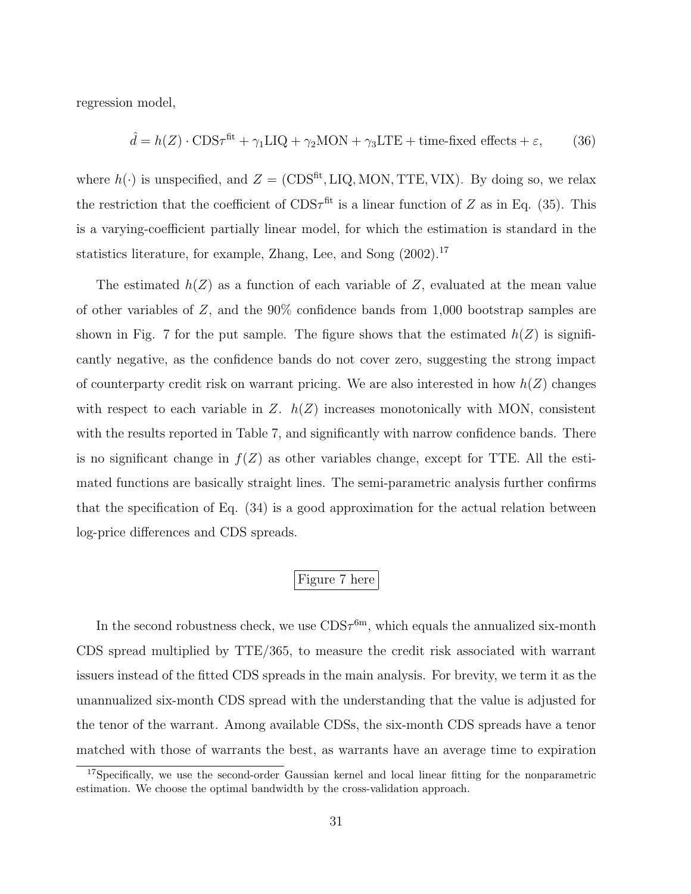regression model,

$$\hat{d} = h(Z) \cdot \text{CDS}\tau^{\text{fit}} + \gamma_1 \text{LIQ} + \gamma_2 \text{MON} + \gamma_3 \text{LTE} + \text{time-fixed effects} + \varepsilon, \tag{36}$$

where $h(\cdot)$ is unspecified, and $Z = (\text{CDS}^{\text{fit}}, \text{LIQ}, \text{MON}, \text{TTE}, \text{VIX})$. By doing so, we relax the restriction that the coefficient of $\text{CDS}\tau^{\text{fit}}$ is a linear function of $Z$ as in Eq. (35). This is a varying-coefficient partially linear model, for which the estimation is standard in the statistics literature, for example, Zhang, Lee, and Song (2002).[17]

The estimated $h(Z)$ as a function of each variable of $Z$, evaluated at the mean value of other variables of $Z$, and the 90% confidence bands from 1,000 bootstrap samples are shown in Fig. 7 for the put sample. The figure shows that the estimated $h(Z)$ is significantly negative, as the confidence bands do not cover zero, suggesting the strong impact of counterparty credit risk on warrant pricing. We are also interested in how $h(Z)$ changes with respect to each variable in $Z$. $h(Z)$ increases monotonically with MON, consistent with the results reported in Table 7, and significantly with narrow confidence bands. There is no significant change in $f(Z)$ as other variables change, except for TTE. All the estimated functions are basically straight lines. The semi-parametric analysis further confirms that the specification of Eq. (34) is a good approximation for the actual relation between log-price differences and CDS spreads.

Figure 7 here

In the second robustness check, we use $\text{CDS}\tau^{\text{6m}}$, which equals the annualized six-month CDS spread multiplied by TTE/365, to measure the credit risk associated with warrant issuers instead of the fitted CDS spreads in the main analysis. For brevity, we term it as the unannualized six-month CDS spread with the understanding that the value is adjusted for the tenor of the warrant. Among available CDSs, the six-month CDS spreads have a tenor matched with those of warrants the best, as warrants have an average time to expiration

[17] Specifically, we use the second-order Gaussian kernel and local linear fitting for the nonparametric estimation. We choose the optimal bandwidth by the cross-validation approach.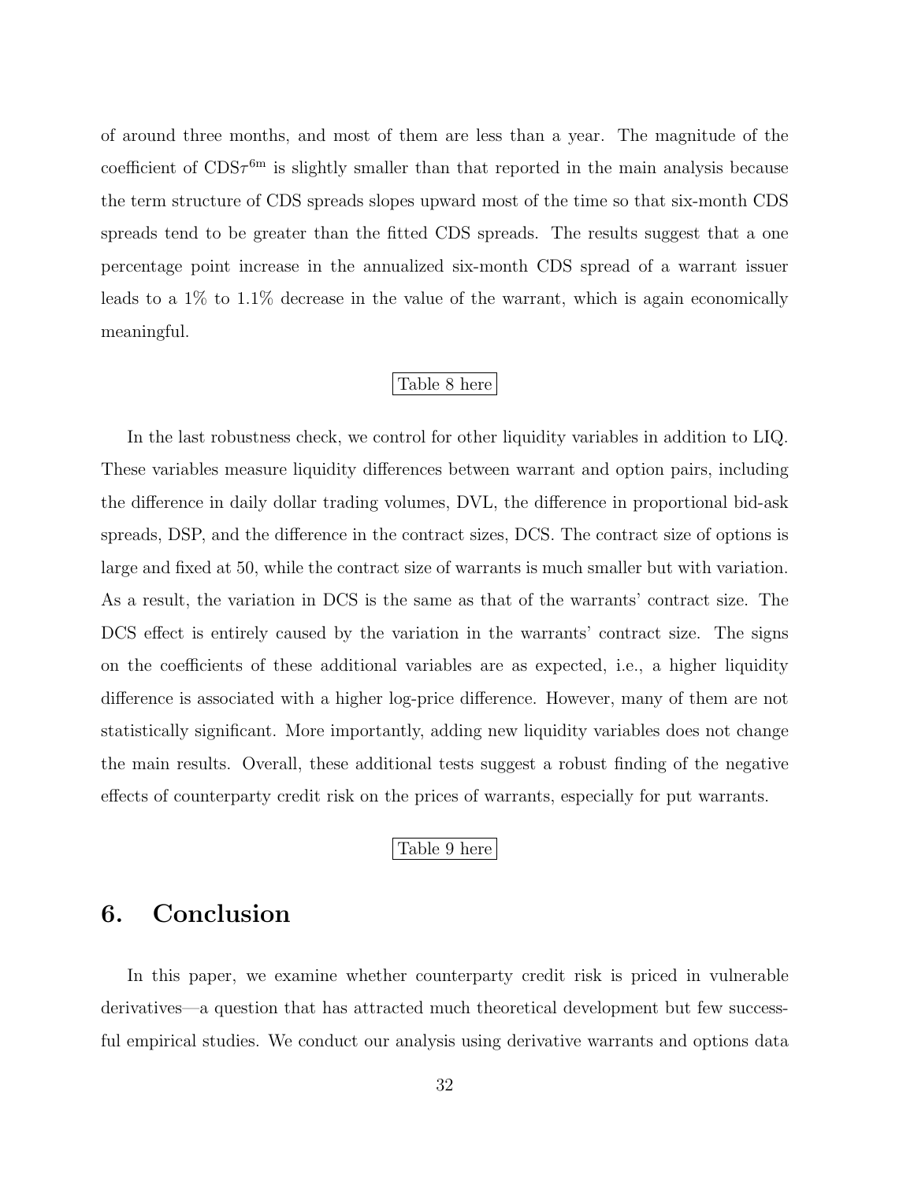of around three months, and most of them are less than a year. The magnitude of the coefficient of $\text{CDS}\tau^{6\text{m}}$ is slightly smaller than that reported in the main analysis because the term structure of CDS spreads slopes upward most of the time so that six-month CDS spreads tend to be greater than the fitted CDS spreads. The results suggest that a one percentage point increase in the annualized six-month CDS spread of a warrant issuer leads to a 1% to 1.1% decrease in the value of the warrant, which is again economically meaningful.

Table 8 here

In the last robustness check, we control for other liquidity variables in addition to LIQ. These variables measure liquidity differences between warrant and option pairs, including the difference in daily dollar trading volumes, DVL, the difference in proportional bid-ask spreads, DSP, and the difference in the contract sizes, DCS. The contract size of options is large and fixed at 50, while the contract size of warrants is much smaller but with variation. As a result, the variation in DCS is the same as that of the warrants' contract size. The DCS effect is entirely caused by the variation in the warrants' contract size. The signs on the coefficients of these additional variables are as expected, i.e., a higher liquidity difference is associated with a higher log-price difference. However, many of them are not statistically significant. More importantly, adding new liquidity variables does not change the main results. Overall, these additional tests suggest a robust finding of the negative effects of counterparty credit risk on the prices of warrants, especially for put warrants.

Table 9 here

# 6. Conclusion

In this paper, we examine whether counterparty credit risk is priced in vulnerable derivatives—a question that has attracted much theoretical development but few successful empirical studies. We conduct our analysis using derivative warrants and options data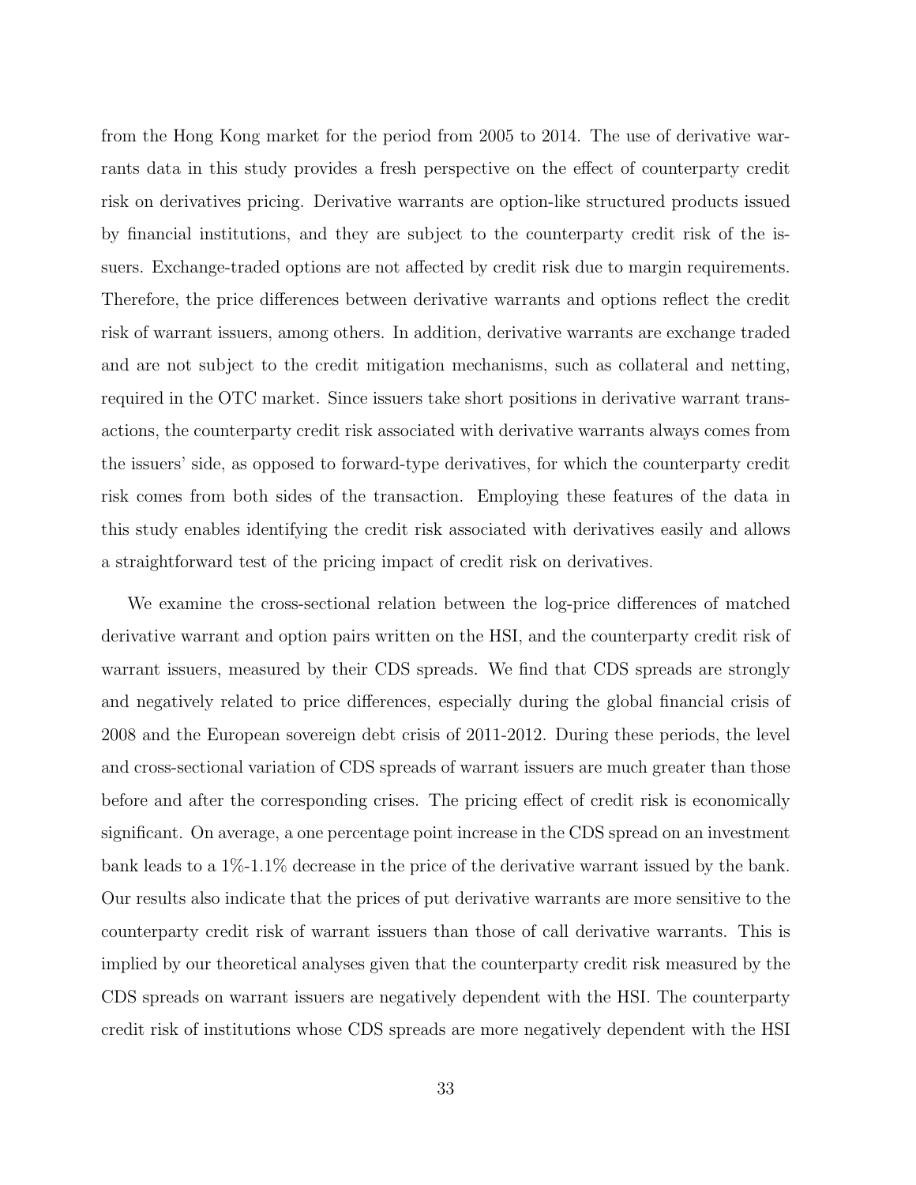from the Hong Kong market for the period from 2005 to 2014. The use of derivative warrants data in this study provides a fresh perspective on the effect of counterparty credit risk on derivatives pricing. Derivative warrants are option-like structured products issued by financial institutions, and they are subject to the counterparty credit risk of the issuers. Exchange-traded options are not affected by credit risk due to margin requirements. Therefore, the price differences between derivative warrants and options reflect the credit risk of warrant issuers, among others. In addition, derivative warrants are exchange traded and are not subject to the credit mitigation mechanisms, such as collateral and netting, required in the OTC market. Since issuers take short positions in derivative warrant transactions, the counterparty credit risk associated with derivative warrants always comes from the issuers' side, as opposed to forward-type derivatives, for which the counterparty credit risk comes from both sides of the transaction. Employing these features of the data in this study enables identifying the credit risk associated with derivatives easily and allows a straightforward test of the pricing impact of credit risk on derivatives.

We examine the cross-sectional relation between the log-price differences of matched derivative warrant and option pairs written on the HSI, and the counterparty credit risk of warrant issuers, measured by their CDS spreads. We find that CDS spreads are strongly and negatively related to price differences, especially during the global financial crisis of 2008 and the European sovereign debt crisis of 2011-2012. During these periods, the level and cross-sectional variation of CDS spreads of warrant issuers are much greater than those before and after the corresponding crises. The pricing effect of credit risk is economically significant. On average, a one percentage point increase in the CDS spread on an investment bank leads to a 1%-1.1% decrease in the price of the derivative warrant issued by the bank. Our results also indicate that the prices of put derivative warrants are more sensitive to the counterparty credit risk of warrant issuers than those of call derivative warrants. This is implied by our theoretical analyses given that the counterparty credit risk measured by the CDS spreads on warrant issuers are negatively dependent with the HSI. The counterparty credit risk of institutions whose CDS spreads are more negatively dependent with the HSI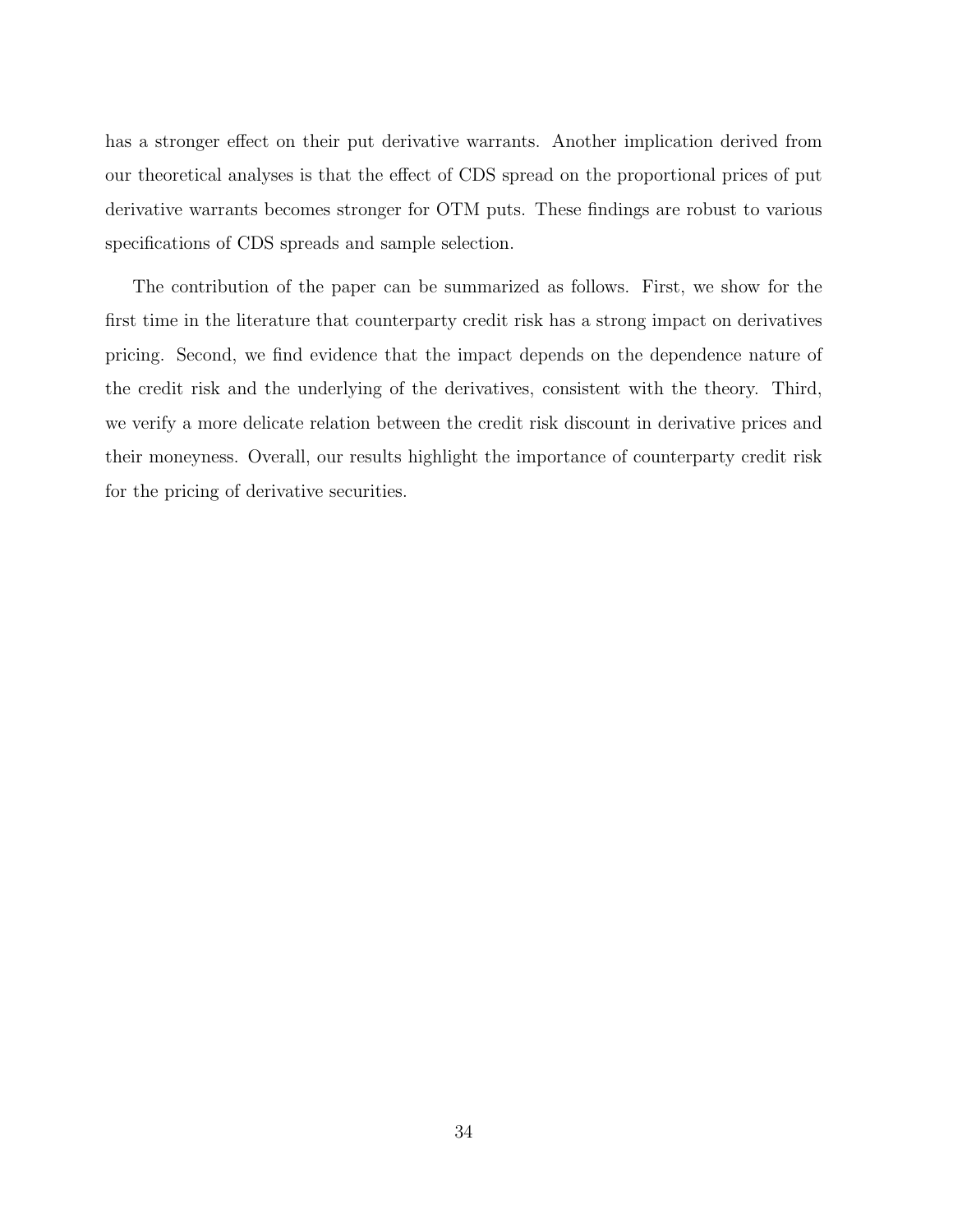has a stronger effect on their put derivative warrants. Another implication derived from our theoretical analyses is that the effect of CDS spread on the proportional prices of put derivative warrants becomes stronger for OTM puts. These findings are robust to various specifications of CDS spreads and sample selection.

The contribution of the paper can be summarized as follows. First, we show for the first time in the literature that counterparty credit risk has a strong impact on derivatives pricing. Second, we find evidence that the impact depends on the dependence nature of the credit risk and the underlying of the derivatives, consistent with the theory. Third, we verify a more delicate relation between the credit risk discount in derivative prices and their moneyness. Overall, our results highlight the importance of counterparty credit risk for the pricing of derivative securities.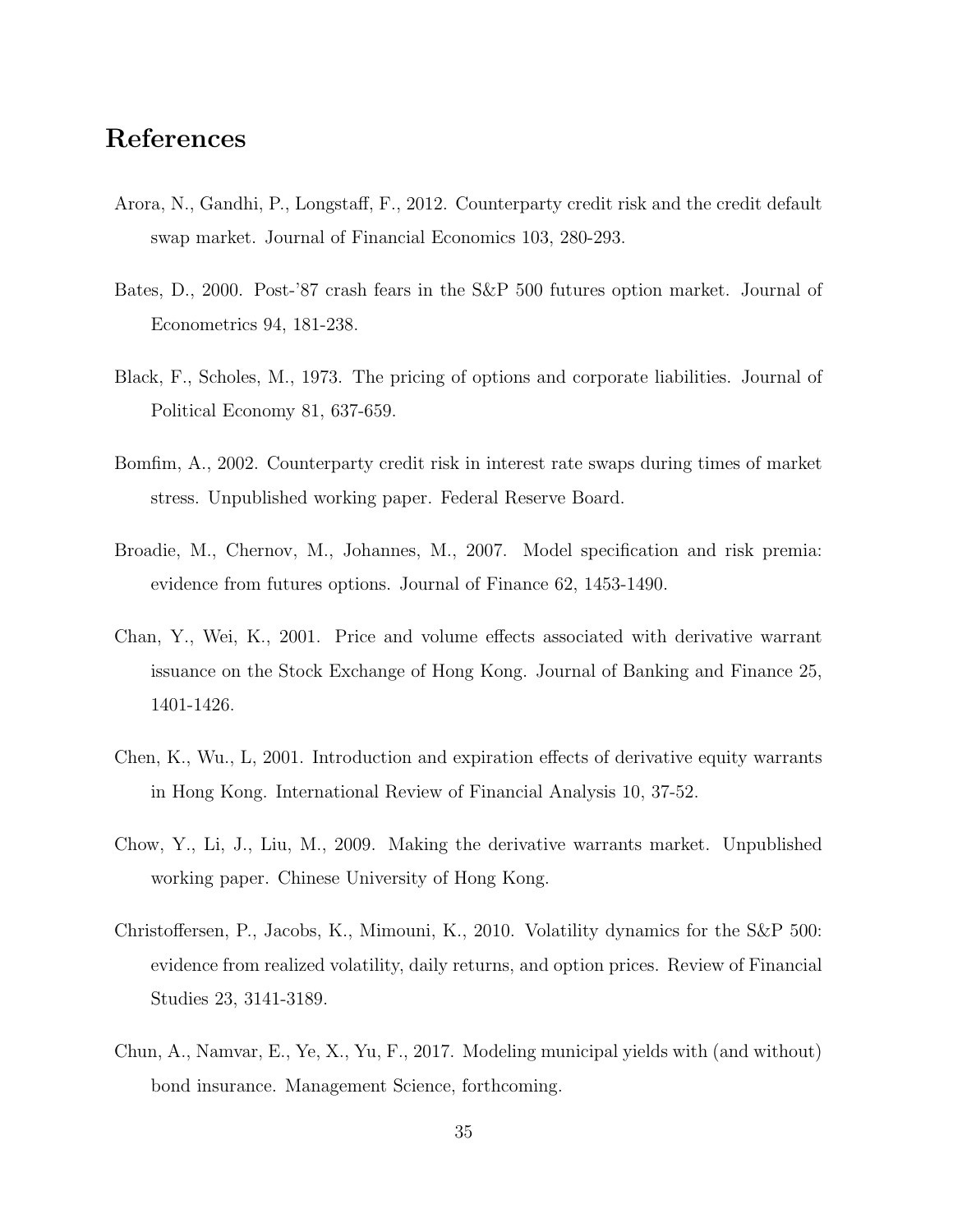# References

Arora, N., Gandhi, P., Longstaff, F., 2012. Counterparty credit risk and the credit default swap market. Journal of Financial Economics 103, 280-293.

Bates, D., 2000. Post-'87 crash fears in the S&P 500 futures option market. Journal of Econometrics 94, 181-238.

Black, F., Scholes, M., 1973. The pricing of options and corporate liabilities. Journal of Political Economy 81, 637-659.

Bomfim, A., 2002. Counterparty credit risk in interest rate swaps during times of market stress. Unpublished working paper. Federal Reserve Board.

Broadie, M., Chernov, M., Johannes, M., 2007. Model specification and risk premia: evidence from futures options. Journal of Finance 62, 1453-1490.

Chan, Y., Wei, K., 2001. Price and volume effects associated with derivative warrant issuance on the Stock Exchange of Hong Kong. Journal of Banking and Finance 25, 1401-1426.

Chen, K., Wu., L, 2001. Introduction and expiration effects of derivative equity warrants in Hong Kong. International Review of Financial Analysis 10, 37-52.

Chow, Y., Li, J., Liu, M., 2009. Making the derivative warrants market. Unpublished working paper. Chinese University of Hong Kong.

Christoffersen, P., Jacobs, K., Mimouni, K., 2010. Volatility dynamics for the S&P 500: evidence from realized volatility, daily returns, and option prices. Review of Financial Studies 23, 3141-3189.

Chun, A., Namvar, E., Ye, X., Yu, F., 2017. Modeling municipal yields with (and without) bond insurance. Management Science, forthcoming.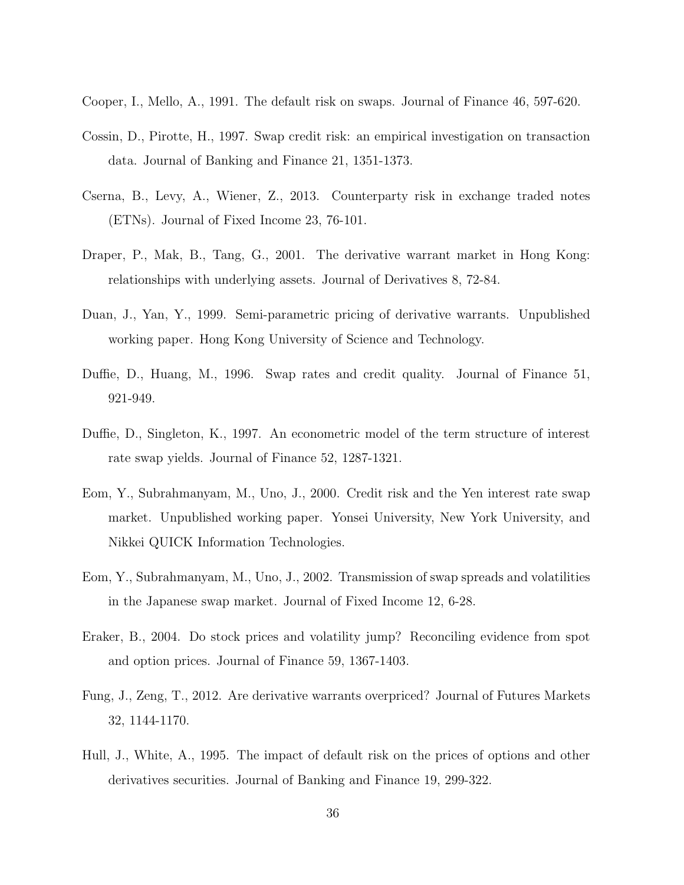Cooper, I., Mello, A., 1991. The default risk on swaps. Journal of Finance 46, 597-620.

Cossin, D., Pirotte, H., 1997. Swap credit risk: an empirical investigation on transaction data. Journal of Banking and Finance 21, 1351-1373.

Cserna, B., Levy, A., Wiener, Z., 2013. Counterparty risk in exchange traded notes (ETNs). Journal of Fixed Income 23, 76-101.

Draper, P., Mak, B., Tang, G., 2001. The derivative warrant market in Hong Kong: relationships with underlying assets. Journal of Derivatives 8, 72-84.

Duan, J., Yan, Y., 1999. Semi-parametric pricing of derivative warrants. Unpublished working paper. Hong Kong University of Science and Technology.

Duffie, D., Huang, M., 1996. Swap rates and credit quality. Journal of Finance 51, 921-949.

Duffie, D., Singleton, K., 1997. An econometric model of the term structure of interest rate swap yields. Journal of Finance 52, 1287-1321.

Eom, Y., Subrahmanyam, M., Uno, J., 2000. Credit risk and the Yen interest rate swap market. Unpublished working paper. Yonsei University, New York University, and Nikkei QUICK Information Technologies.

Eom, Y., Subrahmanyam, M., Uno, J., 2002. Transmission of swap spreads and volatilities in the Japanese swap market. Journal of Fixed Income 12, 6-28.

Eraker, B., 2004. Do stock prices and volatility jump? Reconciling evidence from spot and option prices. Journal of Finance 59, 1367-1403.

Fung, J., Zeng, T., 2012. Are derivative warrants overpriced? Journal of Futures Markets 32, 1144-1170.

Hull, J., White, A., 1995. The impact of default risk on the prices of options and other derivatives securities. Journal of Banking and Finance 19, 299-322.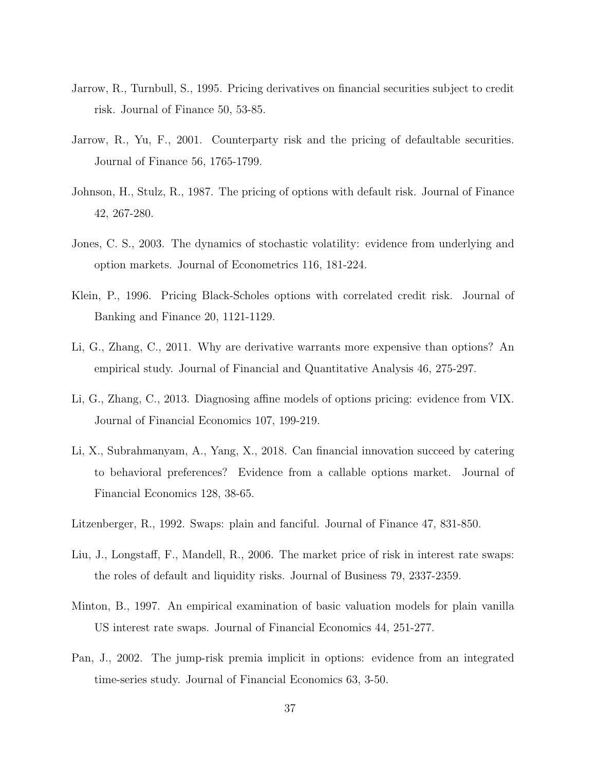Jarrow, R., Turnbull, S., 1995. Pricing derivatives on financial securities subject to credit risk. Journal of Finance 50, 53-85.

Jarrow, R., Yu, F., 2001. Counterparty risk and the pricing of defaultable securities. Journal of Finance 56, 1765-1799.

Johnson, H., Stulz, R., 1987. The pricing of options with default risk. Journal of Finance 42, 267-280.

Jones, C. S., 2003. The dynamics of stochastic volatility: evidence from underlying and option markets. Journal of Econometrics 116, 181-224.

Klein, P., 1996. Pricing Black-Scholes options with correlated credit risk. Journal of Banking and Finance 20, 1121-1129.

Li, G., Zhang, C., 2011. Why are derivative warrants more expensive than options? An empirical study. Journal of Financial and Quantitative Analysis 46, 275-297.

Li, G., Zhang, C., 2013. Diagnosing affine models of options pricing: evidence from VIX. Journal of Financial Economics 107, 199-219.

Li, X., Subrahmanyam, A., Yang, X., 2018. Can financial innovation succeed by catering to behavioral preferences? Evidence from a callable options market. Journal of Financial Economics 128, 38-65.

Litzenberger, R., 1992. Swaps: plain and fanciful. Journal of Finance 47, 831-850.

Liu, J., Longstaff, F., Mandell, R., 2006. The market price of risk in interest rate swaps: the roles of default and liquidity risks. Journal of Business 79, 2337-2359.

Minton, B., 1997. An empirical examination of basic valuation models for plain vanilla US interest rate swaps. Journal of Financial Economics 44, 251-277.

Pan, J., 2002. The jump-risk premia implicit in options: evidence from an integrated time-series study. Journal of Financial Economics 63, 3-50.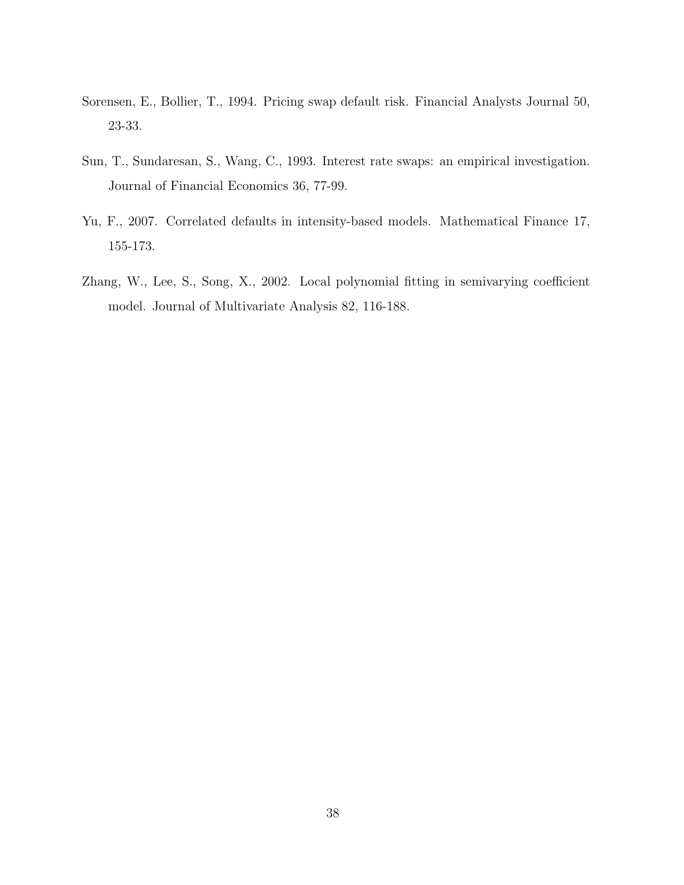Sorensen, E., Bollier, T., 1994. Pricing swap default risk. Financial Analysts Journal 50, 23-33.

Sun, T., Sundaresan, S., Wang, C., 1993. Interest rate swaps: an empirical investigation. Journal of Financial Economics 36, 77-99.

Yu, F., 2007. Correlated defaults in intensity-based models. Mathematical Finance 17, 155-173.

Zhang, W., Lee, S., Song, X., 2002. Local polynomial fitting in semivarying coefficient model. Journal of Multivariate Analysis 82, 116-188.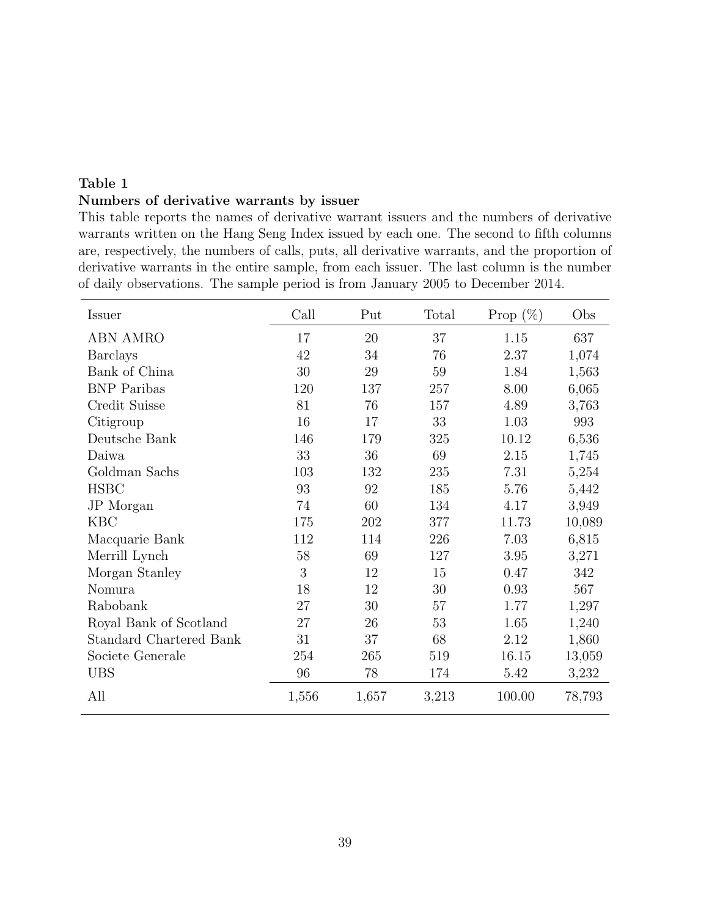**Table 1**
**Numbers of derivative warrants by issuer**

This table reports the names of derivative warrant issuers and the numbers of derivative warrants written on the Hang Seng Index issued by each one. The second to fifth columns are, respectively, the numbers of calls, puts, all derivative warrants, and the proportion of derivative warrants in the entire sample, from each issuer. The last column is the number of daily observations. The sample period is from January 2005 to December 2014.

| Issuer | Call | Put | Total | Prop (%) | Obs |
|---|---|---|---|---|---|
| ABN AMRO | 17 | 20 | 37 | 1.15 | 637 |
| Barclays | 42 | 34 | 76 | 2.37 | 1,074 |
| Bank of China | 30 | 29 | 59 | 1.84 | 1,563 |
| BNP Paribas | 120 | 137 | 257 | 8.00 | 6,065 |
| Credit Suisse | 81 | 76 | 157 | 4.89 | 3,763 |
| Citigroup | 16 | 17 | 33 | 1.03 | 993 |
| Deutsche Bank | 146 | 179 | 325 | 10.12 | 6,536 |
| Daiwa | 33 | 36 | 69 | 2.15 | 1,745 |
| Goldman Sachs | 103 | 132 | 235 | 7.31 | 5,254 |
| HSBC | 93 | 92 | 185 | 5.76 | 5,442 |
| JP Morgan | 74 | 60 | 134 | 4.17 | 3,949 |
| KBC | 175 | 202 | 377 | 11.73 | 10,089 |
| Macquarie Bank | 112 | 114 | 226 | 7.03 | 6,815 |
| Merrill Lynch | 58 | 69 | 127 | 3.95 | 3,271 |
| Morgan Stanley | 3 | 12 | 15 | 0.47 | 342 |
| Nomura | 18 | 12 | 30 | 0.93 | 567 |
| Rabobank | 27 | 30 | 57 | 1.77 | 1,297 |
| Royal Bank of Scotland | 27 | 26 | 53 | 1.65 | 1,240 |
| Standard Chartered Bank | 31 | 37 | 68 | 2.12 | 1,860 |
| Societe Generale | 254 | 265 | 519 | 16.15 | 13,059 |
| UBS | 96 | 78 | 174 | 5.42 | 3,232 |
| All | 1,556 | 1,657 | 3,213 | 100.00 | 78,793 |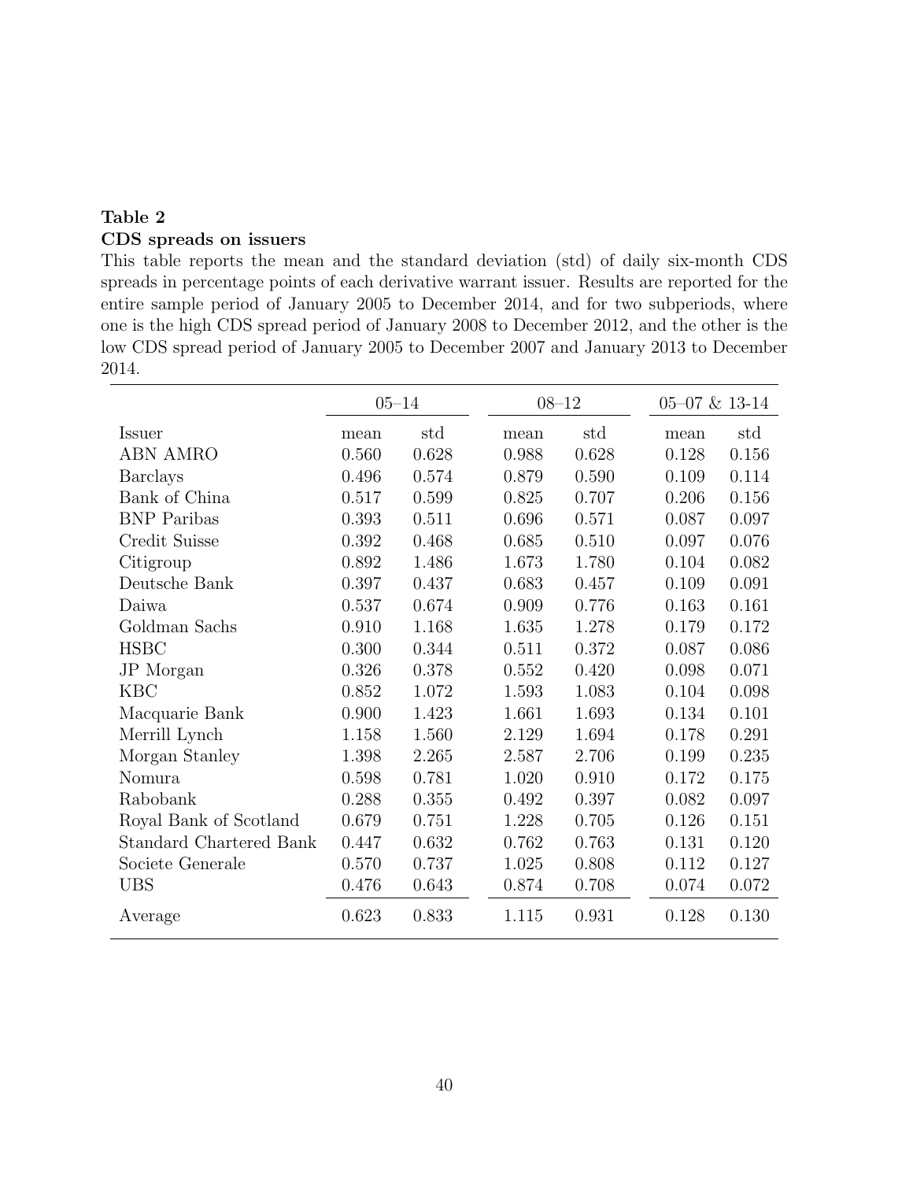**Table 2**
**CDS spreads on issuers**

This table reports the mean and the standard deviation (std) of daily six-month CDS spreads in percentage points of each derivative warrant issuer. Results are reported for the entire sample period of January 2005 to December 2014, and for two subperiods, where one is the high CDS spread period of January 2008 to December 2012, and the other is the low CDS spread period of January 2005 to December 2007 and January 2013 to December 2014.

| | 05–14 | | 08–12 | | 05–07 & 13-14 | |
|---|---|---|---|---|---|---|
| Issuer | mean | std | mean | std | mean | std |
| ABN AMRO | 0.560 | 0.628 | 0.988 | 0.628 | 0.128 | 0.156 |
| Barclays | 0.496 | 0.574 | 0.879 | 0.590 | 0.109 | 0.114 |
| Bank of China | 0.517 | 0.599 | 0.825 | 0.707 | 0.206 | 0.156 |
| BNP Paribas | 0.393 | 0.511 | 0.696 | 0.571 | 0.087 | 0.097 |
| Credit Suisse | 0.392 | 0.468 | 0.685 | 0.510 | 0.097 | 0.076 |
| Citigroup | 0.892 | 1.486 | 1.673 | 1.780 | 0.104 | 0.082 |
| Deutsche Bank | 0.397 | 0.437 | 0.683 | 0.457 | 0.109 | 0.091 |
| Daiwa | 0.537 | 0.674 | 0.909 | 0.776 | 0.163 | 0.161 |
| Goldman Sachs | 0.910 | 1.168 | 1.635 | 1.278 | 0.179 | 0.172 |
| HSBC | 0.300 | 0.344 | 0.511 | 0.372 | 0.087 | 0.086 |
| JP Morgan | 0.326 | 0.378 | 0.552 | 0.420 | 0.098 | 0.071 |
| KBC | 0.852 | 1.072 | 1.593 | 1.083 | 0.104 | 0.098 |
| Macquarie Bank | 0.900 | 1.423 | 1.661 | 1.693 | 0.134 | 0.101 |
| Merrill Lynch | 1.158 | 1.560 | 2.129 | 1.694 | 0.178 | 0.291 |
| Morgan Stanley | 1.398 | 2.265 | 2.587 | 2.706 | 0.199 | 0.235 |
| Nomura | 0.598 | 0.781 | 1.020 | 0.910 | 0.172 | 0.175 |
| Rabobank | 0.288 | 0.355 | 0.492 | 0.397 | 0.082 | 0.097 |
| Royal Bank of Scotland | 0.679 | 0.751 | 1.228 | 0.705 | 0.126 | 0.151 |
| Standard Chartered Bank | 0.447 | 0.632 | 0.762 | 0.763 | 0.131 | 0.120 |
| Societe Generale | 0.570 | 0.737 | 1.025 | 0.808 | 0.112 | 0.127 |
| UBS | 0.476 | 0.643 | 0.874 | 0.708 | 0.074 | 0.072 |
| Average | 0.623 | 0.833 | 1.115 | 0.931 | 0.128 | 0.130 |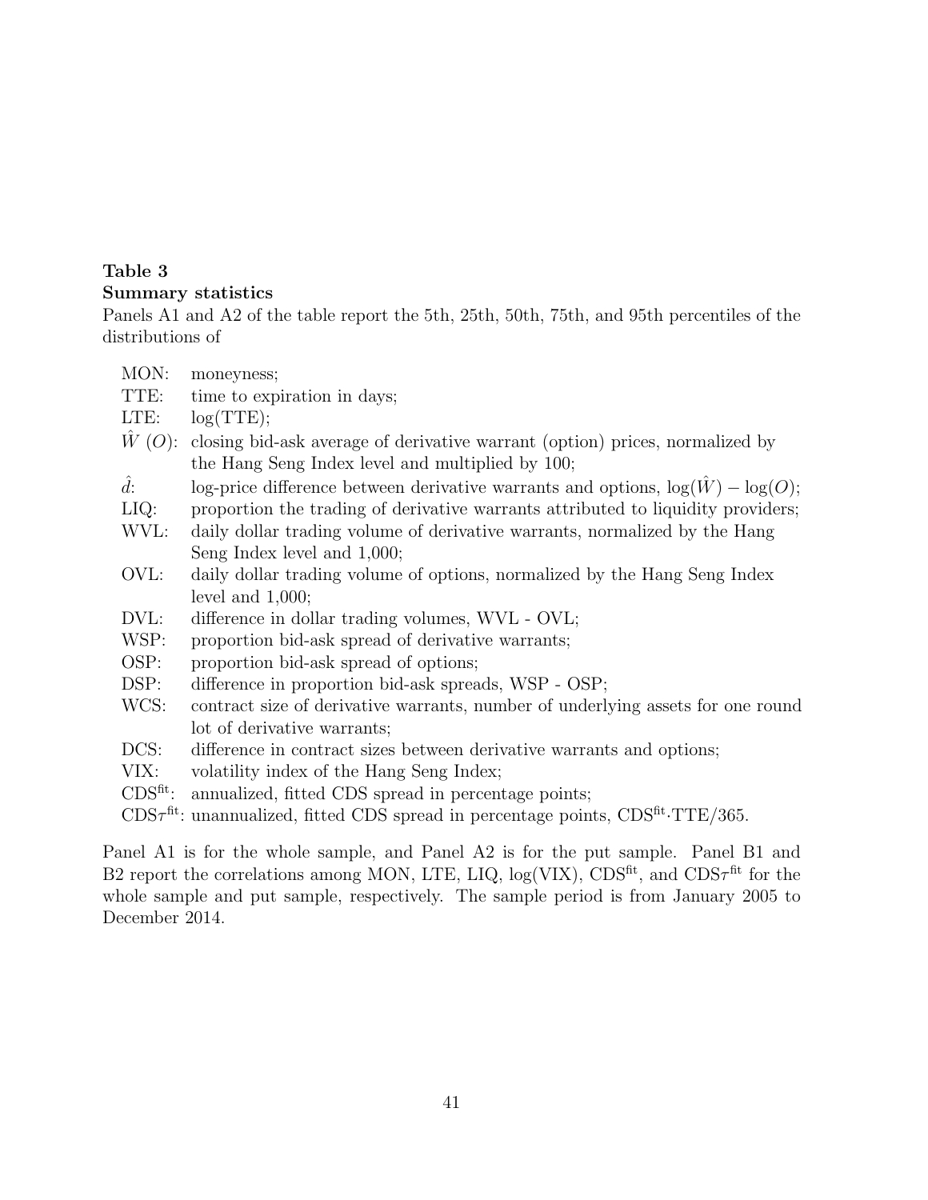**Table 3**

**Summary statistics**

Panels A1 and A2 of the table report the 5th, 25th, 50th, 75th, and 95th percentiles of the distributions of

- MON: moneyness;
- TTE: time to expiration in days;
- LTE: log(TTE);
- $\hat{W}$ ($O$): closing bid-ask average of derivative warrant (option) prices, normalized by the Hang Seng Index level and multiplied by 100;
- $\hat{d}$: log-price difference between derivative warrants and options, $\log(\hat{W}) - \log(O)$;
- LIQ: proportion the trading of derivative warrants attributed to liquidity providers;
- WVL: daily dollar trading volume of derivative warrants, normalized by the Hang Seng Index level and 1,000;
- OVL: daily dollar trading volume of options, normalized by the Hang Seng Index level and 1,000;
- DVL: difference in dollar trading volumes, WVL - OVL;
- WSP: proportion bid-ask spread of derivative warrants;
- OSP: proportion bid-ask spread of options;
- DSP: difference in proportion bid-ask spreads, WSP - OSP;
- WCS: contract size of derivative warrants, number of underlying assets for one round lot of derivative warrants;
- DCS: difference in contract sizes between derivative warrants and options;
- VIX: volatility index of the Hang Seng Index;
- $\text{CDS}^{\text{fit}}$: annualized, fitted CDS spread in percentage points;
- $\text{CDS}\tau^{\text{fit}}$: unannualized, fitted CDS spread in percentage points, $\text{CDS}^{\text{fit}} \cdot \text{TTE}/365$.

Panel A1 is for the whole sample, and Panel A2 is for the put sample. Panel B1 and B2 report the correlations among MON, LTE, LIQ, log(VIX), $\text{CDS}^{\text{fit}}$, and $\text{CDS}\tau^{\text{fit}}$ for the whole sample and put sample, respectively. The sample period is from January 2005 to December 2014.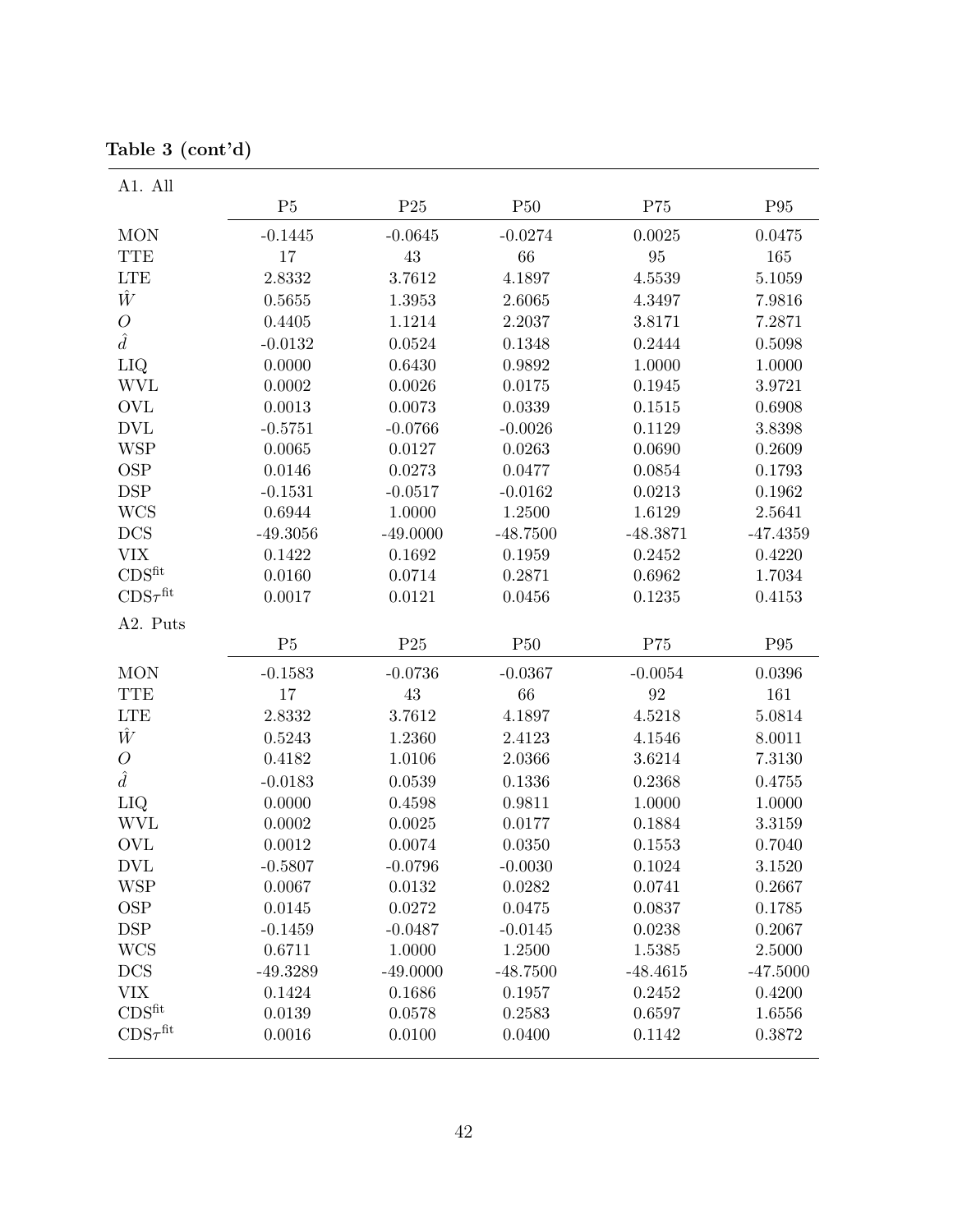**Table 3 (cont'd)**

| A1. All | P5 | P25 | P50 | P75 | P95 |
|---|---|---|---|---|---|
| MON | -0.1445 | -0.0645 | -0.0274 | 0.0025 | 0.0475 |
| TTE | 17 | 43 | 66 | 95 | 165 |
| LTE | 2.8332 | 3.7612 | 4.1897 | 4.5539 | 5.1059 |
| $\hat{W}$ | 0.5655 | 1.3953 | 2.6065 | 4.3497 | 7.9816 |
| $O$ | 0.4405 | 1.1214 | 2.2037 | 3.8171 | 7.2871 |
| $\hat{d}$ | -0.0132 | 0.0524 | 0.1348 | 0.2444 | 0.5098 |
| LIQ | 0.0000 | 0.6430 | 0.9892 | 1.0000 | 1.0000 |
| WVL | 0.0002 | 0.0026 | 0.0175 | 0.1945 | 3.9721 |
| OVL | 0.0013 | 0.0073 | 0.0339 | 0.1515 | 0.6908 |
| DVL | -0.5751 | -0.0766 | -0.0026 | 0.1129 | 3.8398 |
| WSP | 0.0065 | 0.0127 | 0.0263 | 0.0690 | 0.2609 |
| OSP | 0.0146 | 0.0273 | 0.0477 | 0.0854 | 0.1793 |
| DSP | -0.1531 | -0.0517 | -0.0162 | 0.0213 | 0.1962 |
| WCS | 0.6944 | 1.0000 | 1.2500 | 1.6129 | 2.5641 |
| DCS | -49.3056 | -49.0000 | -48.7500 | -48.3871 | -47.4359 |
| VIX | 0.1422 | 0.1692 | 0.1959 | 0.2452 | 0.4220 |
| $\text{CDS}^{\text{fit}}$ | 0.0160 | 0.0714 | 0.2871 | 0.6962 | 1.7034 |
| $\text{CDS}\tau^{\text{fit}}$ | 0.0017 | 0.0121 | 0.0456 | 0.1235 | 0.4153 |

| A2. Puts | P5 | P25 | P50 | P75 | P95 |
|---|---|---|---|---|---|
| MON | -0.1583 | -0.0736 | -0.0367 | -0.0054 | 0.0396 |
| TTE | 17 | 43 | 66 | 92 | 161 |
| LTE | 2.8332 | 3.7612 | 4.1897 | 4.5218 | 5.0814 |
| $\hat{W}$ | 0.5243 | 1.2360 | 2.4123 | 4.1546 | 8.0011 |
| $O$ | 0.4182 | 1.0106 | 2.0366 | 3.6214 | 7.3130 |
| $\hat{d}$ | -0.0183 | 0.0539 | 0.1336 | 0.2368 | 0.4755 |
| LIQ | 0.0000 | 0.4598 | 0.9811 | 1.0000 | 1.0000 |
| WVL | 0.0002 | 0.0025 | 0.0177 | 0.1884 | 3.3159 |
| OVL | 0.0012 | 0.0074 | 0.0350 | 0.1553 | 0.7040 |
| DVL | -0.5807 | -0.0796 | -0.0030 | 0.1024 | 3.1520 |
| WSP | 0.0067 | 0.0132 | 0.0282 | 0.0741 | 0.2667 |
| OSP | 0.0145 | 0.0272 | 0.0475 | 0.0837 | 0.1785 |
| DSP | -0.1459 | -0.0487 | -0.0145 | 0.0238 | 0.2067 |
| WCS | 0.6711 | 1.0000 | 1.2500 | 1.5385 | 2.5000 |
| DCS | -49.3289 | -49.0000 | -48.7500 | -48.4615 | -47.5000 |
| VIX | 0.1424 | 0.1686 | 0.1957 | 0.2452 | 0.4200 |
| $\text{CDS}^{\text{fit}}$ | 0.0139 | 0.0578 | 0.2583 | 0.6597 | 1.6556 |
| $\text{CDS}\tau^{\text{fit}}$ | 0.0016 | 0.0100 | 0.0400 | 0.1142 | 0.3872 |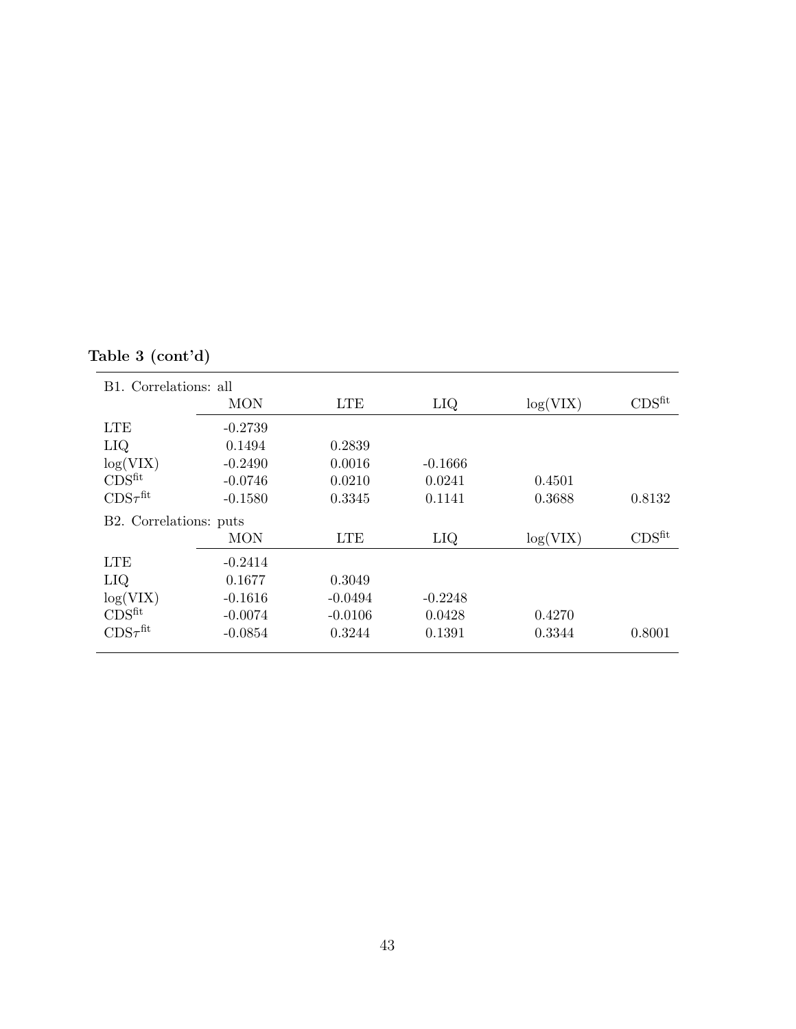**Table 3 (cont'd)**

| B1. Correlations: all | | | | | |
|---|---|---|---|---|---|
| | MON | LTE | LIQ | log(VIX) | $\text{CDS}^{\text{fit}}$ |
| LTE | -0.2739 | | | | |
| LIQ | 0.1494 | 0.2839 | | | |
| log(VIX) | -0.2490 | 0.0016 | -0.1666 | | |
| $\text{CDS}^{\text{fit}}$ | -0.0746 | 0.0210 | 0.0241 | 0.4501 | |
| $\text{CDS}\tau^{\text{fit}}$ | -0.1580 | 0.3345 | 0.1141 | 0.3688 | 0.8132 |
| **B2. Correlations: puts** | | | | | |
| | MON | LTE | LIQ | log(VIX) | $\text{CDS}^{\text{fit}}$ |
| LTE | -0.2414 | | | | |
| LIQ | 0.1677 | 0.3049 | | | |
| log(VIX) | -0.1616 | -0.0494 | -0.2248 | | |
| $\text{CDS}^{\text{fit}}$ | -0.0074 | -0.0106 | 0.0428 | 0.4270 | |
| $\text{CDS}\tau^{\text{fit}}$ | -0.0854 | 0.3244 | 0.1391 | 0.3344 | 0.8001 |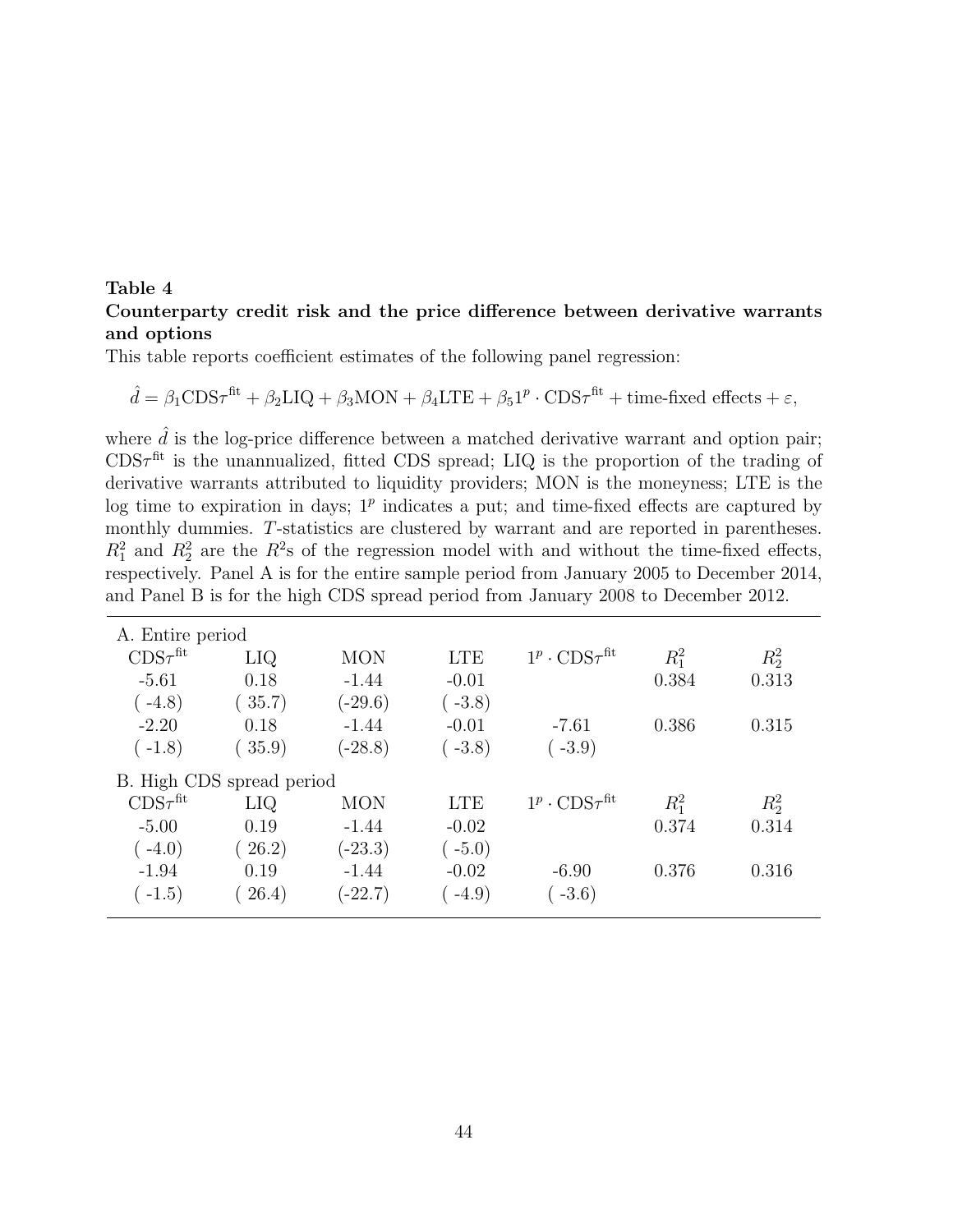**Table 4**

**Counterparty credit risk and the price difference between derivative warrants and options**

This table reports coefficient estimates of the following panel regression:

$$\hat{d} = \beta_1 \text{CDS}\tau^{\text{fit}} + \beta_2 \text{LIQ} + \beta_3 \text{MON} + \beta_4 \text{LTE} + \beta_5 1^p \cdot \text{CDS}\tau^{\text{fit}} + \text{time-fixed effects} + \varepsilon,$$

where $\hat{d}$ is the log-price difference between a matched derivative warrant and option pair; $\text{CDS}\tau^{\text{fit}}$ is the unannualized, fitted CDS spread; LIQ is the proportion of the trading of derivative warrants attributed to liquidity providers; MON is the moneyness; LTE is the log time to expiration in days; $1^p$ indicates a put; and time-fixed effects are captured by monthly dummies. $T$-statistics are clustered by warrant and are reported in parentheses. $R_1^2$ and $R_2^2$ are the $R^2$s of the regression model with and without the time-fixed effects, respectively. Panel A is for the entire sample period from January 2005 to December 2014, and Panel B is for the high CDS spread period from January 2008 to December 2012.

| A. Entire period | | | | | | |
|---|---|---|---|---|---|---|
| $\text{CDS}\tau^{\text{fit}}$ | LIQ | MON | LTE | $1^p \cdot \text{CDS}\tau^{\text{fit}}$ | $R_1^2$ | $R_2^2$ |
| -5.61 | 0.18 | -1.44 | -0.01 | | 0.384 | 0.313 |
| ( -4.8) | ( 35.7) | (-29.6) | ( -3.8) | | | |
| -2.20 | 0.18 | -1.44 | -0.01 | -7.61 | 0.386 | 0.315 |
| ( -1.8) | ( 35.9) | (-28.8) | ( -3.8) | ( -3.9) | | |
| **B. High CDS spread period** | | | | | | |
| $\text{CDS}\tau^{\text{fit}}$ | LIQ | MON | LTE | $1^p \cdot \text{CDS}\tau^{\text{fit}}$ | $R_1^2$ | $R_2^2$ |
| -5.00 | 0.19 | -1.44 | -0.02 | | 0.374 | 0.314 |
| ( -4.0) | ( 26.2) | (-23.3) | ( -5.0) | | | |
| -1.94 | 0.19 | -1.44 | -0.02 | -6.90 | 0.376 | 0.316 |
| ( -1.5) | ( 26.4) | (-22.7) | ( -4.9) | ( -3.6) | | |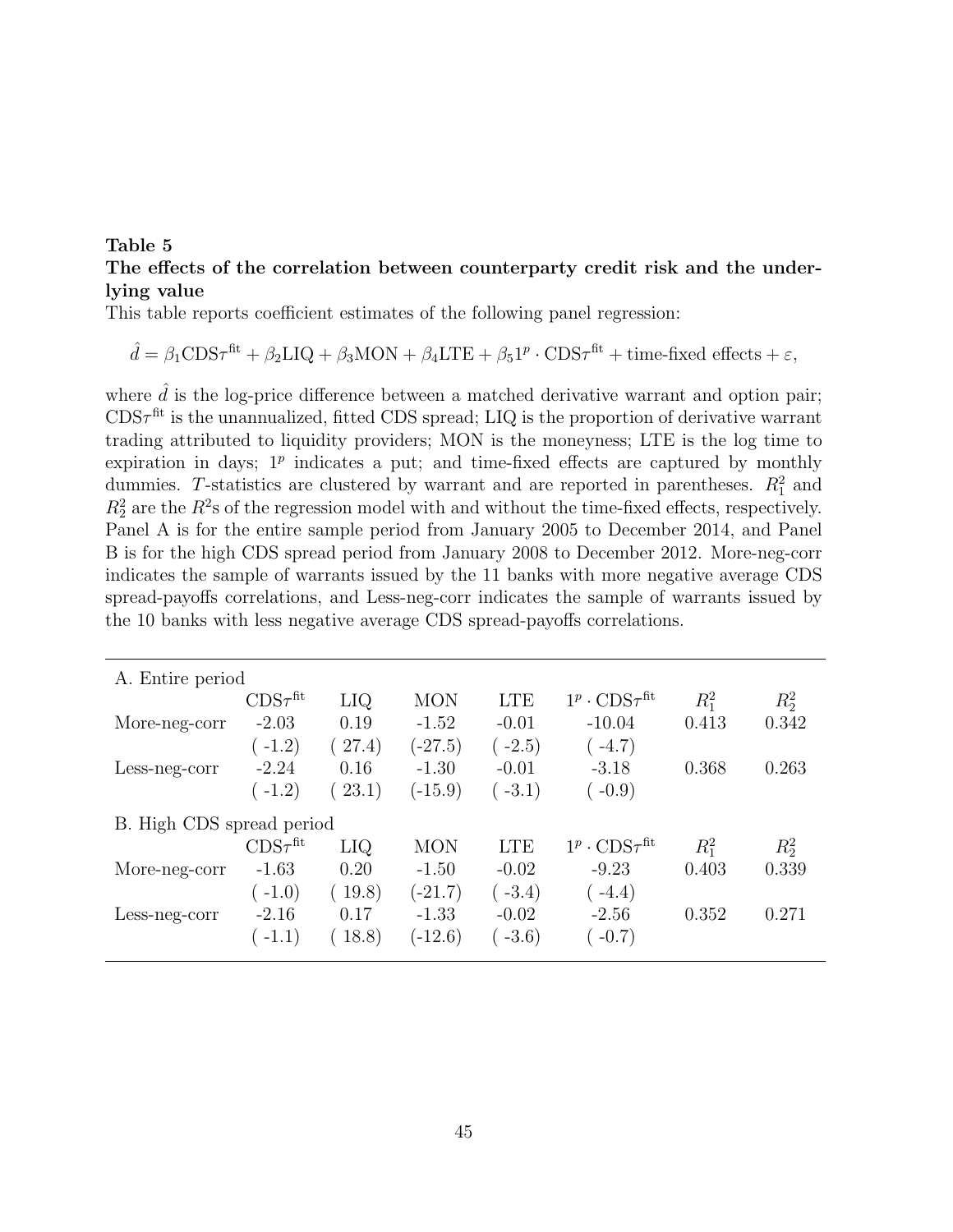**Table 5**

**The effects of the correlation between counterparty credit risk and the underlying value**

This table reports coefficient estimates of the following panel regression:

$$\hat{d} = \beta_1 \text{CDS}\tau^{\text{fit}} + \beta_2 \text{LIQ} + \beta_3 \text{MON} + \beta_4 \text{LTE} + \beta_5 1^p \cdot \text{CDS}\tau^{\text{fit}} + \text{time-fixed effects} + \varepsilon,$$

where $\hat{d}$ is the log-price difference between a matched derivative warrant and option pair; $\text{CDS}\tau^{\text{fit}}$ is the unannualized, fitted CDS spread; LIQ is the proportion of derivative warrant trading attributed to liquidity providers; MON is the moneyness; LTE is the log time to expiration in days; $1^p$ indicates a put; and time-fixed effects are captured by monthly dummies. $T$-statistics are clustered by warrant and are reported in parentheses. $R_1^2$ and $R_2^2$ are the $R^2$s of the regression model with and without the time-fixed effects, respectively. Panel A is for the entire sample period from January 2005 to December 2014, and Panel B is for the high CDS spread period from January 2008 to December 2012. More-neg-corr indicates the sample of warrants issued by the 11 banks with more negative average CDS spread-payoffs correlations, and Less-neg-corr indicates the sample of warrants issued by the 10 banks with less negative average CDS spread-payoffs correlations.

| A. Entire period | | | | | | | |
|---|---|---|---|---|---|---|---|
| | $\text{CDS}\tau^{\text{fit}}$ | LIQ | MON | LTE | $1^p \cdot \text{CDS}\tau^{\text{fit}}$ | $R_1^2$ | $R_2^2$ |
| More-neg-corr | -2.03 | 0.19 | -1.52 | -0.01 | -10.04 | 0.413 | 0.342 |
| | (-1.2) | (27.4) | (-27.5) | (-2.5) | (-4.7) | | |
| Less-neg-corr | -2.24 | 0.16 | -1.30 | -0.01 | -3.18 | 0.368 | 0.263 |
| | (-1.2) | (23.1) | (-15.9) | (-3.1) | (-0.9) | | |
| **B. High CDS spread period** | | | | | | | |
| | $\text{CDS}\tau^{\text{fit}}$ | LIQ | MON | LTE | $1^p \cdot \text{CDS}\tau^{\text{fit}}$ | $R_1^2$ | $R_2^2$ |
| More-neg-corr | -1.63 | 0.20 | -1.50 | -0.02 | -9.23 | 0.403 | 0.339 |
| | (-1.0) | (19.8) | (-21.7) | (-3.4) | (-4.4) | | |
| Less-neg-corr | -2.16 | 0.17 | -1.33 | -0.02 | -2.56 | 0.352 | 0.271 |
| | (-1.1) | (18.8) | (-12.6) | (-3.6) | (-0.7) | | |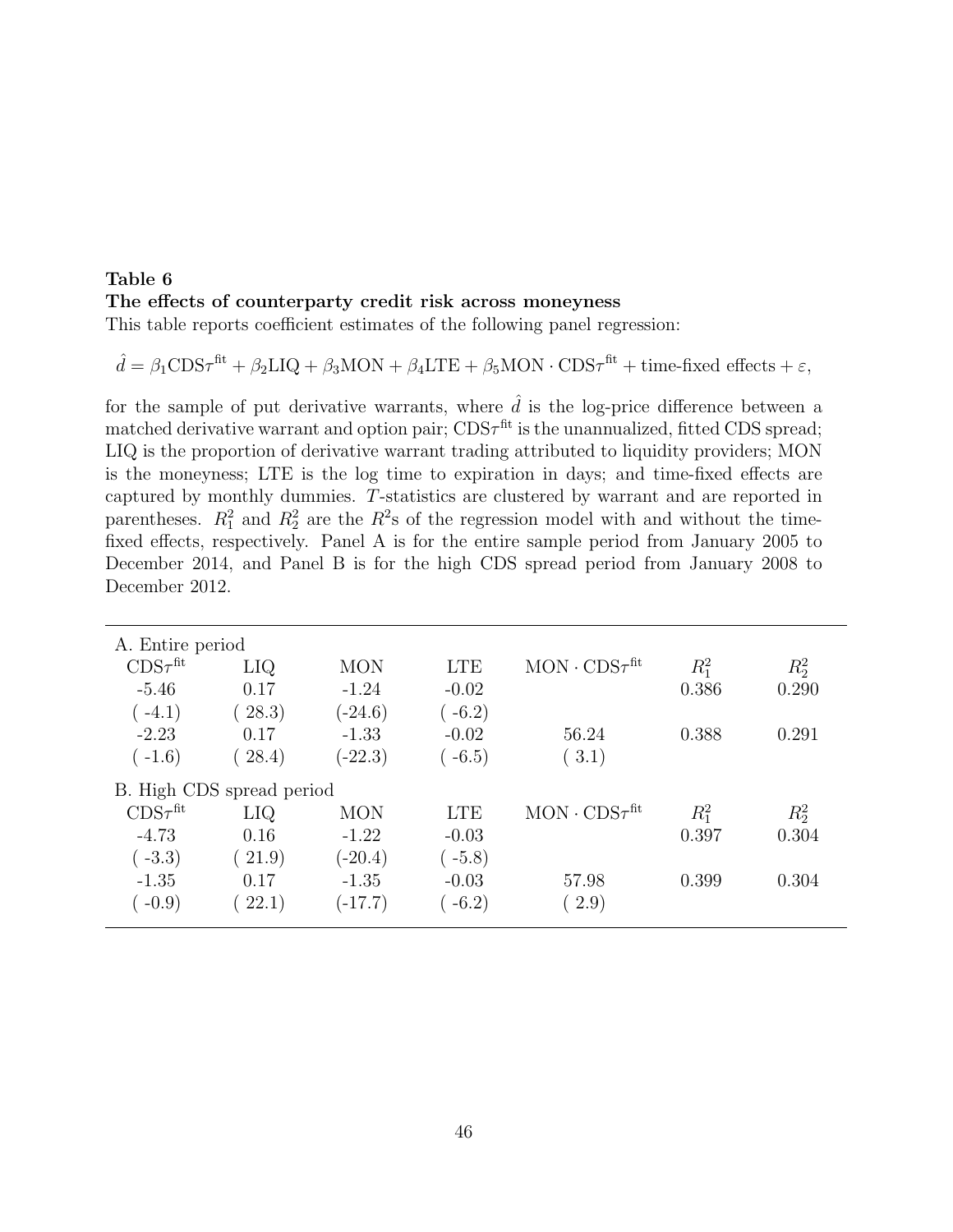**Table 6**

**The effects of counterparty credit risk across moneyness**

This table reports coefficient estimates of the following panel regression:

$$\hat{d} = \beta_1 \text{CDS}\tau^{\text{fit}} + \beta_2 \text{LIQ} + \beta_3 \text{MON} + \beta_4 \text{LTE} + \beta_5 \text{MON} \cdot \text{CDS}\tau^{\text{fit}} + \text{time-fixed effects} + \varepsilon,$$

for the sample of put derivative warrants, where $\hat{d}$ is the log-price difference between a matched derivative warrant and option pair; $\text{CDS}\tau^{\text{fit}}$ is the unannualized, fitted CDS spread; LIQ is the proportion of derivative warrant trading attributed to liquidity providers; MON is the moneyness; LTE is the log time to expiration in days; and time-fixed effects are captured by monthly dummies. *T*-statistics are clustered by warrant and are reported in parentheses. $R_1^2$ and $R_2^2$ are the $R^2$s of the regression model with and without the time-fixed effects, respectively. Panel A is for the entire sample period from January 2005 to December 2014, and Panel B is for the high CDS spread period from January 2008 to December 2012.

| $\text{CDS}\tau^{\text{fit}}$ | LIQ | MON | LTE | $\text{MON} \cdot \text{CDS}\tau^{\text{fit}}$ | $R_1^2$ | $R_2^2$ |
|---|---|---|---|---|---|---|
| A. Entire period | | | | | | |
| -5.46 | 0.17 | -1.24 | -0.02 | | 0.386 | 0.290 |
| ( -4.1) | ( 28.3) | (-24.6) | ( -6.2) | | | |
| -2.23 | 0.17 | -1.33 | -0.02 | 56.24 | 0.388 | 0.291 |
| ( -1.6) | ( 28.4) | (-22.3) | ( -6.5) | ( 3.1) | | |
| B. High CDS spread period | | | | | | |
| -4.73 | 0.16 | -1.22 | -0.03 | | 0.397 | 0.304 |
| ( -3.3) | ( 21.9) | (-20.4) | ( -5.8) | | | |
| -1.35 | 0.17 | -1.35 | -0.03 | 57.98 | 0.399 | 0.304 |
| ( -0.9) | ( 22.1) | (-17.7) | ( -6.2) | ( 2.9) | | |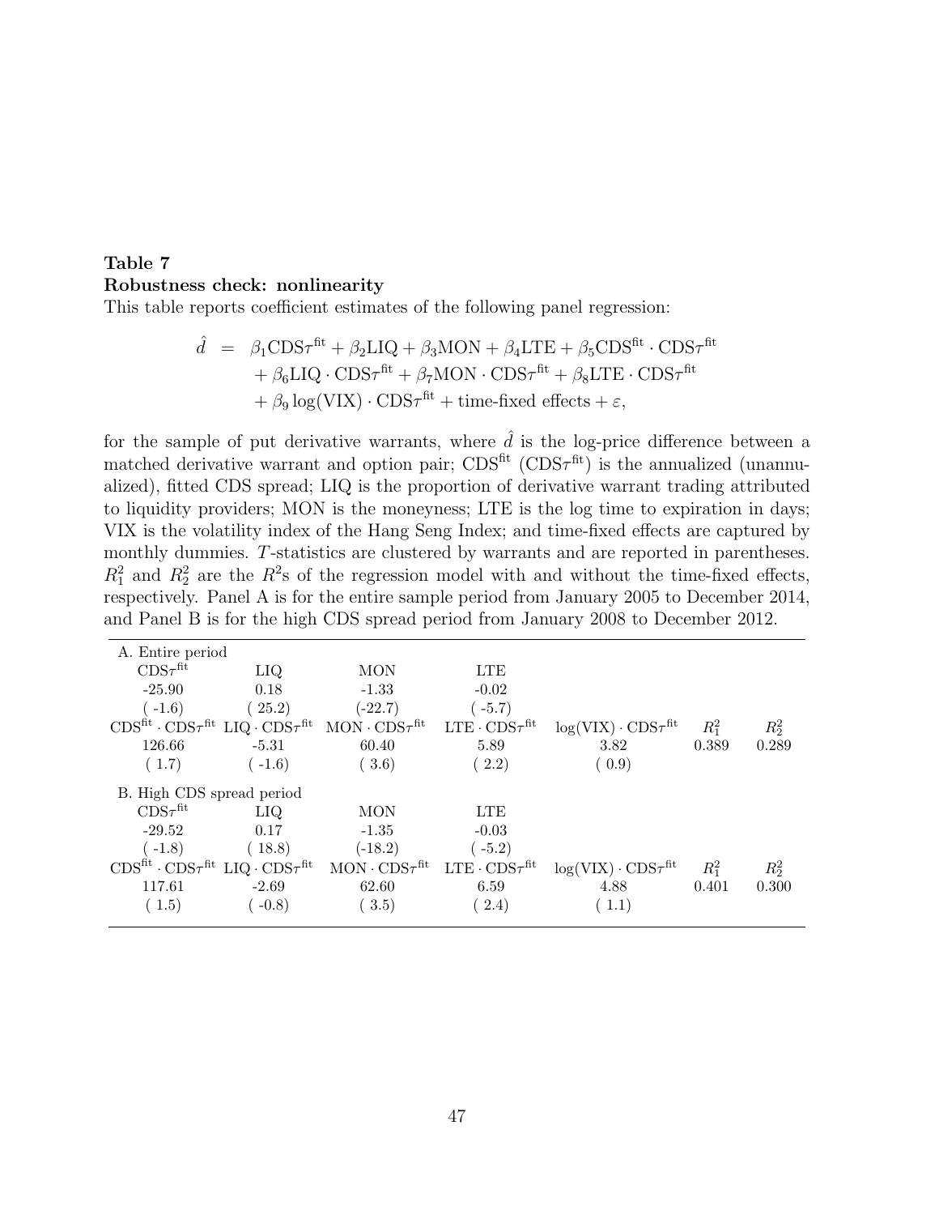**Table 7**
**Robustness check: nonlinearity**

This table reports coefficient estimates of the following panel regression:

$$
\begin{aligned}
\hat{d} \;=\; & \beta_1 \text{CDS}\tau^{\text{fit}} + \beta_2 \text{LIQ} + \beta_3 \text{MON} + \beta_4 \text{LTE} + \beta_5 \text{CDS}^{\text{fit}} \cdot \text{CDS}\tau^{\text{fit}} \\
& + \beta_6 \text{LIQ} \cdot \text{CDS}\tau^{\text{fit}} + \beta_7 \text{MON} \cdot \text{CDS}\tau^{\text{fit}} + \beta_8 \text{LTE} \cdot \text{CDS}\tau^{\text{fit}} \\
& + \beta_9 \log(\text{VIX}) \cdot \text{CDS}\tau^{\text{fit}} + \text{time-fixed effects} + \varepsilon,
\end{aligned}
$$

for the sample of put derivative warrants, where $\hat{d}$ is the log-price difference between a matched derivative warrant and option pair; $\text{CDS}^{\text{fit}}$ ($\text{CDS}\tau^{\text{fit}}$) is the annualized (unannualized), fitted CDS spread; LIQ is the proportion of derivative warrant trading attributed to liquidity providers; MON is the moneyness; LTE is the log time to expiration in days; VIX is the volatility index of the Hang Seng Index; and time-fixed effects are captured by monthly dummies. $T$-statistics are clustered by warrants and are reported in parentheses. $R_1^2$ and $R_2^2$ are the $R^2$s of the regression model with and without the time-fixed effects, respectively. Panel A is for the entire sample period from January 2005 to December 2014, and Panel B is for the high CDS spread period from January 2008 to December 2012.

| A. Entire period | | | | | | |
|---|---|---|---|---|---|---|
| $\text{CDS}\tau^{\text{fit}}$ | LIQ | MON | LTE | | | |
| -25.90 | 0.18 | -1.33 | -0.02 | | | |
| ( -1.6) | ( 25.2) | (-22.7) | ( -5.7) | | | |
| $\text{CDS}^{\text{fit}} \cdot \text{CDS}\tau^{\text{fit}}$ | $\text{LIQ} \cdot \text{CDS}\tau^{\text{fit}}$ | $\text{MON} \cdot \text{CDS}\tau^{\text{fit}}$ | $\text{LTE} \cdot \text{CDS}\tau^{\text{fit}}$ | $\log(\text{VIX}) \cdot \text{CDS}\tau^{\text{fit}}$ | $R_1^2$ | $R_2^2$ |
| 126.66 | -5.31 | 60.40 | 5.89 | 3.82 | 0.389 | 0.289 |
| ( 1.7) | ( -1.6) | ( 3.6) | ( 2.2) | ( 0.9) | | |
| **B. High CDS spread period** | | | | | | |
| $\text{CDS}\tau^{\text{fit}}$ | LIQ | MON | LTE | | | |
| -29.52 | 0.17 | -1.35 | -0.03 | | | |
| ( -1.8) | ( 18.8) | (-18.2) | ( -5.2) | | | |
| $\text{CDS}^{\text{fit}} \cdot \text{CDS}\tau^{\text{fit}}$ | $\text{LIQ} \cdot \text{CDS}\tau^{\text{fit}}$ | $\text{MON} \cdot \text{CDS}\tau^{\text{fit}}$ | $\text{LTE} \cdot \text{CDS}\tau^{\text{fit}}$ | $\log(\text{VIX}) \cdot \text{CDS}\tau^{\text{fit}}$ | $R_1^2$ | $R_2^2$ |
| 117.61 | -2.69 | 62.60 | 6.59 | 4.88 | 0.401 | 0.300 |
| ( 1.5) | ( -0.8) | ( 3.5) | ( 2.4) | ( 1.1) | | |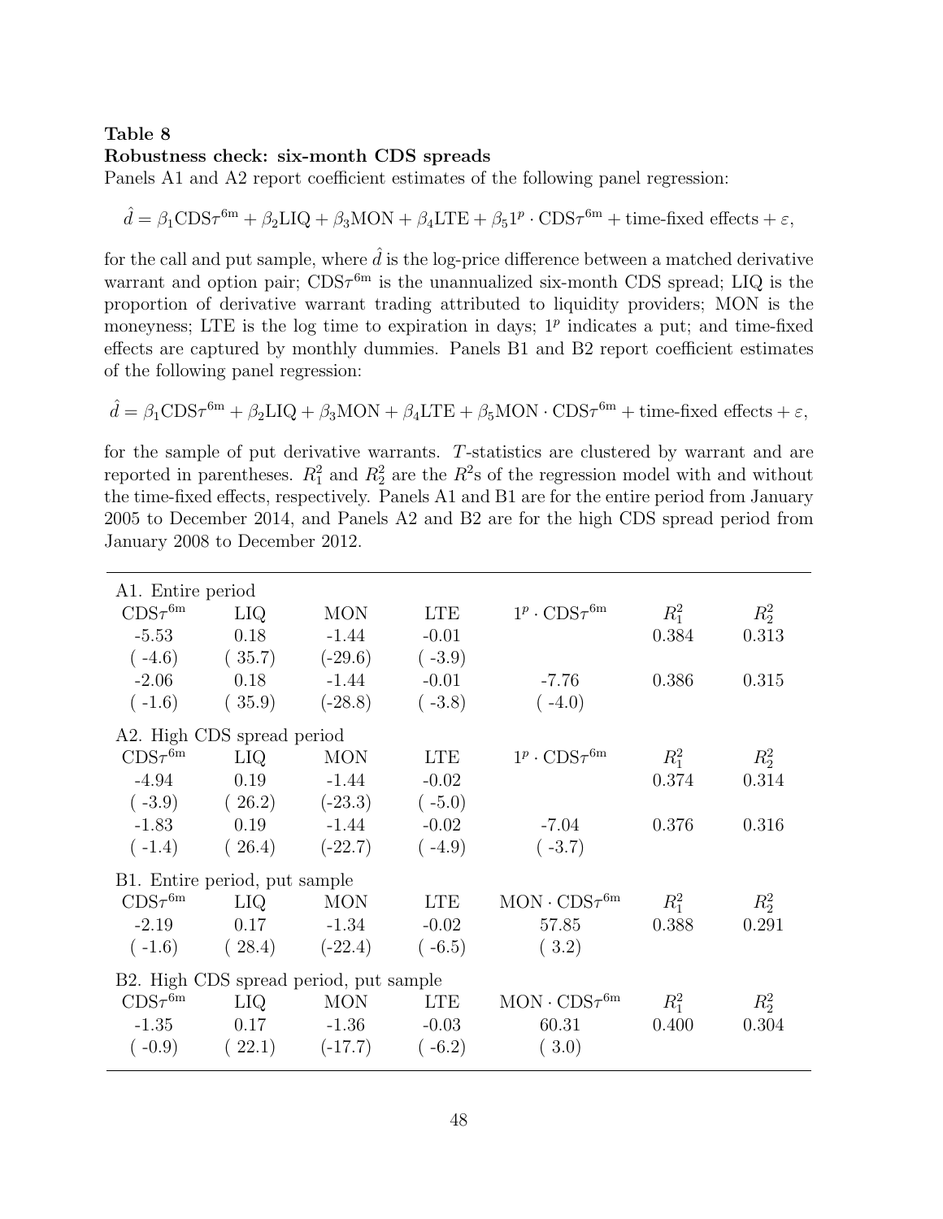**Table 8**
**Robustness check: six-month CDS spreads**

Panels A1 and A2 report coefficient estimates of the following panel regression:

$$\hat{d} = \beta_1 \text{CDS}\tau^{6\text{m}} + \beta_2 \text{LIQ} + \beta_3 \text{MON} + \beta_4 \text{LTE} + \beta_5 1^p \cdot \text{CDS}\tau^{6\text{m}} + \text{time-fixed effects} + \varepsilon,$$

for the call and put sample, where $\hat{d}$ is the log-price difference between a matched derivative warrant and option pair; $\text{CDS}\tau^{6\text{m}}$ is the unannualized six-month CDS spread; LIQ is the proportion of derivative warrant trading attributed to liquidity providers; MON is the moneyness; LTE is the log time to expiration in days; $1^p$ indicates a put; and time-fixed effects are captured by monthly dummies. Panels B1 and B2 report coefficient estimates of the following panel regression:

$$\hat{d} = \beta_1 \text{CDS}\tau^{6\text{m}} + \beta_2 \text{LIQ} + \beta_3 \text{MON} + \beta_4 \text{LTE} + \beta_5 \text{MON} \cdot \text{CDS}\tau^{6\text{m}} + \text{time-fixed effects} + \varepsilon,$$

for the sample of put derivative warrants. $T$-statistics are clustered by warrant and are reported in parentheses. $R_1^2$ and $R_2^2$ are the $R^2$s of the regression model with and without the time-fixed effects, respectively. Panels A1 and B1 are for the entire period from January 2005 to December 2014, and Panels A2 and B2 are for the high CDS spread period from January 2008 to December 2012.

| A1. Entire period | | | | | | |
|---|---|---|---|---|---|---|
| $\text{CDS}\tau^{6\text{m}}$ | LIQ | MON | LTE | $1^p \cdot \text{CDS}\tau^{6\text{m}}$ | $R_1^2$ | $R_2^2$ |
| -5.53 | 0.18 | -1.44 | -0.01 | | 0.384 | 0.313 |
| ( -4.6) | ( 35.7) | (-29.6) | ( -3.9) | | | |
| -2.06 | 0.18 | -1.44 | -0.01 | -7.76 | 0.386 | 0.315 |
| ( -1.6) | ( 35.9) | (-28.8) | ( -3.8) | ( -4.0) | | |
| **A2. High CDS spread period** | | | | | | |
| $\text{CDS}\tau^{6\text{m}}$ | LIQ | MON | LTE | $1^p \cdot \text{CDS}\tau^{6\text{m}}$ | $R_1^2$ | $R_2^2$ |
| -4.94 | 0.19 | -1.44 | -0.02 | | 0.374 | 0.314 |
| ( -3.9) | ( 26.2) | (-23.3) | ( -5.0) | | | |
| -1.83 | 0.19 | -1.44 | -0.02 | -7.04 | 0.376 | 0.316 |
| ( -1.4) | ( 26.4) | (-22.7) | ( -4.9) | ( -3.7) | | |
| **B1. Entire period, put sample** | | | | | | |
| $\text{CDS}\tau^{6\text{m}}$ | LIQ | MON | LTE | $\text{MON} \cdot \text{CDS}\tau^{6\text{m}}$ | $R_1^2$ | $R_2^2$ |
| -2.19 | 0.17 | -1.34 | -0.02 | 57.85 | 0.388 | 0.291 |
| ( -1.6) | ( 28.4) | (-22.4) | ( -6.5) | ( 3.2) | | |
| **B2. High CDS spread period, put sample** | | | | | | |
| $\text{CDS}\tau^{6\text{m}}$ | LIQ | MON | LTE | $\text{MON} \cdot \text{CDS}\tau^{6\text{m}}$ | $R_1^2$ | $R_2^2$ |
| -1.35 | 0.17 | -1.36 | -0.03 | 60.31 | 0.400 | 0.304 |
| ( -0.9) | ( 22.1) | (-17.7) | ( -6.2) | ( 3.0) | | |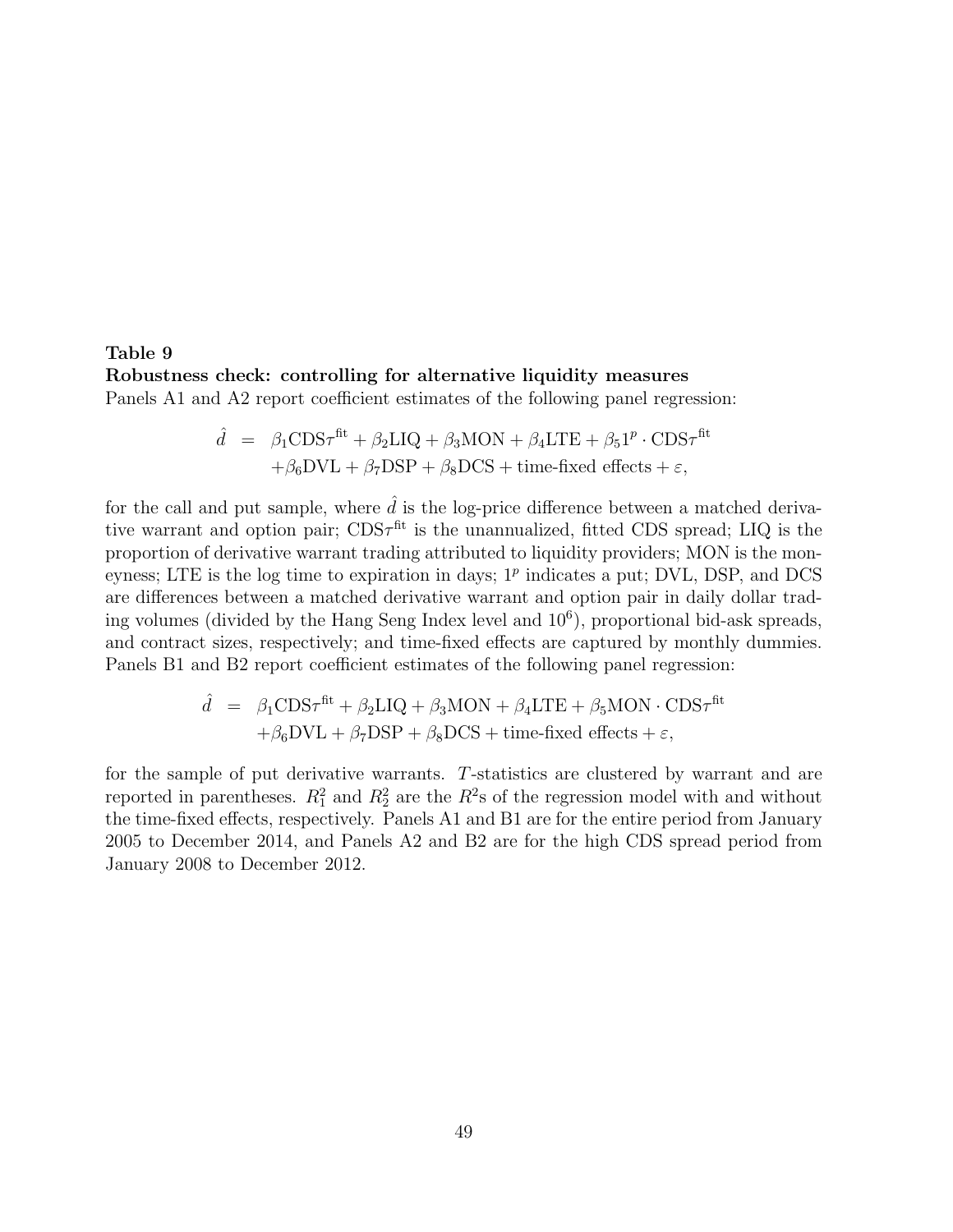**Table 9**

**Robustness check: controlling for alternative liquidity measures**

Panels A1 and A2 report coefficient estimates of the following panel regression:

$$
\begin{aligned}
\hat{d} &= \beta_1 \text{CDS}\tau^{\text{fit}} + \beta_2 \text{LIQ} + \beta_3 \text{MON} + \beta_4 \text{LTE} + \beta_5 1^p \cdot \text{CDS}\tau^{\text{fit}} \\
&\quad + \beta_6 \text{DVL} + \beta_7 \text{DSP} + \beta_8 \text{DCS} + \text{time-fixed effects} + \varepsilon,
\end{aligned}
$$

for the call and put sample, where $\hat{d}$ is the log-price difference between a matched derivative warrant and option pair; $\text{CDS}\tau^{\text{fit}}$ is the unannualized, fitted CDS spread; LIQ is the proportion of derivative warrant trading attributed to liquidity providers; MON is the moneyness; LTE is the log time to expiration in days; $1^p$ indicates a put; DVL, DSP, and DCS are differences between a matched derivative warrant and option pair in daily dollar trading volumes (divided by the Hang Seng Index level and $10^6$), proportional bid-ask spreads, and contract sizes, respectively; and time-fixed effects are captured by monthly dummies. Panels B1 and B2 report coefficient estimates of the following panel regression:

$$
\begin{aligned}
\hat{d} &= \beta_1 \text{CDS}\tau^{\text{fit}} + \beta_2 \text{LIQ} + \beta_3 \text{MON} + \beta_4 \text{LTE} + \beta_5 \text{MON} \cdot \text{CDS}\tau^{\text{fit}} \\
&\quad + \beta_6 \text{DVL} + \beta_7 \text{DSP} + \beta_8 \text{DCS} + \text{time-fixed effects} + \varepsilon,
\end{aligned}
$$

for the sample of put derivative warrants. $T$-statistics are clustered by warrant and are reported in parentheses. $R_1^2$ and $R_2^2$ are the $R^2$s of the regression model with and without the time-fixed effects, respectively. Panels A1 and B1 are for the entire period from January 2005 to December 2014, and Panels A2 and B2 are for the high CDS spread period from January 2008 to December 2012.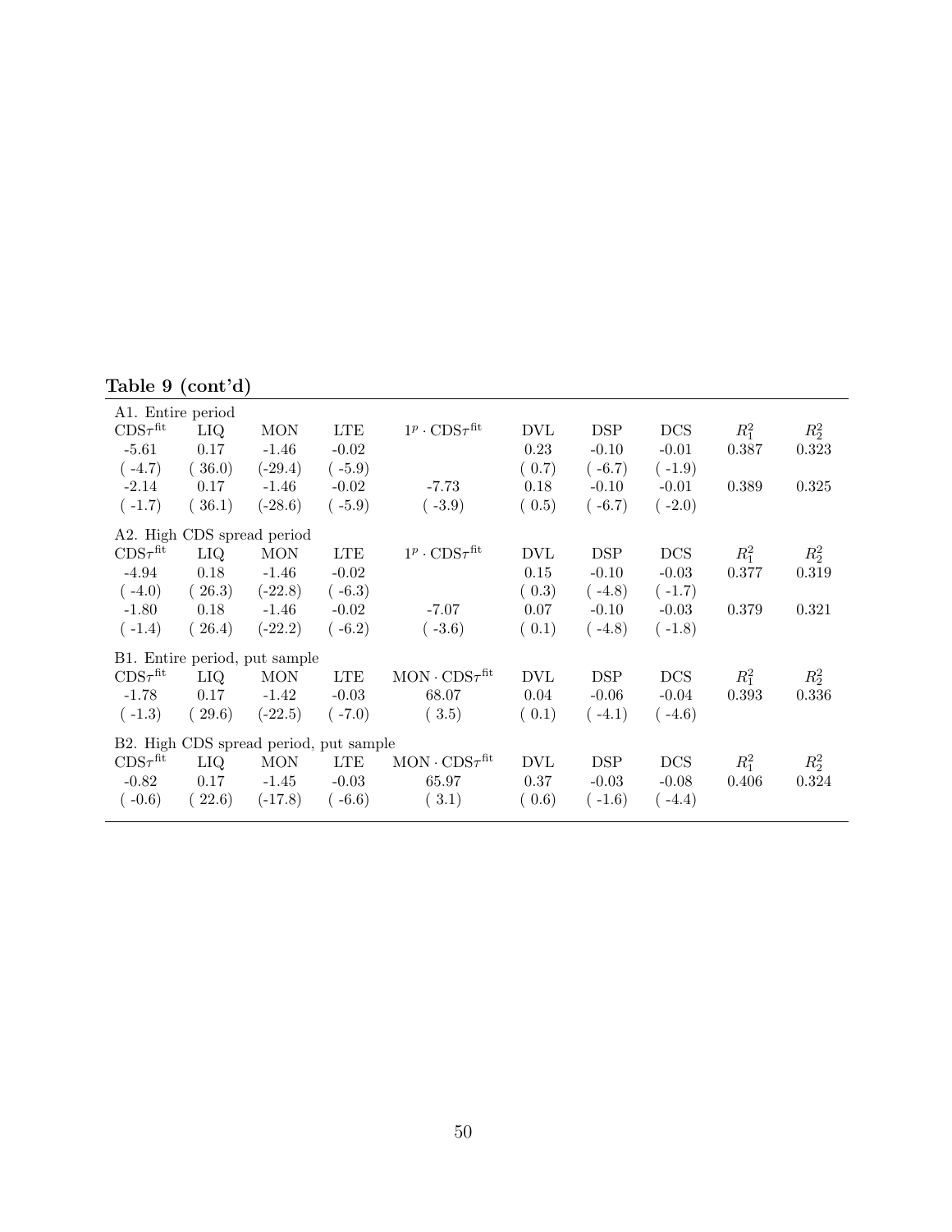**Table 9 (cont'd)**

| A1. Entire period | | | | | | | | | |
|---|---|---|---|---|---|---|---|---|---|
| $\text{CDS}\tau^{\text{fit}}$ | LIQ | MON | LTE | $1^p \cdot \text{CDS}\tau^{\text{fit}}$ | DVL | DSP | DCS | $R_1^2$ | $R_2^2$ |
| -5.61 | 0.17 | -1.46 | -0.02 | | 0.23 | -0.10 | -0.01 | 0.387 | 0.323 |
| ( -4.7) | ( 36.0) | (-29.4) | ( -5.9) | | ( 0.7) | ( -6.7) | ( -1.9) | | |
| -2.14 | 0.17 | -1.46 | -0.02 | -7.73 | 0.18 | -0.10 | -0.01 | 0.389 | 0.325 |
| ( -1.7) | ( 36.1) | (-28.6) | ( -5.9) | ( -3.9) | ( 0.5) | ( -6.7) | ( -2.0) | | |
| **A2. High CDS spread period** | | | | | | | | | |
| $\text{CDS}\tau^{\text{fit}}$ | LIQ | MON | LTE | $1^p \cdot \text{CDS}\tau^{\text{fit}}$ | DVL | DSP | DCS | $R_1^2$ | $R_2^2$ |
| -4.94 | 0.18 | -1.46 | -0.02 | | 0.15 | -0.10 | -0.03 | 0.377 | 0.319 |
| ( -4.0) | ( 26.3) | (-22.8) | ( -6.3) | | ( 0.3) | ( -4.8) | ( -1.7) | | |
| -1.80 | 0.18 | -1.46 | -0.02 | -7.07 | 0.07 | -0.10 | -0.03 | 0.379 | 0.321 |
| ( -1.4) | ( 26.4) | (-22.2) | ( -6.2) | ( -3.6) | ( 0.1) | ( -4.8) | ( -1.8) | | |
| **B1. Entire period, put sample** | | | | | | | | | |
| $\text{CDS}\tau^{\text{fit}}$ | LIQ | MON | LTE | $\text{MON} \cdot \text{CDS}\tau^{\text{fit}}$ | DVL | DSP | DCS | $R_1^2$ | $R_2^2$ |
| -1.78 | 0.17 | -1.42 | -0.03 | 68.07 | 0.04 | -0.06 | -0.04 | 0.393 | 0.336 |
| ( -1.3) | ( 29.6) | (-22.5) | ( -7.0) | ( 3.5) | ( 0.1) | ( -4.1) | ( -4.6) | | |
| **B2. High CDS spread period, put sample** | | | | | | | | | |
| $\text{CDS}\tau^{\text{fit}}$ | LIQ | MON | LTE | $\text{MON} \cdot \text{CDS}\tau^{\text{fit}}$ | DVL | DSP | DCS | $R_1^2$ | $R_2^2$ |
| -0.82 | 0.17 | -1.45 | -0.03 | 65.97 | 0.37 | -0.03 | -0.08 | 0.406 | 0.324 |
| ( -0.6) | ( 22.6) | (-17.8) | ( -6.6) | ( 3.1) | ( 0.6) | ( -1.6) | ( -4.4) | | |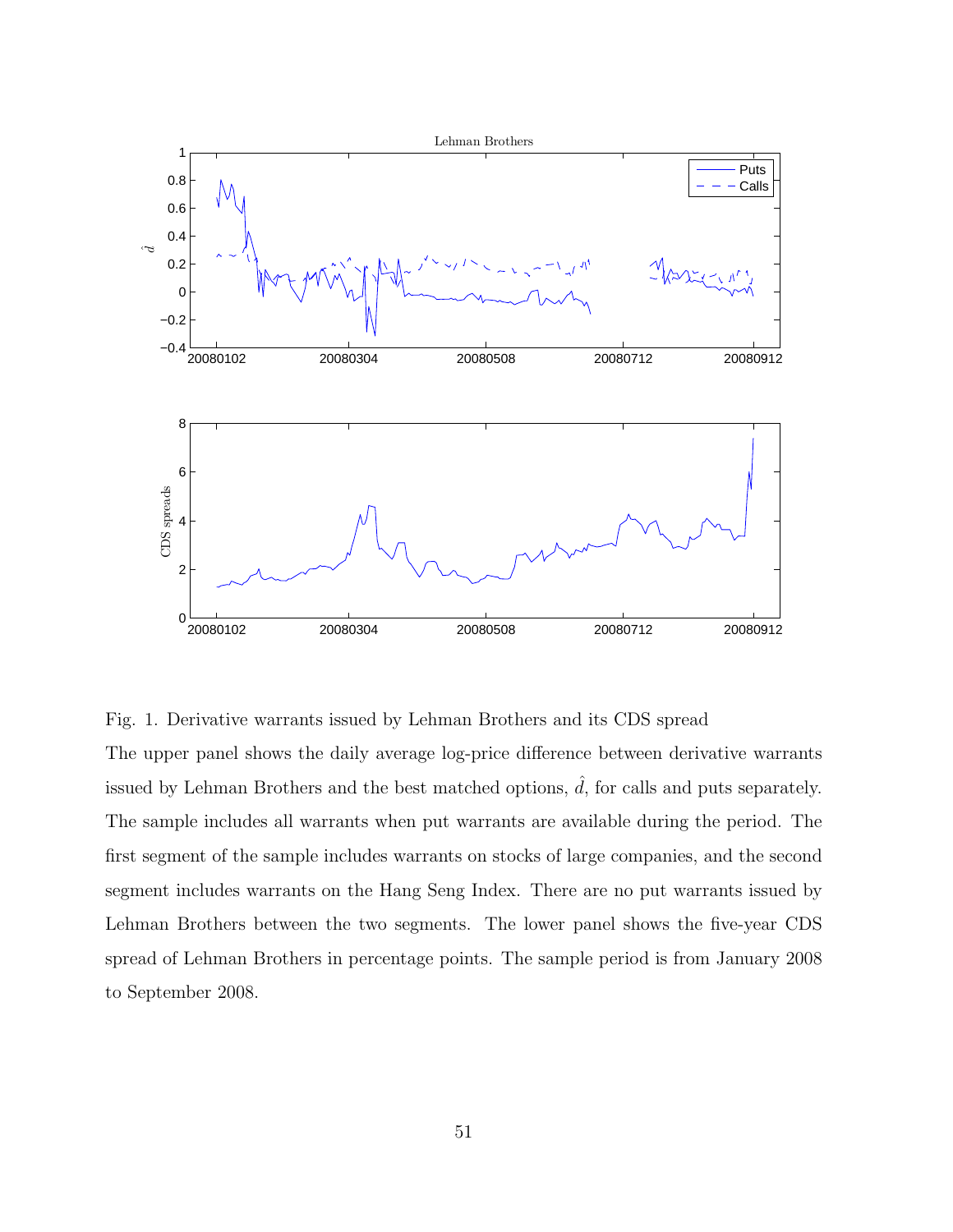Fig. 1. Derivative warrants issued by Lehman Brothers and its CDS spread

The upper panel shows the daily average log-price difference between derivative warrants issued by Lehman Brothers and the best matched options, $\hat{d}$, for calls and puts separately. The sample includes all warrants when put warrants are available during the period. The first segment of the sample includes warrants on stocks of large companies, and the second segment includes warrants on the Hang Seng Index. There are no put warrants issued by Lehman Brothers between the two segments. The lower panel shows the five-year CDS spread of Lehman Brothers in percentage points. The sample period is from January 2008 to September 2008.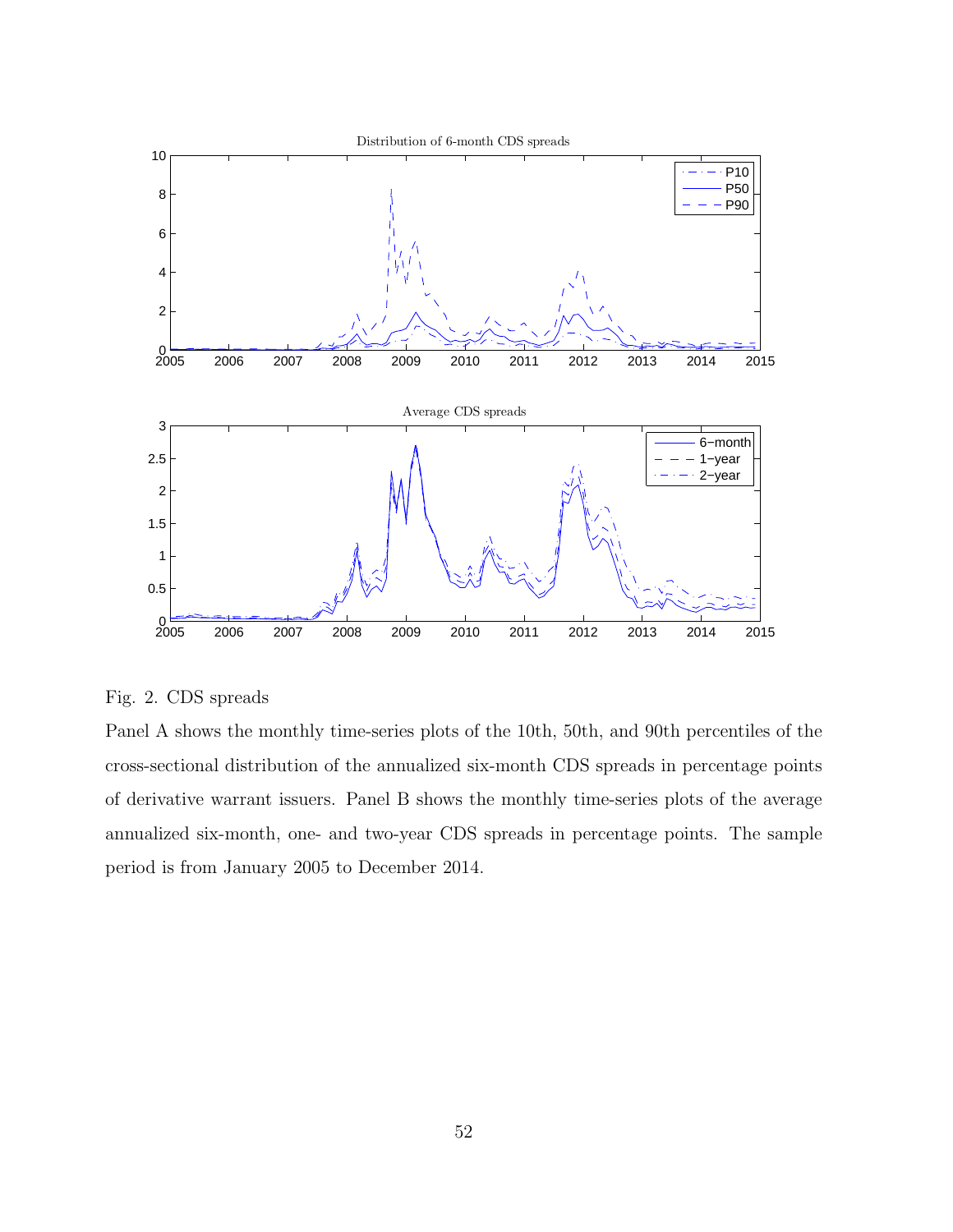Fig. 2. CDS spreads

Panel A shows the monthly time-series plots of the 10th, 50th, and 90th percentiles of the cross-sectional distribution of the annualized six-month CDS spreads in percentage points of derivative warrant issuers. Panel B shows the monthly time-series plots of the average annualized six-month, one- and two-year CDS spreads in percentage points. The sample period is from January 2005 to December 2014.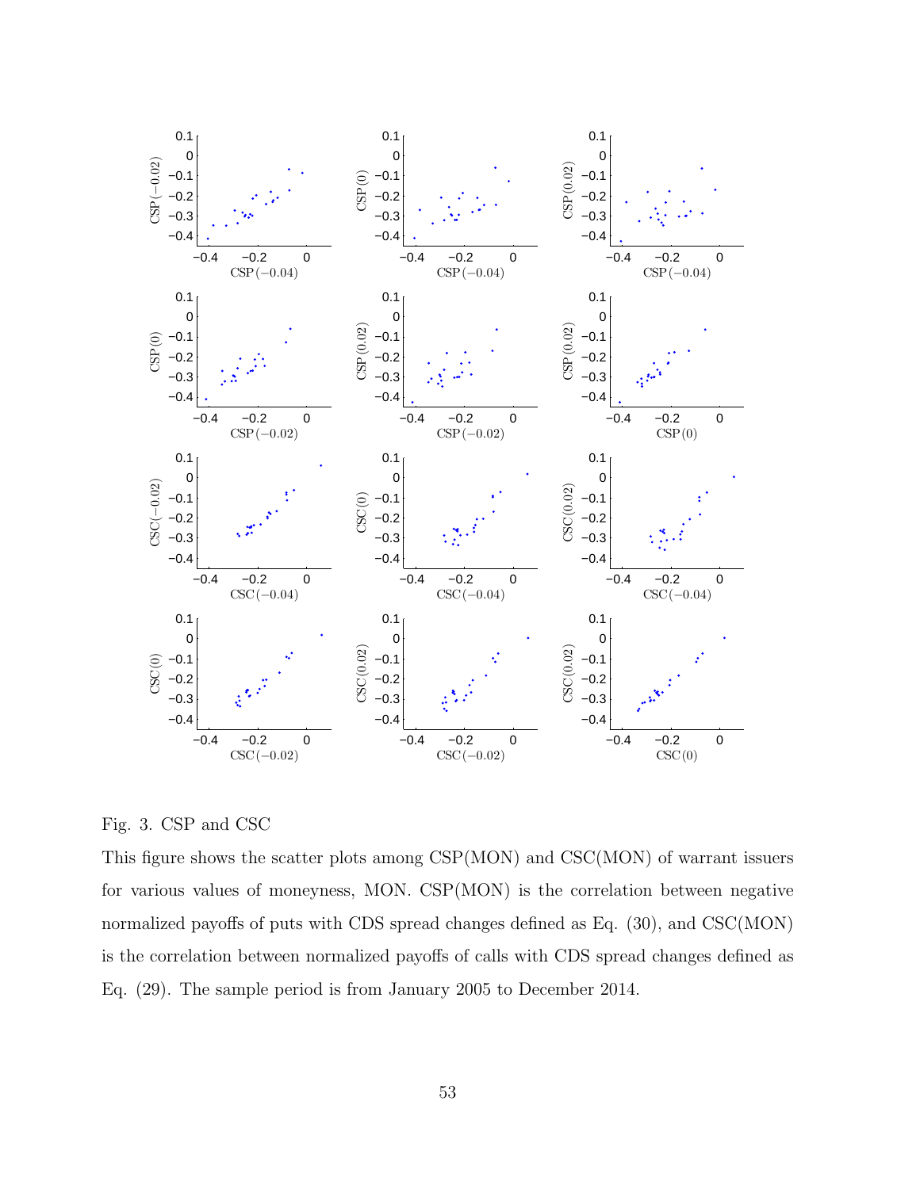Fig. 3. CSP and CSC

This figure shows the scatter plots among CSP(MON) and CSC(MON) of warrant issuers for various values of moneyness, MON. CSP(MON) is the correlation between negative normalized payoffs of puts with CDS spread changes defined as Eq. (30), and CSC(MON) is the correlation between normalized payoffs of calls with CDS spread changes defined as Eq. (29). The sample period is from January 2005 to December 2014.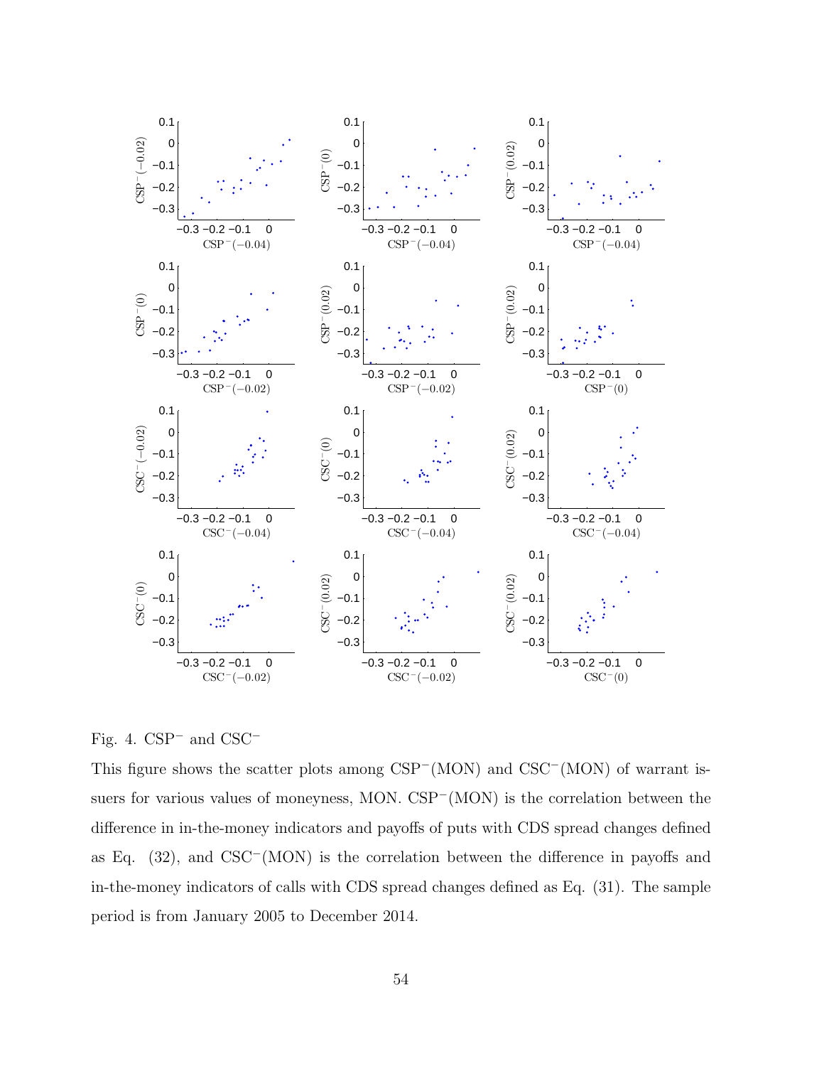Fig. 4. $\text{CSP}^-$ and $\text{CSC}^-$

This figure shows the scatter plots among $\text{CSP}^-(\text{MON})$ and $\text{CSC}^-(\text{MON})$ of warrant issuers for various values of moneyness, MON. $\text{CSP}^-(\text{MON})$ is the correlation between the difference in in-the-money indicators and payoffs of puts with CDS spread changes defined as Eq. (32), and $\text{CSC}^-(\text{MON})$ is the correlation between the difference in payoffs and in-the-money indicators of calls with CDS spread changes defined as Eq. (31). The sample period is from January 2005 to December 2014.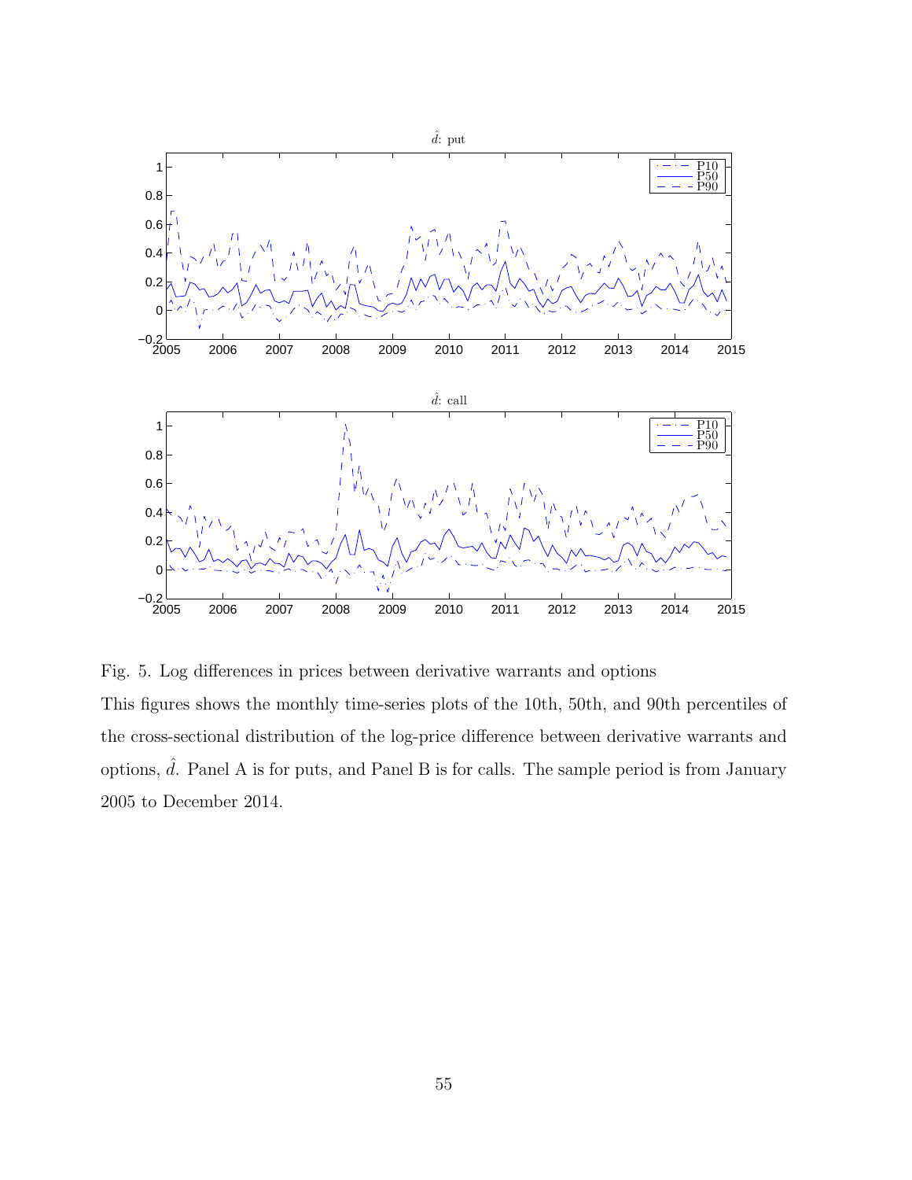Fig. 5. Log differences in prices between derivative warrants and options

This figures shows the monthly time-series plots of the 10th, 50th, and 90th percentiles of the cross-sectional distribution of the log-price difference between derivative warrants and options, $\hat{d}$. Panel A is for puts, and Panel B is for calls. The sample period is from January 2005 to December 2014.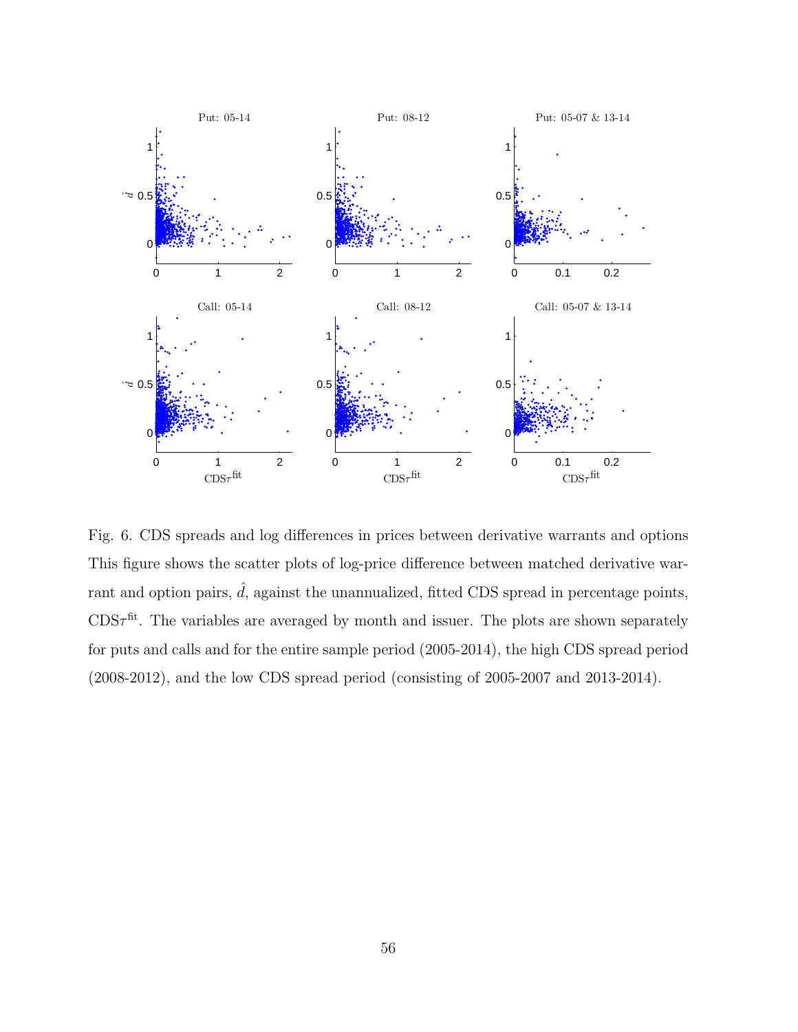Fig. 6. CDS spreads and log differences in prices between derivative warrants and options This figure shows the scatter plots of log-price difference between matched derivative warrant and option pairs, $\hat{d}$, against the unannualized, fitted CDS spread in percentage points, $\text{CDS}\tau^{\text{fit}}$. The variables are averaged by month and issuer. The plots are shown separately for puts and calls and for the entire sample period (2005-2014), the high CDS spread period (2008-2012), and the low CDS spread period (consisting of 2005-2007 and 2013-2014).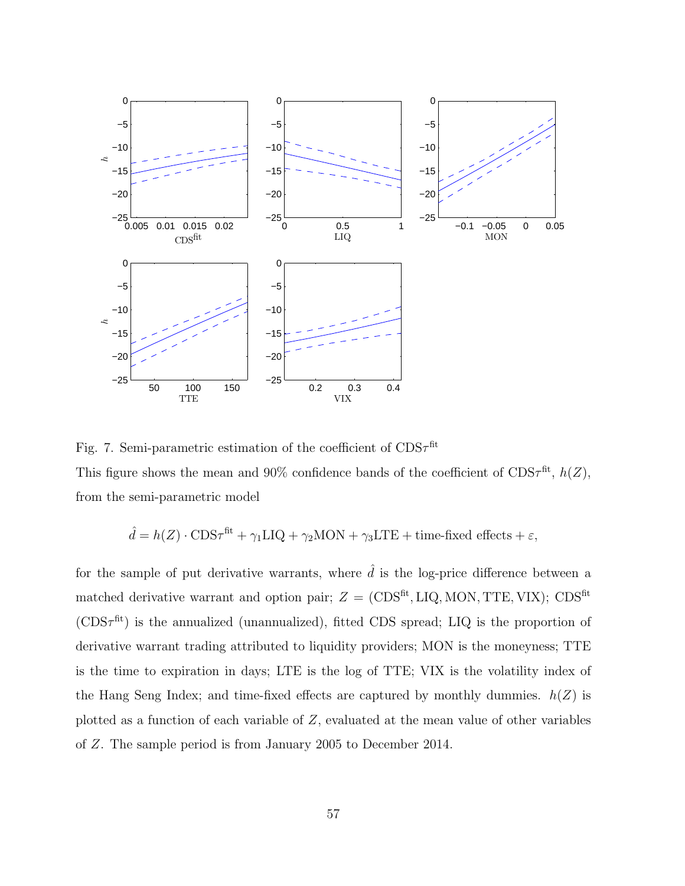0
−5
−10
−15
−20
−25
0.005 0.01 0.015 0.02
$h$
CDS$^{\text{fit}}$

0
−5
−10
−15
−20
−25
0 0.5 1
LIQ

0
−5
−10
−15
−20
−25
−0.1 −0.05 0 0.05
MON

0
−5
−10
−15
−20
−25
50 100 150
$h$
TTE

0
−5
−10
−15
−20
−25
0.2 0.3 0.4
VIX

Fig. 7. Semi-parametric estimation of the coefficient of CDS$\tau^{\text{fit}}$

This figure shows the mean and 90% confidence bands of the coefficient of CDS$\tau^{\text{fit}}$, $h(Z)$, from the semi-parametric model

$$\hat{d} = h(Z) \cdot \text{CDS}\tau^{\text{fit}} + \gamma_1 \text{LIQ} + \gamma_2 \text{MON} + \gamma_3 \text{LTE} + \text{time-fixed effects} + \varepsilon,$$

for the sample of put derivative warrants, where $\hat{d}$ is the log-price difference between a matched derivative warrant and option pair; $Z = (\text{CDS}^{\text{fit}}, \text{LIQ}, \text{MON}, \text{TTE}, \text{VIX})$; CDS$^{\text{fit}}$ (CDS$\tau^{\text{fit}}$) is the annualized (unannualized), fitted CDS spread; LIQ is the proportion of derivative warrant trading attributed to liquidity providers; MON is the moneyness; TTE is the time to expiration in days; LTE is the log of TTE; VIX is the volatility index of the Hang Seng Index; and time-fixed effects are captured by monthly dummies. $h(Z)$ is plotted as a function of each variable of $Z$, evaluated at the mean value of other variables of $Z$. The sample period is from January 2005 to December 2014.